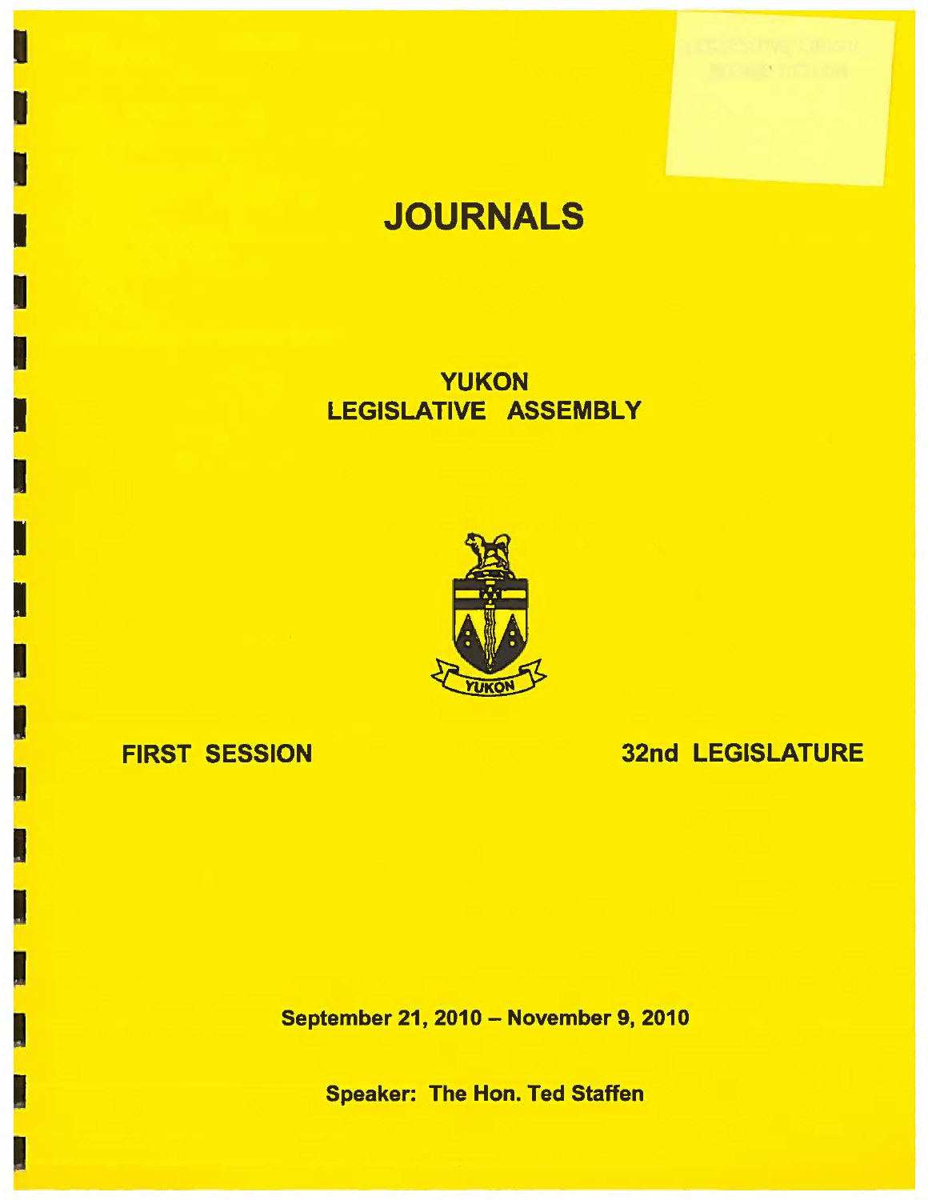# JOURNALS

## YUKON LEGISLATIVE ASSEMBLY

**FIRST SESSION** **32nd LEGISLATURE**

**September 21, 2010 – November 9, 2010**

**Speaker: The Hon. Ted Staffen**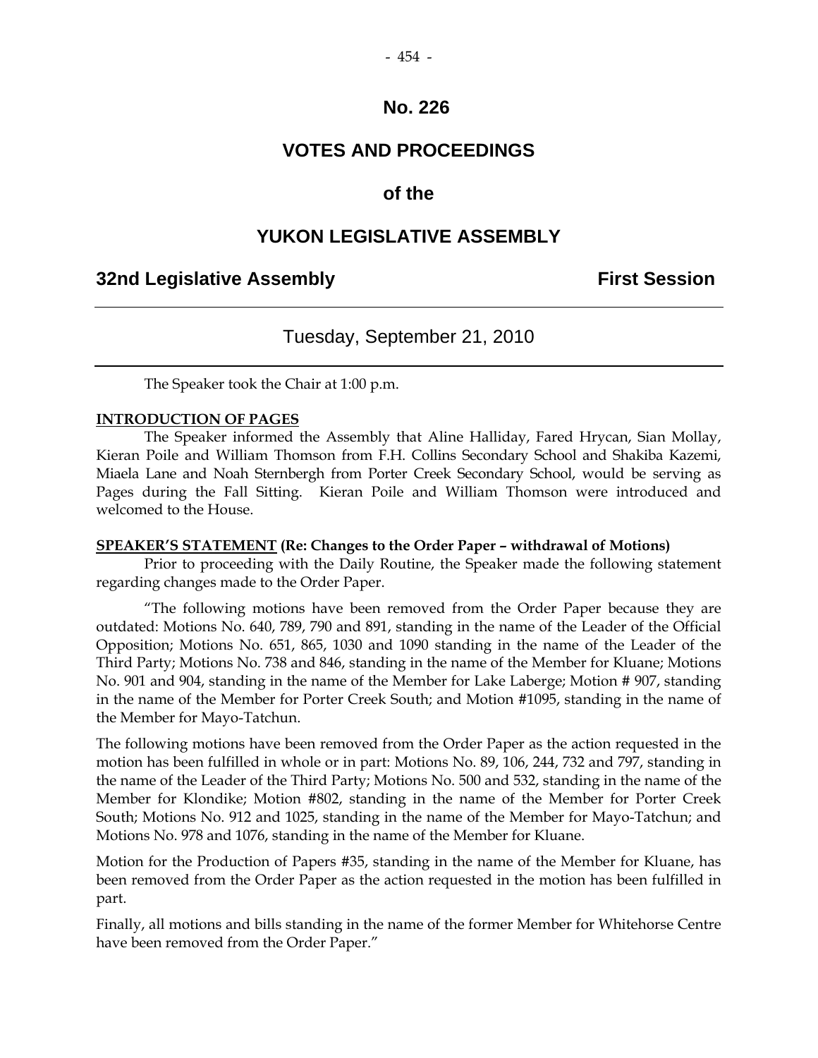# No. 226

# VOTES AND PROCEEDINGS

# of the

# YUKON LEGISLATIVE ASSEMBLY

## 32nd Legislative Assembly First Session

---

Tuesday, September 21, 2010

---

The Speaker took the Chair at 1:00 p.m.

**INTRODUCTION OF PAGES**

The Speaker informed the Assembly that Aline Halliday, Fared Hrycan, Sian Mollay, Kieran Poile and William Thomson from F.H. Collins Secondary School and Shakiba Kazemi, Miaela Lane and Noah Sternbergh from Porter Creek Secondary School, would be serving as Pages during the Fall Sitting. Kieran Poile and William Thomson were introduced and welcomed to the House.

**SPEAKER'S STATEMENT (Re: Changes to the Order Paper – withdrawal of Motions)**

Prior to proceeding with the Daily Routine, the Speaker made the following statement regarding changes made to the Order Paper.

"The following motions have been removed from the Order Paper because they are outdated: Motions No. 640, 789, 790 and 891, standing in the name of the Leader of the Official Opposition; Motions No. 651, 865, 1030 and 1090 standing in the name of the Leader of the Third Party; Motions No. 738 and 846, standing in the name of the Member for Kluane; Motions No. 901 and 904, standing in the name of the Member for Lake Laberge; Motion # 907, standing in the name of the Member for Porter Creek South; and Motion #1095, standing in the name of the Member for Mayo-Tatchun.

The following motions have been removed from the Order Paper as the action requested in the motion has been fulfilled in whole or in part: Motions No. 89, 106, 244, 732 and 797, standing in the name of the Leader of the Third Party; Motions No. 500 and 532, standing in the name of the Member for Klondike; Motion #802, standing in the name of the Member for Porter Creek South; Motions No. 912 and 1025, standing in the name of the Member for Mayo-Tatchun; and Motions No. 978 and 1076, standing in the name of the Member for Kluane.

Motion for the Production of Papers #35, standing in the name of the Member for Kluane, has been removed from the Order Paper as the action requested in the motion has been fulfilled in part.

Finally, all motions and bills standing in the name of the former Member for Whitehorse Centre have been removed from the Order Paper."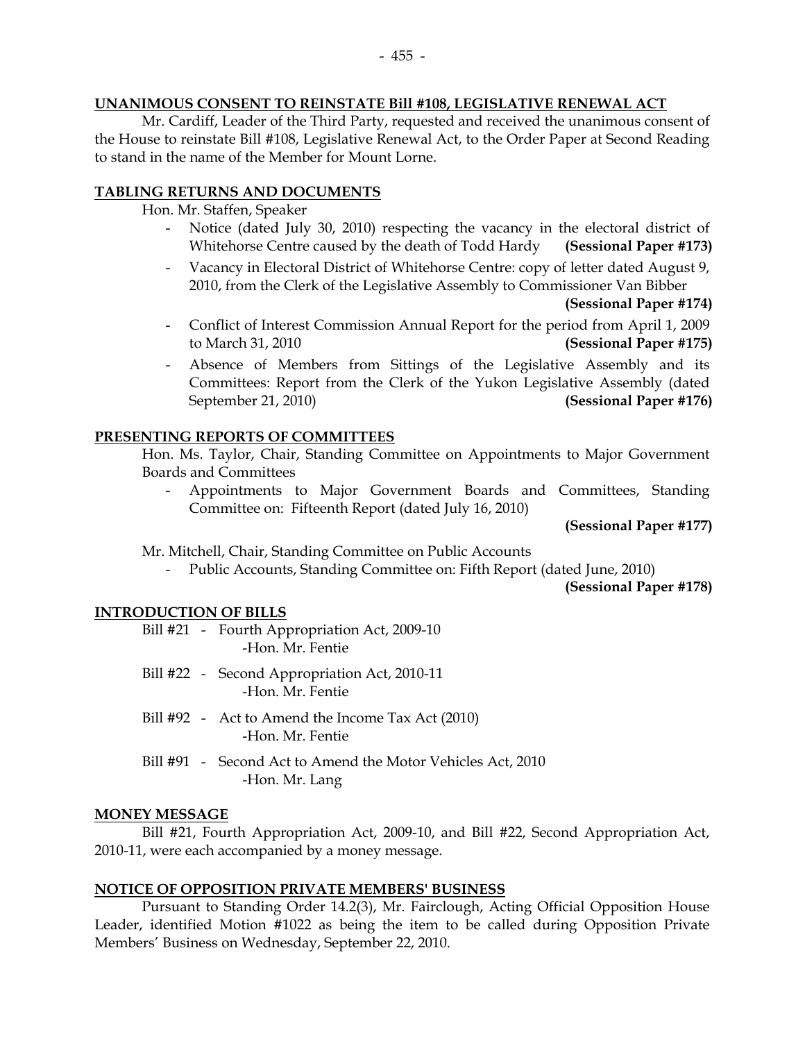## UNANIMOUS CONSENT TO REINSTATE Bill #108, LEGISLATIVE RENEWAL ACT

Mr. Cardiff, Leader of the Third Party, requested and received the unanimous consent of the House to reinstate Bill #108, Legislative Renewal Act, to the Order Paper at Second Reading to stand in the name of the Member for Mount Lorne.

## TABLING RETURNS AND DOCUMENTS

Hon. Mr. Staffen, Speaker

- Notice (dated July 30, 2010) respecting the vacancy in the electoral district of Whitehorse Centre caused by the death of Todd Hardy **(Sessional Paper #173)**
- Vacancy in Electoral District of Whitehorse Centre: copy of letter dated August 9, 2010, from the Clerk of the Legislative Assembly to Commissioner Van Bibber **(Sessional Paper #174)**
- Conflict of Interest Commission Annual Report for the period from April 1, 2009 to March 31, 2010 **(Sessional Paper #175)**
- Absence of Members from Sittings of the Legislative Assembly and its Committees: Report from the Clerk of the Yukon Legislative Assembly (dated September 21, 2010) **(Sessional Paper #176)**

## PRESENTING REPORTS OF COMMITTEES

Hon. Ms. Taylor, Chair, Standing Committee on Appointments to Major Government Boards and Committees

- Appointments to Major Government Boards and Committees, Standing Committee on: Fifteenth Report (dated July 16, 2010) **(Sessional Paper #177)**

Mr. Mitchell, Chair, Standing Committee on Public Accounts

- Public Accounts, Standing Committee on: Fifth Report (dated June, 2010) **(Sessional Paper #178)**

## INTRODUCTION OF BILLS

Bill #21 - Fourth Appropriation Act, 2009-10
-Hon. Mr. Fentie

Bill #22 - Second Appropriation Act, 2010-11
-Hon. Mr. Fentie

Bill #92 - Act to Amend the Income Tax Act (2010)
-Hon. Mr. Fentie

Bill #91 - Second Act to Amend the Motor Vehicles Act, 2010
-Hon. Mr. Lang

## MONEY MESSAGE

Bill #21, Fourth Appropriation Act, 2009-10, and Bill #22, Second Appropriation Act, 2010-11, were each accompanied by a money message.

## NOTICE OF OPPOSITION PRIVATE MEMBERS' BUSINESS

Pursuant to Standing Order 14.2(3), Mr. Fairclough, Acting Official Opposition House Leader, identified Motion #1022 as being the item to be called during Opposition Private Members' Business on Wednesday, September 22, 2010.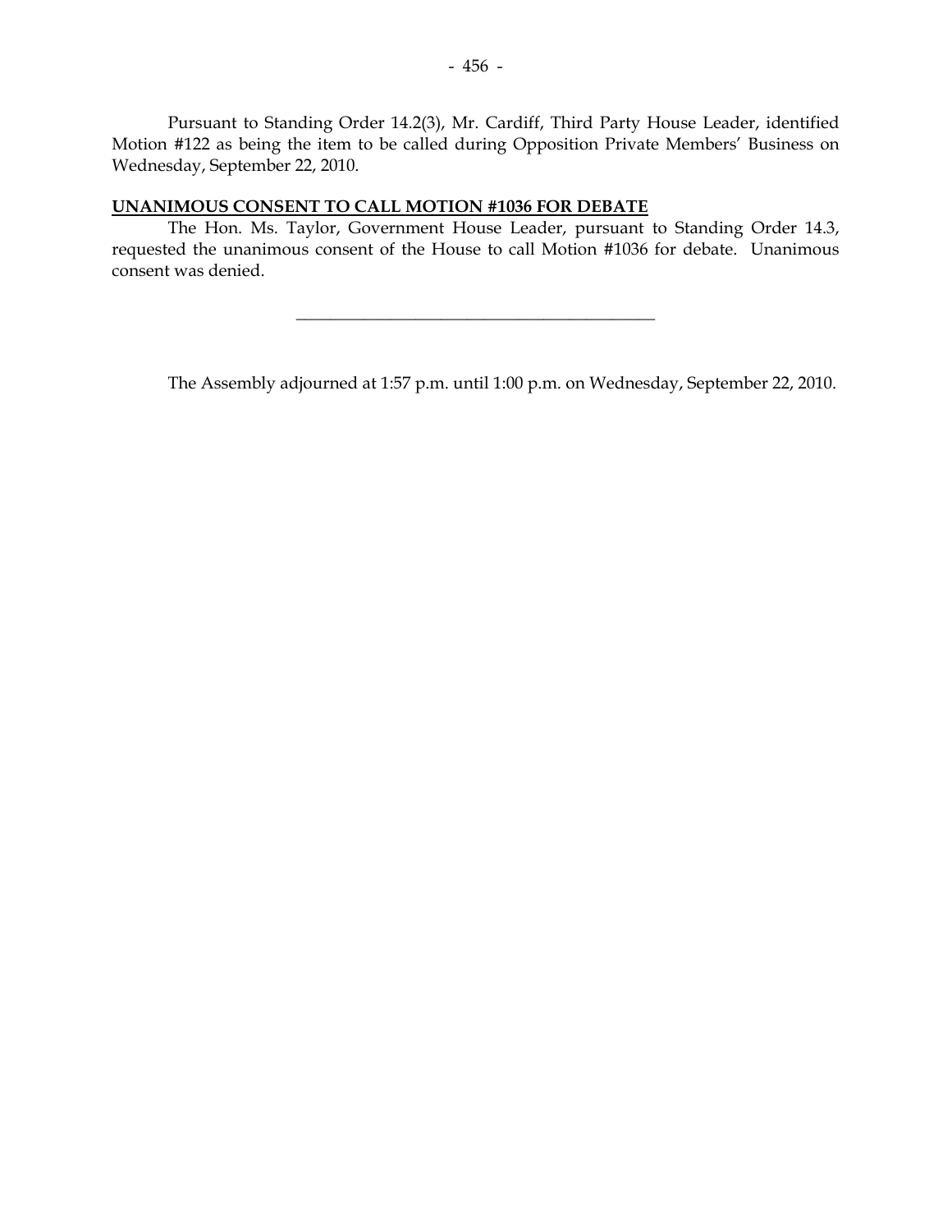Pursuant to Standing Order 14.2(3), Mr. Cardiff, Third Party House Leader, identified Motion #122 as being the item to be called during Opposition Private Members' Business on Wednesday, September 22, 2010.

**UNANIMOUS CONSENT TO CALL MOTION #1036 FOR DEBATE**

The Hon. Ms. Taylor, Government House Leader, pursuant to Standing Order 14.3, requested the unanimous consent of the House to call Motion #1036 for debate. Unanimous consent was denied.

---

The Assembly adjourned at 1:57 p.m. until 1:00 p.m. on Wednesday, September 22, 2010.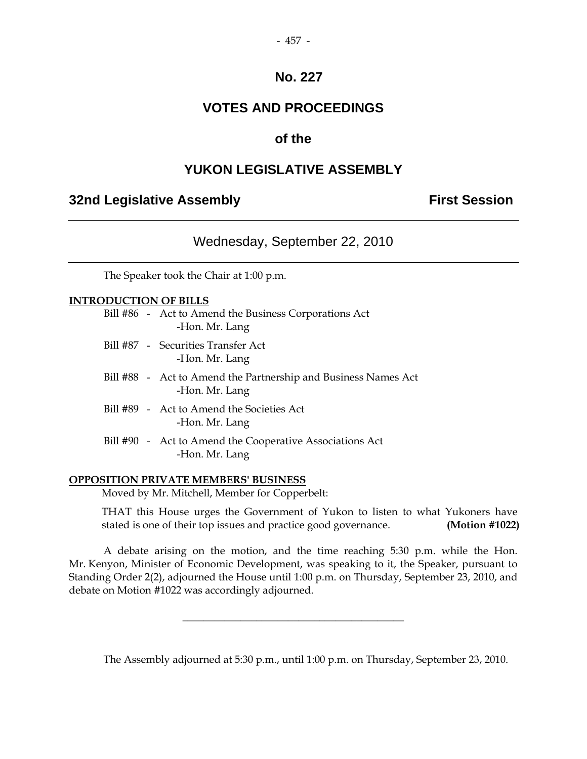# No. 227

# VOTES AND PROCEEDINGS

## of the

# YUKON LEGISLATIVE ASSEMBLY

**32nd Legislative Assembly** **First Session**

---

Wednesday, September 22, 2010

---

The Speaker took the Chair at 1:00 p.m.

**INTRODUCTION OF BILLS**

Bill #86 - Act to Amend the Business Corporations Act
-Hon. Mr. Lang

Bill #87 - Securities Transfer Act
-Hon. Mr. Lang

Bill #88 - Act to Amend the Partnership and Business Names Act
-Hon. Mr. Lang

Bill #89 - Act to Amend the Societies Act
-Hon. Mr. Lang

Bill #90 - Act to Amend the Cooperative Associations Act
-Hon. Mr. Lang

**OPPOSITION PRIVATE MEMBERS' BUSINESS**

Moved by Mr. Mitchell, Member for Copperbelt:

THAT this House urges the Government of Yukon to listen to what Yukoners have stated is one of their top issues and practice good governance. **(Motion #1022)**

A debate arising on the motion, and the time reaching 5:30 p.m. while the Hon. Mr. Kenyon, Minister of Economic Development, was speaking to it, the Speaker, pursuant to Standing Order 2(2), adjourned the House until 1:00 p.m. on Thursday, September 23, 2010, and debate on Motion #1022 was accordingly adjourned.

---

The Assembly adjourned at 5:30 p.m., until 1:00 p.m. on Thursday, September 23, 2010.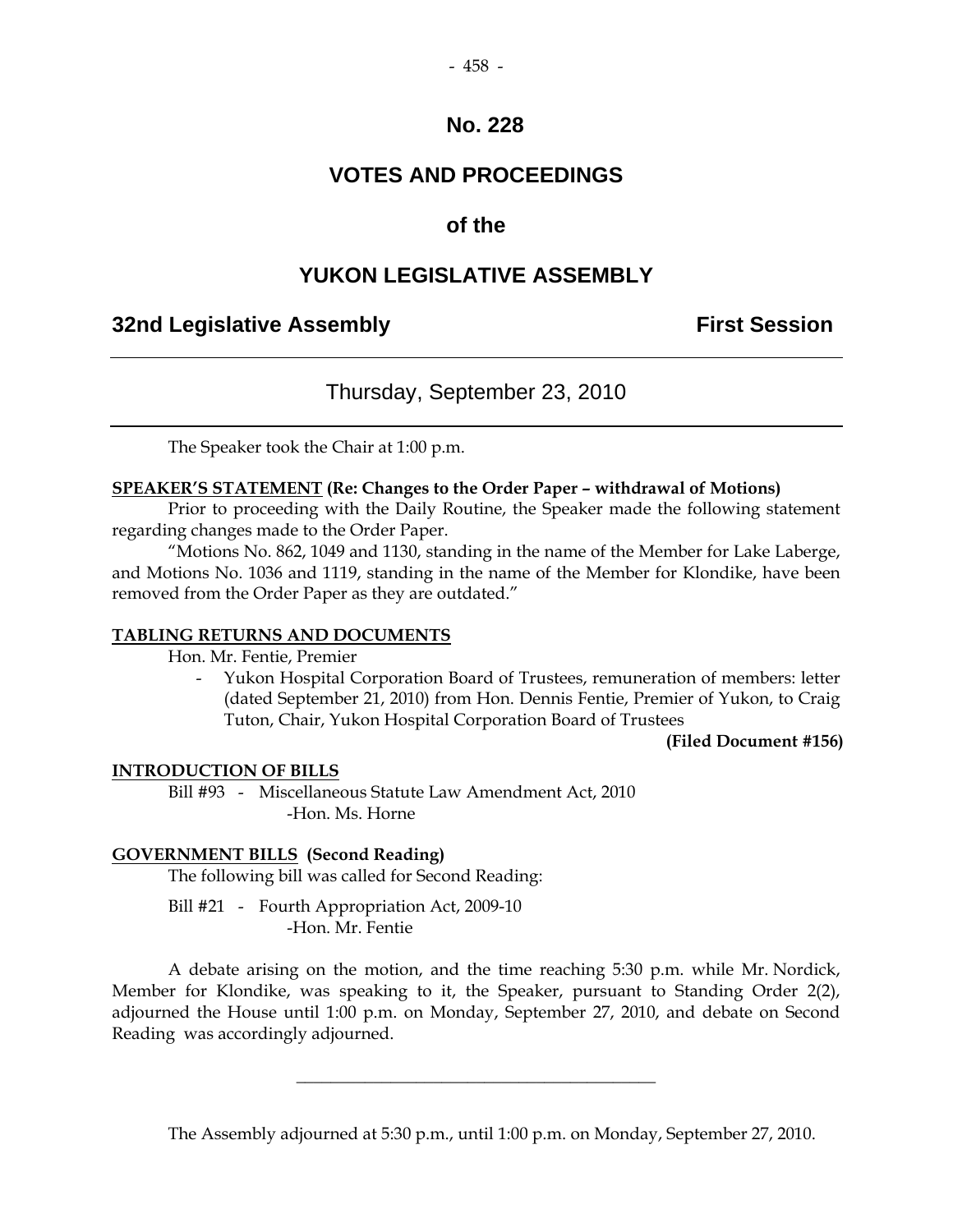# No. 228

# VOTES AND PROCEEDINGS

# of the

# YUKON LEGISLATIVE ASSEMBLY

## 32nd Legislative Assembly First Session

Thursday, September 23, 2010

The Speaker took the Chair at 1:00 p.m.

**SPEAKER'S STATEMENT (Re: Changes to the Order Paper – withdrawal of Motions)**

Prior to proceeding with the Daily Routine, the Speaker made the following statement regarding changes made to the Order Paper.

"Motions No. 862, 1049 and 1130, standing in the name of the Member for Lake Laberge, and Motions No. 1036 and 1119, standing in the name of the Member for Klondike, have been removed from the Order Paper as they are outdated."

**TABLING RETURNS AND DOCUMENTS**

Hon. Mr. Fentie, Premier

- Yukon Hospital Corporation Board of Trustees, remuneration of members: letter (dated September 21, 2010) from Hon. Dennis Fentie, Premier of Yukon, to Craig Tuton, Chair, Yukon Hospital Corporation Board of Trustees

**(Filed Document #156)**

**INTRODUCTION OF BILLS**

Bill #93 - Miscellaneous Statute Law Amendment Act, 2010
-Hon. Ms. Horne

**GOVERNMENT BILLS (Second Reading)**

The following bill was called for Second Reading:

Bill #21 - Fourth Appropriation Act, 2009-10
-Hon. Mr. Fentie

A debate arising on the motion, and the time reaching 5:30 p.m. while Mr. Nordick, Member for Klondike, was speaking to it, the Speaker, pursuant to Standing Order 2(2), adjourned the House until 1:00 p.m. on Monday, September 27, 2010, and debate on Second Reading was accordingly adjourned.

---

The Assembly adjourned at 5:30 p.m., until 1:00 p.m. on Monday, September 27, 2010.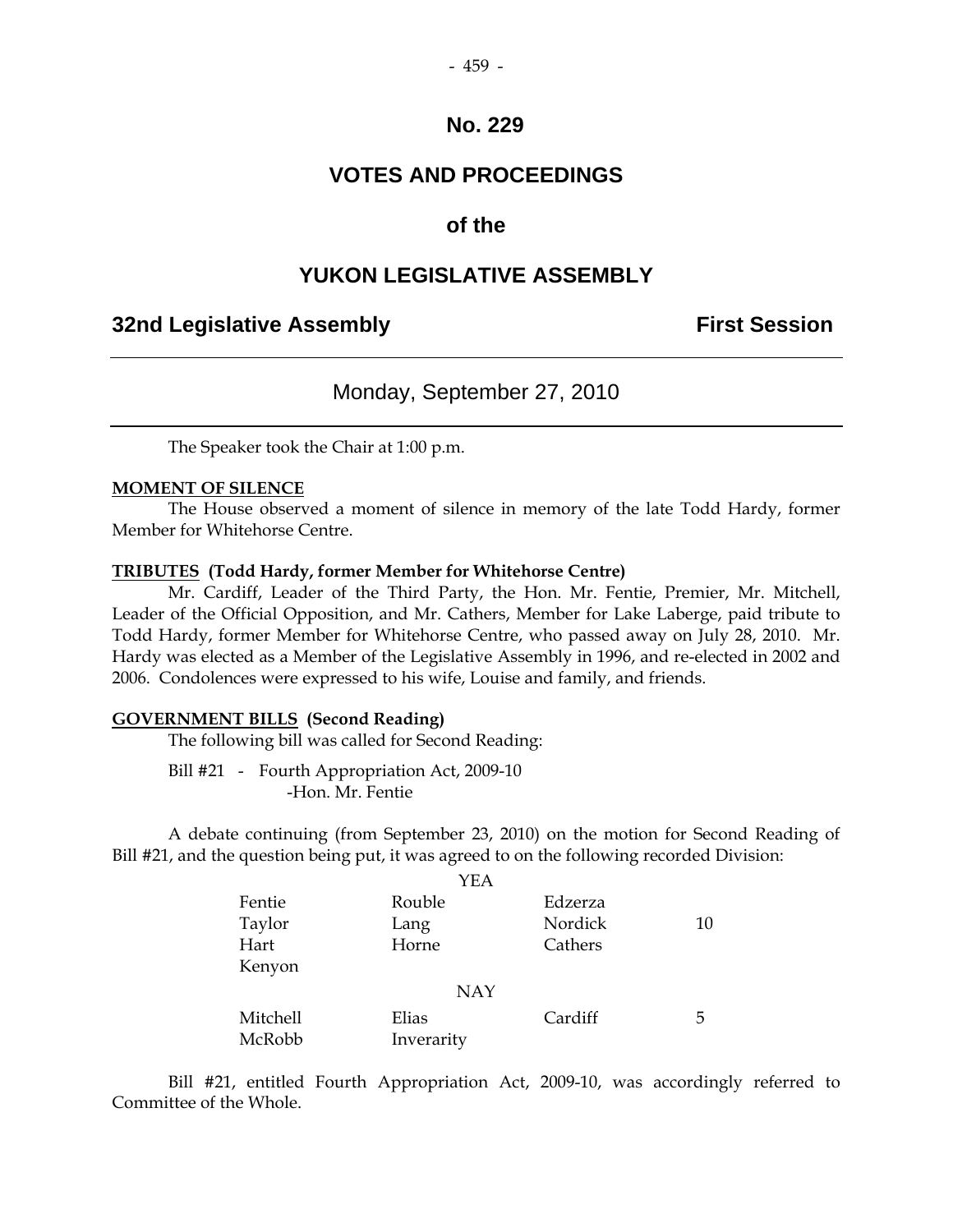# No. 229

# VOTES AND PROCEEDINGS

## of the

# YUKON LEGISLATIVE ASSEMBLY

**32nd Legislative Assembly** **First Session**

---

Monday, September 27, 2010

---

The Speaker took the Chair at 1:00 p.m.

**MOMENT OF SILENCE**

The House observed a moment of silence in memory of the late Todd Hardy, former Member for Whitehorse Centre.

**TRIBUTES (Todd Hardy, former Member for Whitehorse Centre)**

Mr. Cardiff, Leader of the Third Party, the Hon. Mr. Fentie, Premier, Mr. Mitchell, Leader of the Official Opposition, and Mr. Cathers, Member for Lake Laberge, paid tribute to Todd Hardy, former Member for Whitehorse Centre, who passed away on July 28, 2010. Mr. Hardy was elected as a Member of the Legislative Assembly in 1996, and re-elected in 2002 and 2006. Condolences were expressed to his wife, Louise and family, and friends.

**GOVERNMENT BILLS (Second Reading)**

The following bill was called for Second Reading:

Bill #21 - Fourth Appropriation Act, 2009-10
-Hon. Mr. Fentie

A debate continuing (from September 23, 2010) on the motion for Second Reading of Bill #21, and the question being put, it was agreed to on the following recorded Division:

| | YEA | | |
|---|---|---|---|
| Fentie | Rouble | Edzerza | |
| Taylor | Lang | Nordick | 10 |
| Hart | Horne | Cathers | |
| Kenyon | | | |
| | **NAY** | | |
| Mitchell | Elias | Cardiff | 5 |
| McRobb | Inverarity | | |

Bill #21, entitled Fourth Appropriation Act, 2009-10, was accordingly referred to Committee of the Whole.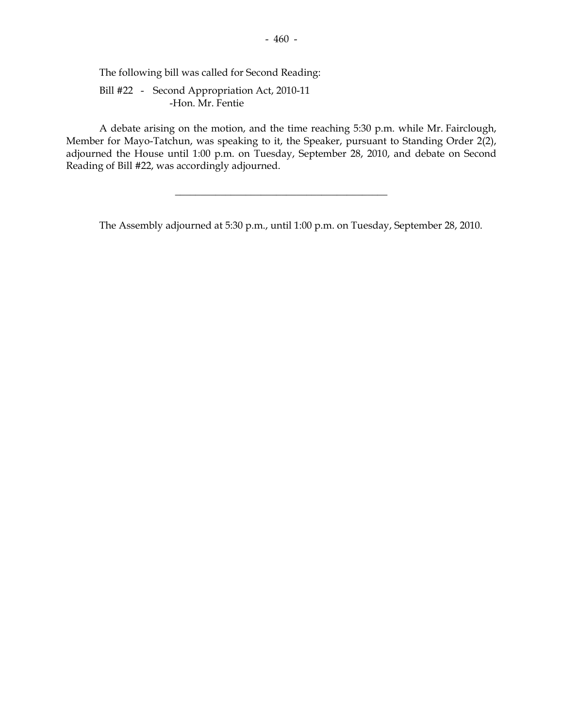The following bill was called for Second Reading:

Bill #22 - Second Appropriation Act, 2010-11
-Hon. Mr. Fentie

A debate arising on the motion, and the time reaching 5:30 p.m. while Mr. Fairclough, Member for Mayo-Tatchun, was speaking to it, the Speaker, pursuant to Standing Order 2(2), adjourned the House until 1:00 p.m. on Tuesday, September 28, 2010, and debate on Second Reading of Bill #22, was accordingly adjourned.

---

The Assembly adjourned at 5:30 p.m., until 1:00 p.m. on Tuesday, September 28, 2010.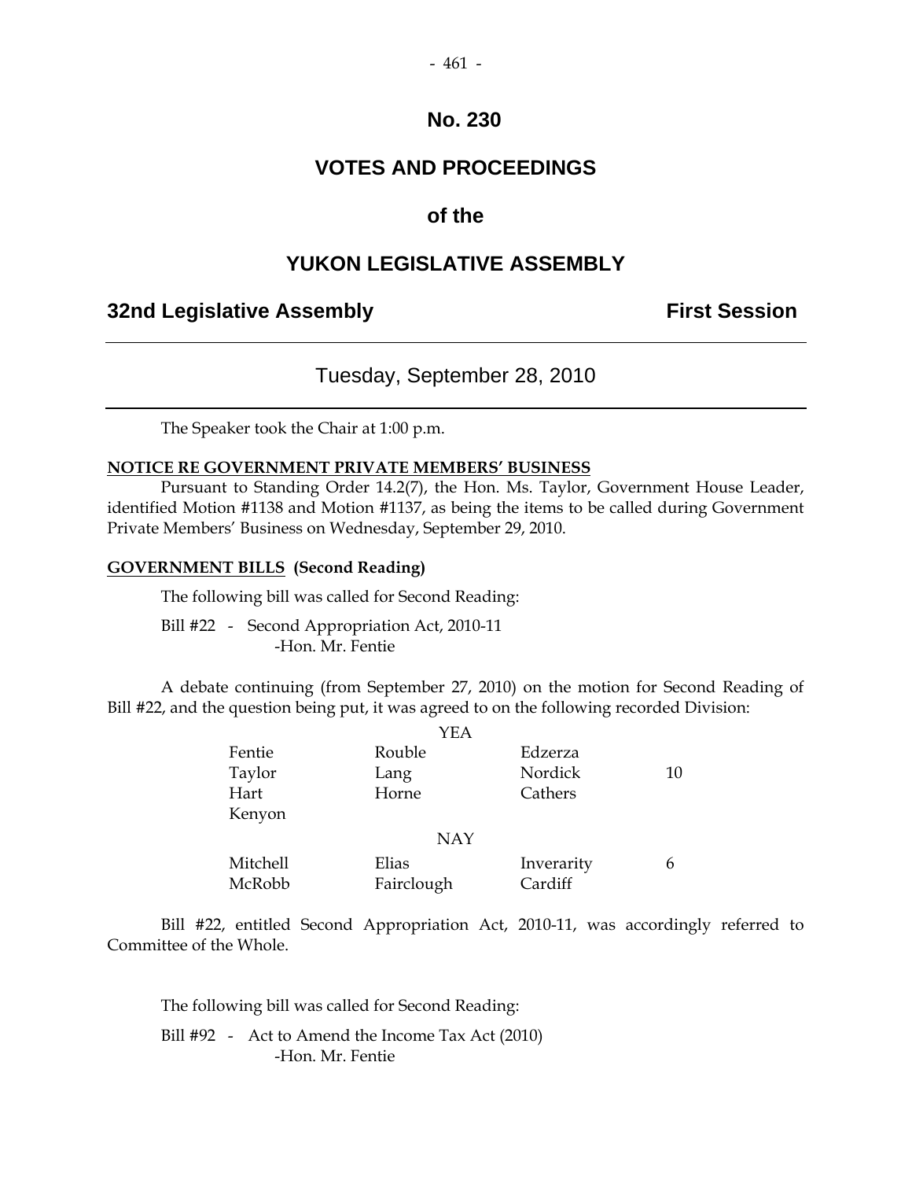# No. 230

# VOTES AND PROCEEDINGS

# of the

# YUKON LEGISLATIVE ASSEMBLY

**32nd Legislative Assembly** **First Session**

---

## Tuesday, September 28, 2010

---

The Speaker took the Chair at 1:00 p.m.

**NOTICE RE GOVERNMENT PRIVATE MEMBERS' BUSINESS**

Pursuant to Standing Order 14.2(7), the Hon. Ms. Taylor, Government House Leader, identified Motion #1138 and Motion #1137, as being the items to be called during Government Private Members' Business on Wednesday, September 29, 2010.

**GOVERNMENT BILLS (Second Reading)**

The following bill was called for Second Reading:

Bill #22 - Second Appropriation Act, 2010-11
-Hon. Mr. Fentie

A debate continuing (from September 27, 2010) on the motion for Second Reading of Bill #22, and the question being put, it was agreed to on the following recorded Division:

| | YEA | | |
|---|---|---|---|
| Fentie | Rouble | Edzerza | |
| Taylor | Lang | Nordick | 10 |
| Hart | Horne | Cathers | |
| Kenyon | | | |
| | **NAY** | | |
| Mitchell | Elias | Inverarity | 6 |
| McRobb | Fairclough | Cardiff | |

Bill #22, entitled Second Appropriation Act, 2010-11, was accordingly referred to Committee of the Whole.

The following bill was called for Second Reading:

Bill #92 - Act to Amend the Income Tax Act (2010)
-Hon. Mr. Fentie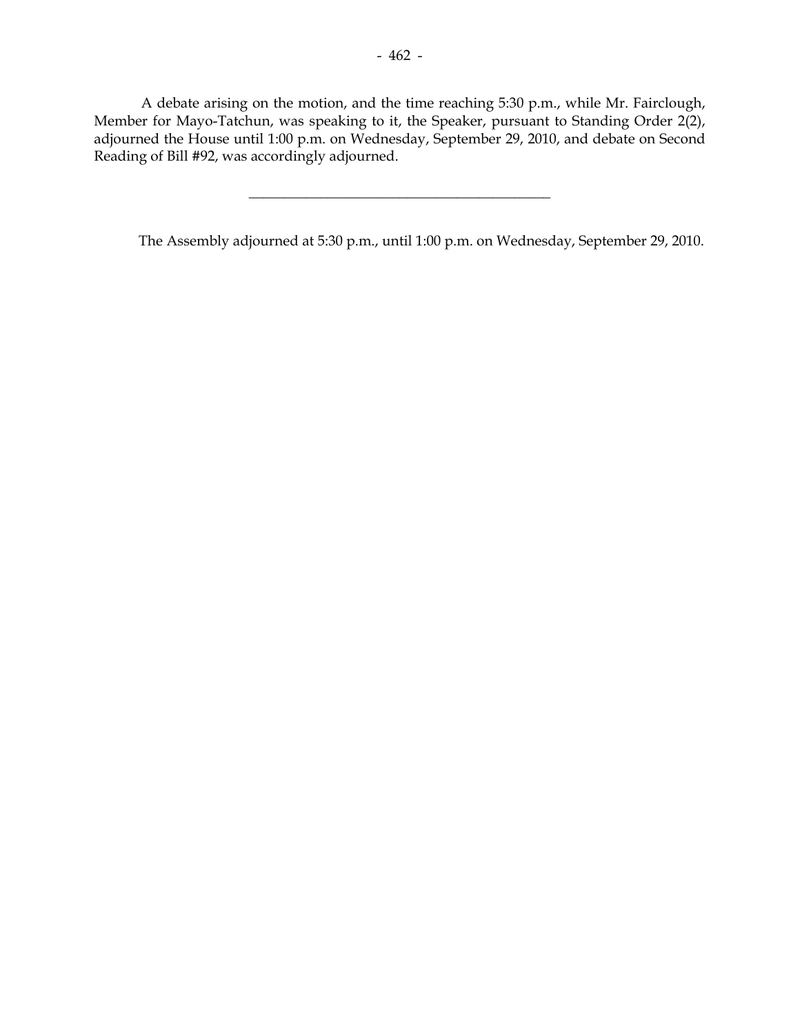A debate arising on the motion, and the time reaching 5:30 p.m., while Mr. Fairclough, Member for Mayo-Tatchun, was speaking to it, the Speaker, pursuant to Standing Order 2(2), adjourned the House until 1:00 p.m. on Wednesday, September 29, 2010, and debate on Second Reading of Bill #92, was accordingly adjourned.

---

The Assembly adjourned at 5:30 p.m., until 1:00 p.m. on Wednesday, September 29, 2010.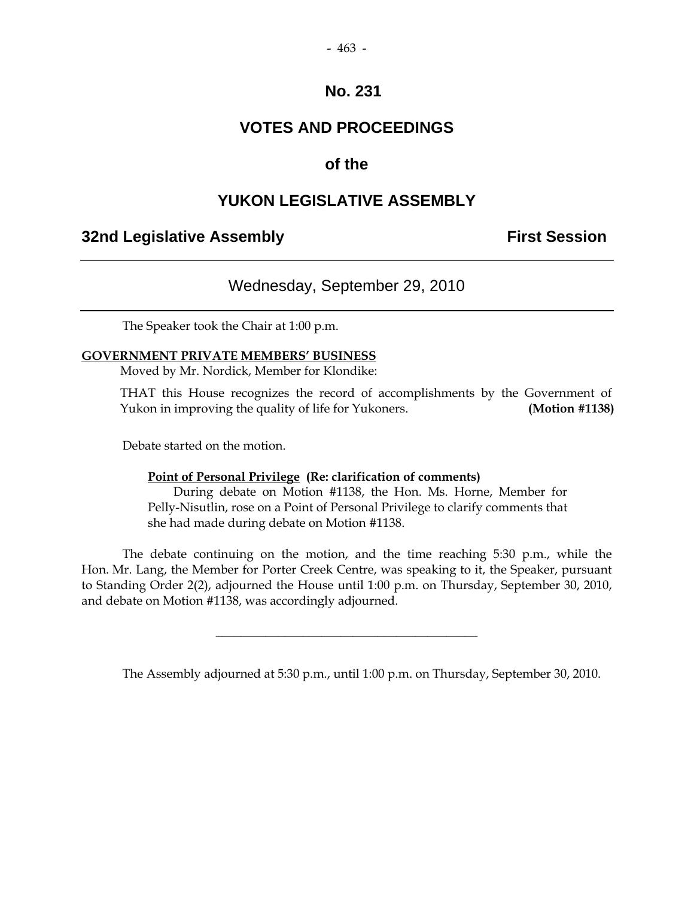# No. 231

# VOTES AND PROCEEDINGS

# of the

# YUKON LEGISLATIVE ASSEMBLY

## 32nd Legislative Assembly — First Session

---

### Wednesday, September 29, 2010

---

The Speaker took the Chair at 1:00 p.m.

**GOVERNMENT PRIVATE MEMBERS' BUSINESS**

Moved by Mr. Nordick, Member for Klondike:

THAT this House recognizes the record of accomplishments by the Government of Yukon in improving the quality of life for Yukoners. **(Motion #1138)**

Debate started on the motion.

**Point of Personal Privilege (Re: clarification of comments)**

During debate on Motion #1138, the Hon. Ms. Horne, Member for Pelly-Nisutlin, rose on a Point of Personal Privilege to clarify comments that she had made during debate on Motion #1138.

The debate continuing on the motion, and the time reaching 5:30 p.m., while the Hon. Mr. Lang, the Member for Porter Creek Centre, was speaking to it, the Speaker, pursuant to Standing Order 2(2), adjourned the House until 1:00 p.m. on Thursday, September 30, 2010, and debate on Motion #1138, was accordingly adjourned.

---

The Assembly adjourned at 5:30 p.m., until 1:00 p.m. on Thursday, September 30, 2010.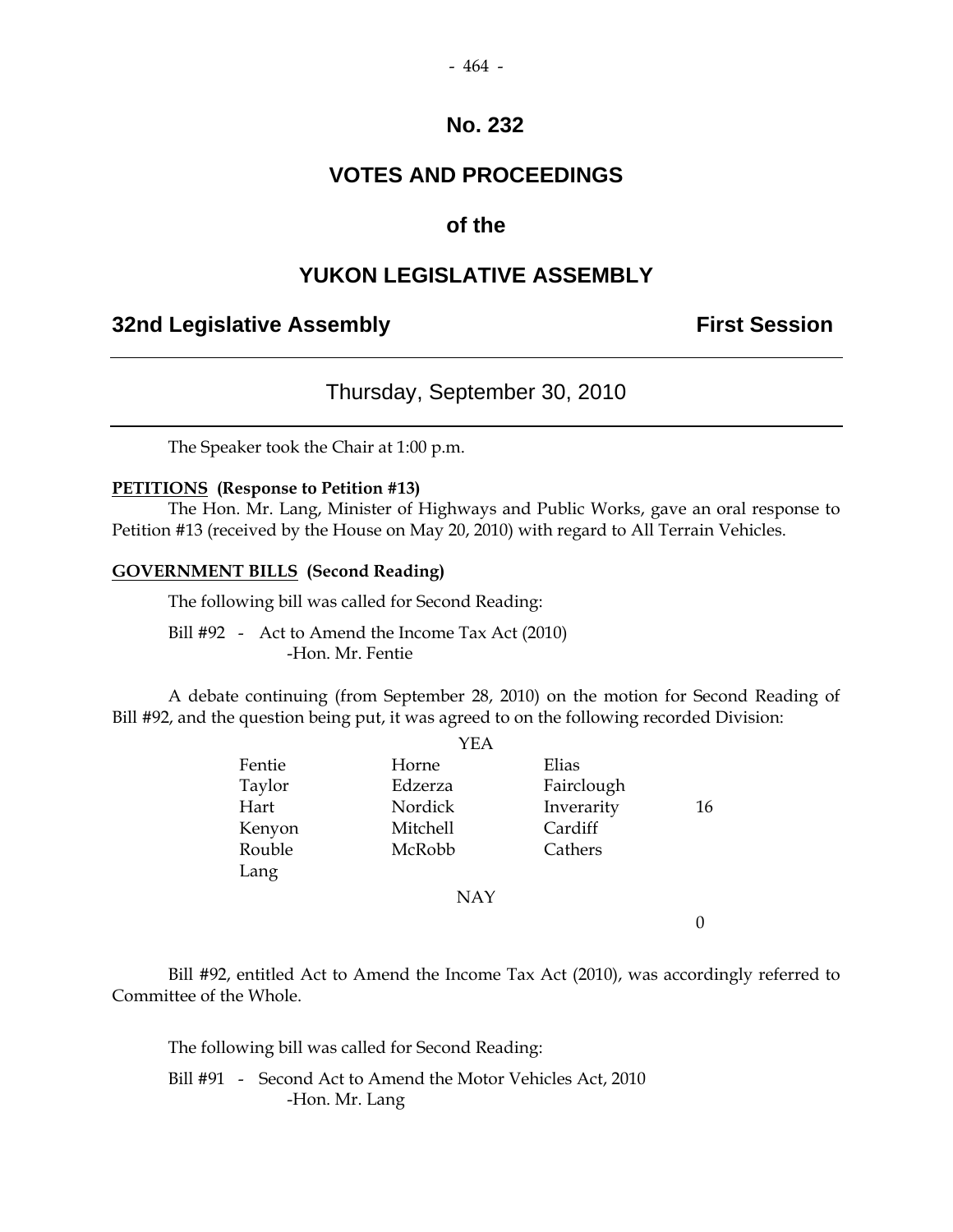# No. 232

# VOTES AND PROCEEDINGS

# of the

# YUKON LEGISLATIVE ASSEMBLY

## 32nd Legislative Assembly — First Session

---

### Thursday, September 30, 2010

---

The Speaker took the Chair at 1:00 p.m.

**PETITIONS (Response to Petition #13)**

The Hon. Mr. Lang, Minister of Highways and Public Works, gave an oral response to Petition #13 (received by the House on May 20, 2010) with regard to All Terrain Vehicles.

**GOVERNMENT BILLS (Second Reading)**

The following bill was called for Second Reading:

Bill #92 - Act to Amend the Income Tax Act (2010)
-Hon. Mr. Fentie

A debate continuing (from September 28, 2010) on the motion for Second Reading of Bill #92, and the question being put, it was agreed to on the following recorded Division:

| | YEA | | |
|---|---|---|---|
| Fentie | Horne | Elias | |
| Taylor | Edzerza | Fairclough | |
| Hart | Nordick | Inverarity | 16 |
| Kenyon | Mitchell | Cardiff | |
| Rouble | McRobb | Cathers | |
| Lang | | | |
| | NAY | | |
| | | | 0 |

Bill #92, entitled Act to Amend the Income Tax Act (2010), was accordingly referred to Committee of the Whole.

The following bill was called for Second Reading:

Bill #91 - Second Act to Amend the Motor Vehicles Act, 2010
-Hon. Mr. Lang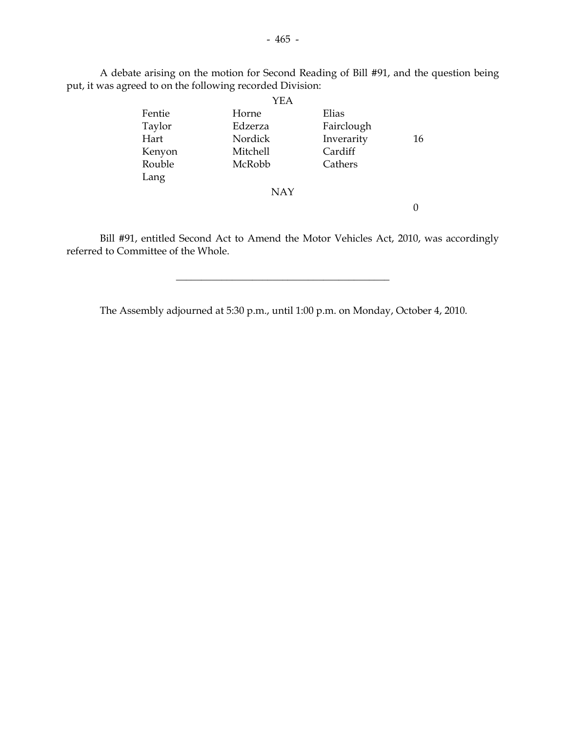A debate arising on the motion for Second Reading of Bill #91, and the question being put, it was agreed to on the following recorded Division:

YEA

| | | | |
|---|---|---|---|
| Fentie | Horne | Elias | |
| Taylor | Edzerza | Fairclough | |
| Hart | Nordick | Inverarity | 16 |
| Kenyon | Mitchell | Cardiff | |
| Rouble | McRobb | Cathers | |
| Lang | | | |

NAY

0

Bill #91, entitled Second Act to Amend the Motor Vehicles Act, 2010, was accordingly referred to Committee of the Whole.

---

The Assembly adjourned at 5:30 p.m., until 1:00 p.m. on Monday, October 4, 2010.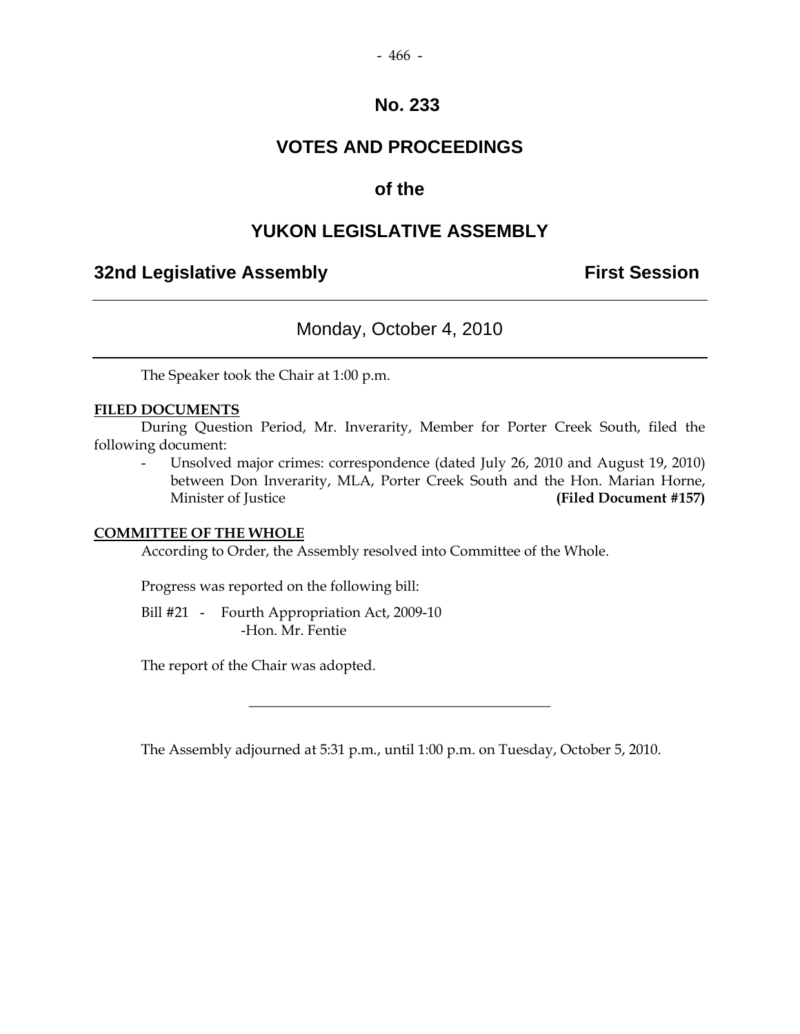# No. 233

# VOTES AND PROCEEDINGS

# of the

# YUKON LEGISLATIVE ASSEMBLY

## 32nd Legislative Assembly — First Session

---

### Monday, October 4, 2010

---

The Speaker took the Chair at 1:00 p.m.

**FILED DOCUMENTS**

During Question Period, Mr. Inverarity, Member for Porter Creek South, filed the following document:

- Unsolved major crimes: correspondence (dated July 26, 2010 and August 19, 2010) between Don Inverarity, MLA, Porter Creek South and the Hon. Marian Horne, Minister of Justice **(Filed Document #157)**

**COMMITTEE OF THE WHOLE**

According to Order, the Assembly resolved into Committee of the Whole.

Progress was reported on the following bill:

Bill #21 - Fourth Appropriation Act, 2009-10
-Hon. Mr. Fentie

The report of the Chair was adopted.

---

The Assembly adjourned at 5:31 p.m., until 1:00 p.m. on Tuesday, October 5, 2010.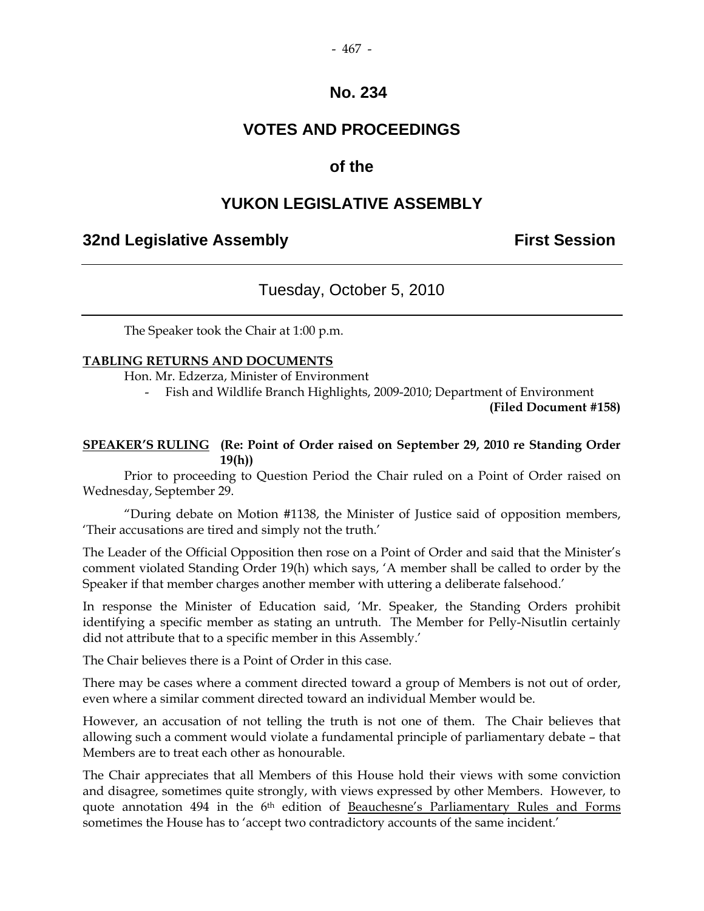# No. 234

## VOTES AND PROCEEDINGS

## of the

## YUKON LEGISLATIVE ASSEMBLY

**32nd Legislative Assembly** **First Session**

---

Tuesday, October 5, 2010

---

The Speaker took the Chair at 1:00 p.m.

**TABLING RETURNS AND DOCUMENTS**

Hon. Mr. Edzerza, Minister of Environment

- Fish and Wildlife Branch Highlights, 2009-2010; Department of Environment **(Filed Document #158)**

**SPEAKER'S RULING (Re: Point of Order raised on September 29, 2010 re Standing Order 19(h))**

Prior to proceeding to Question Period the Chair ruled on a Point of Order raised on Wednesday, September 29.

"During debate on Motion #1138, the Minister of Justice said of opposition members, 'Their accusations are tired and simply not the truth.'

The Leader of the Official Opposition then rose on a Point of Order and said that the Minister's comment violated Standing Order 19(h) which says, 'A member shall be called to order by the Speaker if that member charges another member with uttering a deliberate falsehood.'

In response the Minister of Education said, 'Mr. Speaker, the Standing Orders prohibit identifying a specific member as stating an untruth. The Member for Pelly-Nisutlin certainly did not attribute that to a specific member in this Assembly.'

The Chair believes there is a Point of Order in this case.

There may be cases where a comment directed toward a group of Members is not out of order, even where a similar comment directed toward an individual Member would be.

However, an accusation of not telling the truth is not one of them. The Chair believes that allowing such a comment would violate a fundamental principle of parliamentary debate – that Members are to treat each other as honourable.

The Chair appreciates that all Members of this House hold their views with some conviction and disagree, sometimes quite strongly, with views expressed by other Members. However, to quote annotation 494 in the 6th edition of Beauchesne's Parliamentary Rules and Forms sometimes the House has to 'accept two contradictory accounts of the same incident.'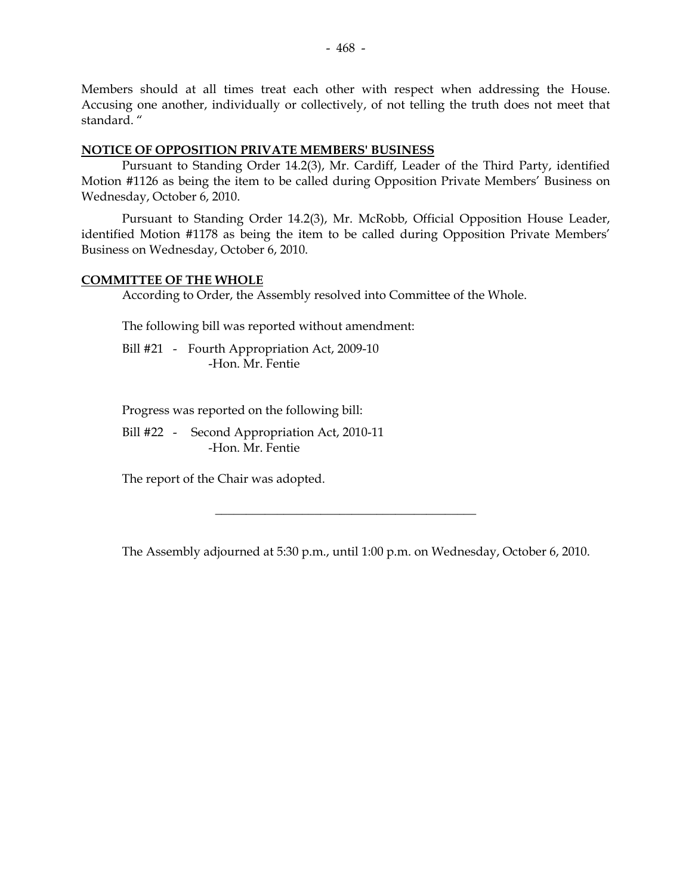Members should at all times treat each other with respect when addressing the House. Accusing one another, individually or collectively, of not telling the truth does not meet that standard. "

## NOTICE OF OPPOSITION PRIVATE MEMBERS' BUSINESS

Pursuant to Standing Order 14.2(3), Mr. Cardiff, Leader of the Third Party, identified Motion #1126 as being the item to be called during Opposition Private Members' Business on Wednesday, October 6, 2010.

Pursuant to Standing Order 14.2(3), Mr. McRobb, Official Opposition House Leader, identified Motion #1178 as being the item to be called during Opposition Private Members' Business on Wednesday, October 6, 2010.

## COMMITTEE OF THE WHOLE

According to Order, the Assembly resolved into Committee of the Whole.

The following bill was reported without amendment:

Bill #21 - Fourth Appropriation Act, 2009-10
-Hon. Mr. Fentie

Progress was reported on the following bill:

Bill #22 - Second Appropriation Act, 2010-11
-Hon. Mr. Fentie

The report of the Chair was adopted.

---

The Assembly adjourned at 5:30 p.m., until 1:00 p.m. on Wednesday, October 6, 2010.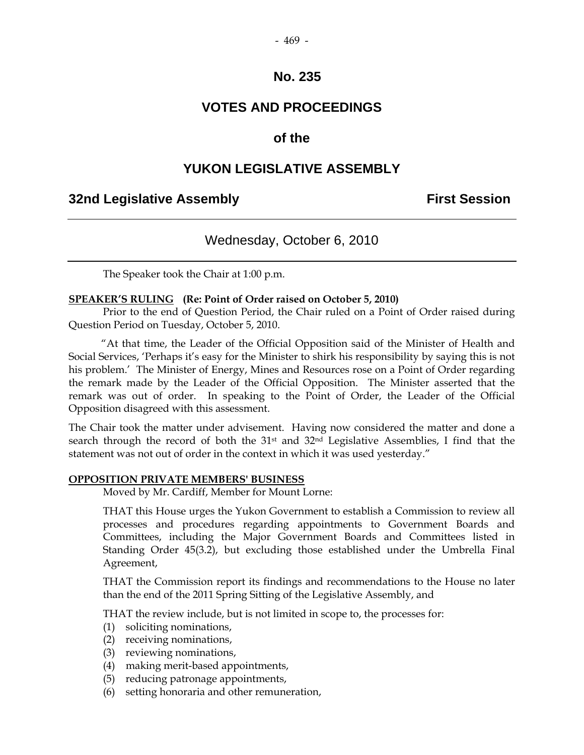# No. 235

# VOTES AND PROCEEDINGS

# of the

# YUKON LEGISLATIVE ASSEMBLY

## 32nd Legislative Assembly — First Session

---

### Wednesday, October 6, 2010

---

The Speaker took the Chair at 1:00 p.m.

**SPEAKER'S RULING (Re: Point of Order raised on October 5, 2010)**

Prior to the end of Question Period, the Chair ruled on a Point of Order raised during Question Period on Tuesday, October 5, 2010.

"At that time, the Leader of the Official Opposition said of the Minister of Health and Social Services, 'Perhaps it's easy for the Minister to shirk his responsibility by saying this is not his problem.' The Minister of Energy, Mines and Resources rose on a Point of Order regarding the remark made by the Leader of the Official Opposition. The Minister asserted that the remark was out of order. In speaking to the Point of Order, the Leader of the Official Opposition disagreed with this assessment.

The Chair took the matter under advisement. Having now considered the matter and done a search through the record of both the 31st and 32nd Legislative Assemblies, I find that the statement was not out of order in the context in which it was used yesterday."

**OPPOSITION PRIVATE MEMBERS' BUSINESS**

Moved by Mr. Cardiff, Member for Mount Lorne:

THAT this House urges the Yukon Government to establish a Commission to review all processes and procedures regarding appointments to Government Boards and Committees, including the Major Government Boards and Committees listed in Standing Order 45(3.2), but excluding those established under the Umbrella Final Agreement,

THAT the Commission report its findings and recommendations to the House no later than the end of the 2011 Spring Sitting of the Legislative Assembly, and

THAT the review include, but is not limited in scope to, the processes for:

(1) soliciting nominations,
(2) receiving nominations,
(3) reviewing nominations,
(4) making merit-based appointments,
(5) reducing patronage appointments,
(6) setting honoraria and other remuneration,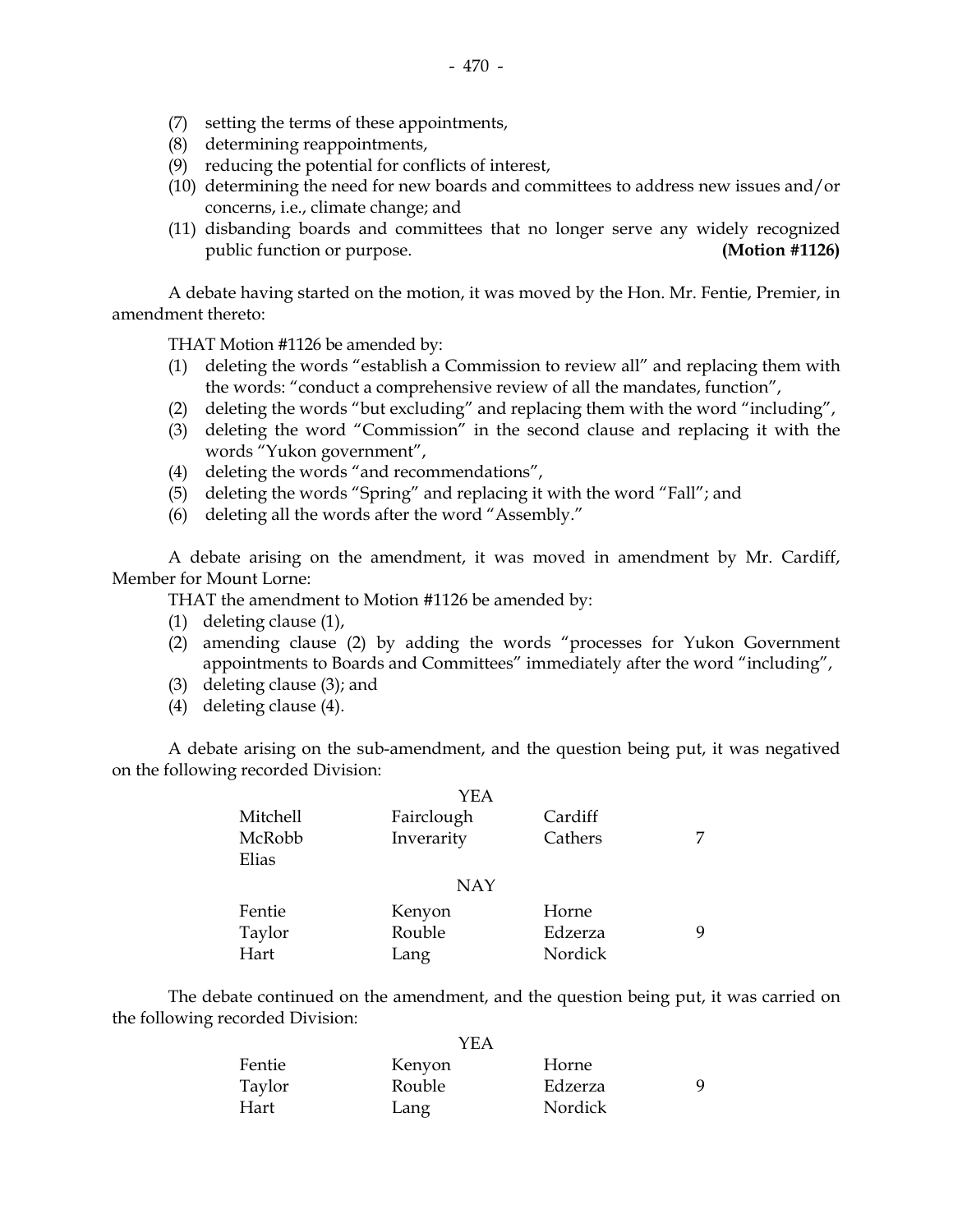(7) setting the terms of these appointments,
(8) determining reappointments,
(9) reducing the potential for conflicts of interest,
(10) determining the need for new boards and committees to address new issues and/or concerns, i.e., climate change; and
(11) disbanding boards and committees that no longer serve any widely recognized public function or purpose. **(Motion #1126)**

A debate having started on the motion, it was moved by the Hon. Mr. Fentie, Premier, in amendment thereto:

THAT Motion #1126 be amended by:

(1) deleting the words "establish a Commission to review all" and replacing them with the words: "conduct a comprehensive review of all the mandates, function",
(2) deleting the words "but excluding" and replacing them with the word "including",
(3) deleting the word "Commission" in the second clause and replacing it with the words "Yukon government",
(4) deleting the words "and recommendations",
(5) deleting the words "Spring" and replacing it with the word "Fall"; and
(6) deleting all the words after the word "Assembly."

A debate arising on the amendment, it was moved in amendment by Mr. Cardiff, Member for Mount Lorne:

THAT the amendment to Motion #1126 be amended by:

(1) deleting clause (1),
(2) amending clause (2) by adding the words "processes for Yukon Government appointments to Boards and Committees" immediately after the word "including",
(3) deleting clause (3); and
(4) deleting clause (4).

A debate arising on the sub-amendment, and the question being put, it was negatived on the following recorded Division:

| | YEA | | |
|---|---|---|---|
| Mitchell | Fairclough | Cardiff | |
| McRobb | Inverarity | Cathers | 7 |
| Elias | | | |
| | **NAY** | | |
| Fentie | Kenyon | Horne | |
| Taylor | Rouble | Edzerza | 9 |
| Hart | Lang | Nordick | |

The debate continued on the amendment, and the question being put, it was carried on the following recorded Division:

| | YEA | | |
|---|---|---|---|
| Fentie | Kenyon | Horne | |
| Taylor | Rouble | Edzerza | 9 |
| Hart | Lang | Nordick | |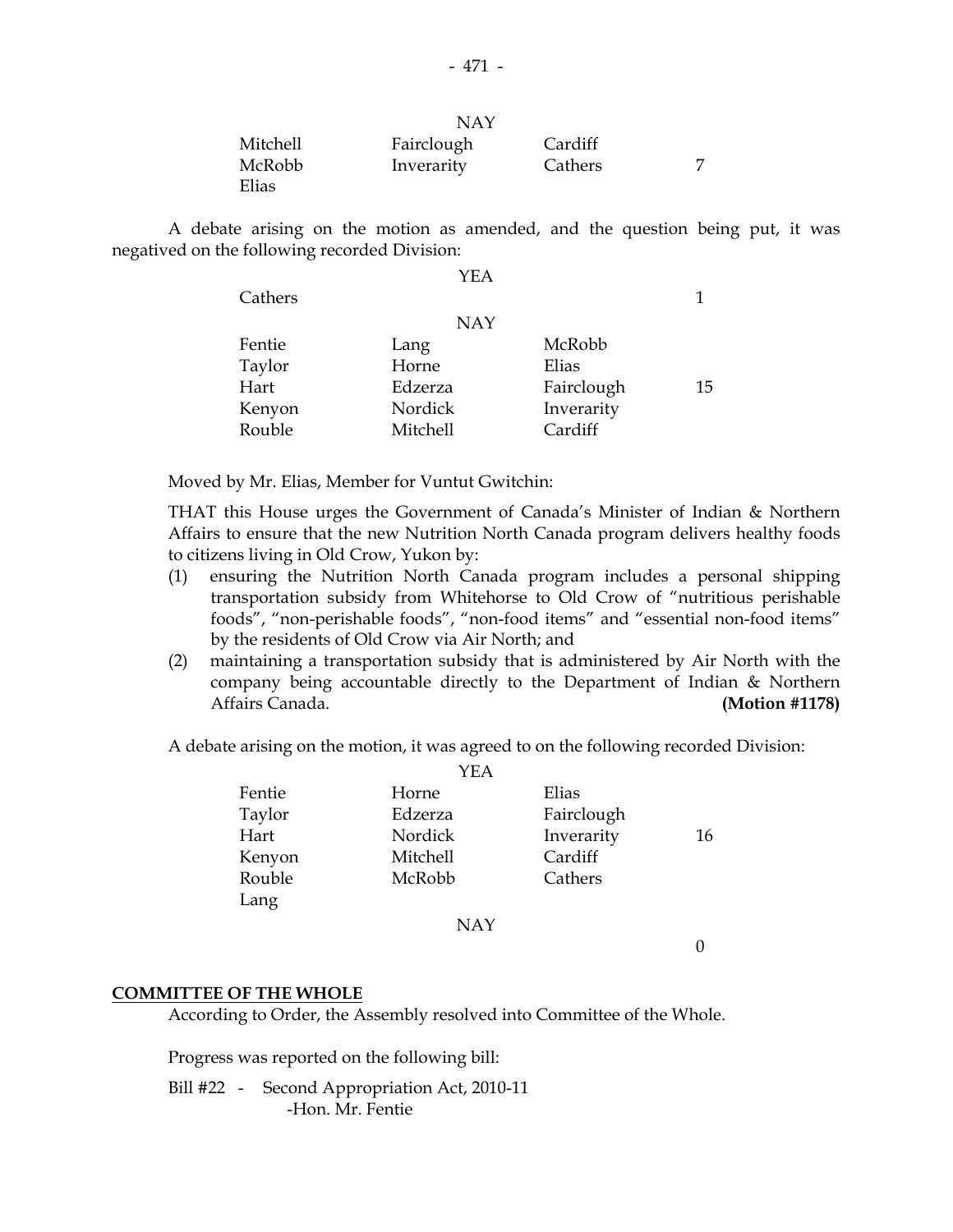NAY

| | | | |
|---|---|---|---|
| Mitchell | Fairclough | Cardiff | |
| McRobb | Inverarity | Cathers | 7 |
| Elias | | | |

A debate arising on the motion as amended, and the question being put, it was negatived on the following recorded Division:

YEA

| | | | |
|---|---|---|---|
| Cathers | | | 1 |

NAY

| | | | |
|---|---|---|---|
| Fentie | Lang | McRobb | |
| Taylor | Horne | Elias | |
| Hart | Edzerza | Fairclough | 15 |
| Kenyon | Nordick | Inverarity | |
| Rouble | Mitchell | Cardiff | |

Moved by Mr. Elias, Member for Vuntut Gwitchin:

THAT this House urges the Government of Canada's Minister of Indian & Northern Affairs to ensure that the new Nutrition North Canada program delivers healthy foods to citizens living in Old Crow, Yukon by:

(1) ensuring the Nutrition North Canada program includes a personal shipping transportation subsidy from Whitehorse to Old Crow of "nutritious perishable foods", "non-perishable foods", "non-food items" and "essential non-food items" by the residents of Old Crow via Air North; and

(2) maintaining a transportation subsidy that is administered by Air North with the company being accountable directly to the Department of Indian & Northern Affairs Canada. **(Motion #1178)**

A debate arising on the motion, it was agreed to on the following recorded Division:

YEA

| | | | |
|---|---|---|---|
| Fentie | Horne | Elias | |
| Taylor | Edzerza | Fairclough | |
| Hart | Nordick | Inverarity | 16 |
| Kenyon | Mitchell | Cardiff | |
| Rouble | McRobb | Cathers | |
| Lang | | | |

NAY

| | | | |
|---|---|---|---|
| | | | 0 |

## COMMITTEE OF THE WHOLE

According to Order, the Assembly resolved into Committee of the Whole.

Progress was reported on the following bill:

Bill #22 - Second Appropriation Act, 2010-11
-Hon. Mr. Fentie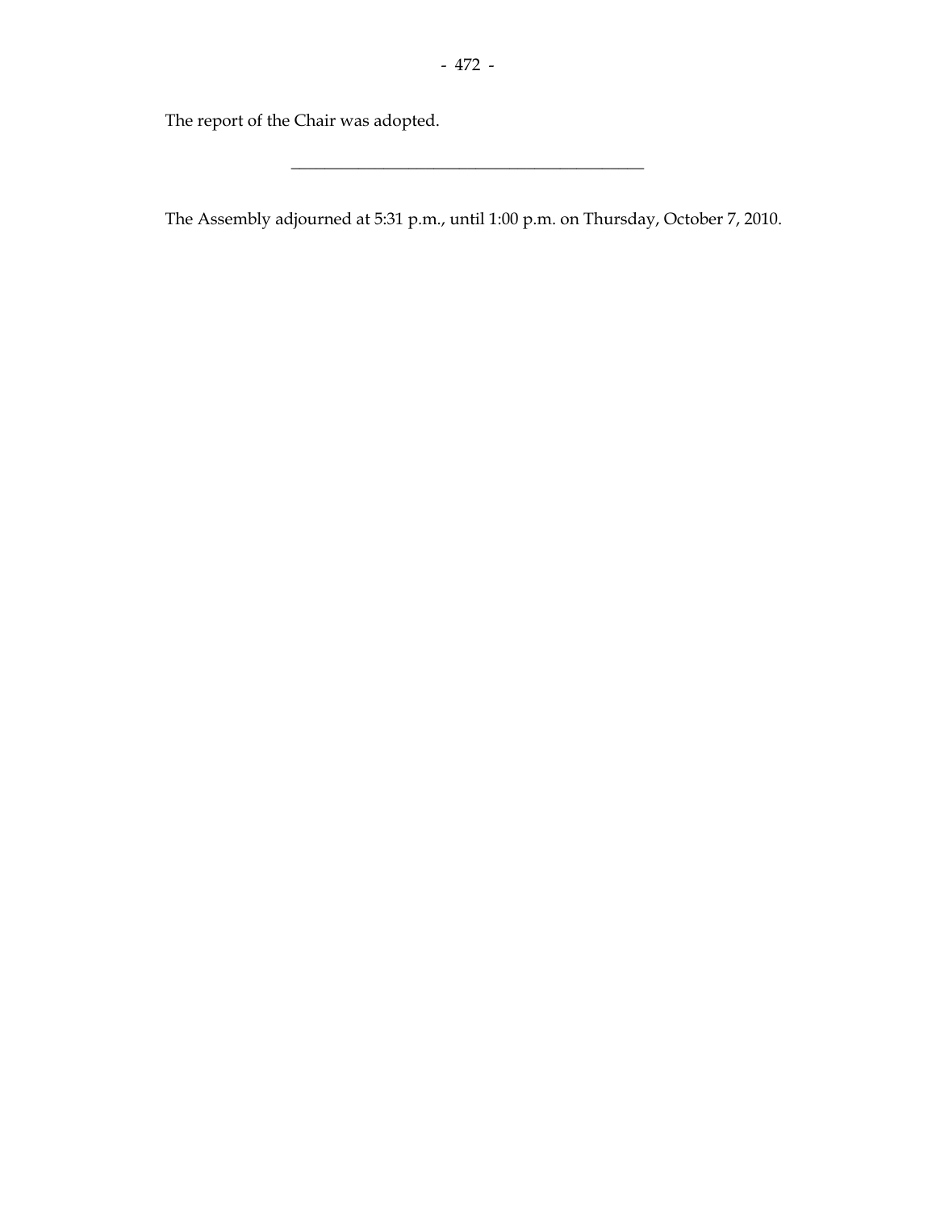The report of the Chair was adopted.

---

The Assembly adjourned at 5:31 p.m., until 1:00 p.m. on Thursday, October 7, 2010.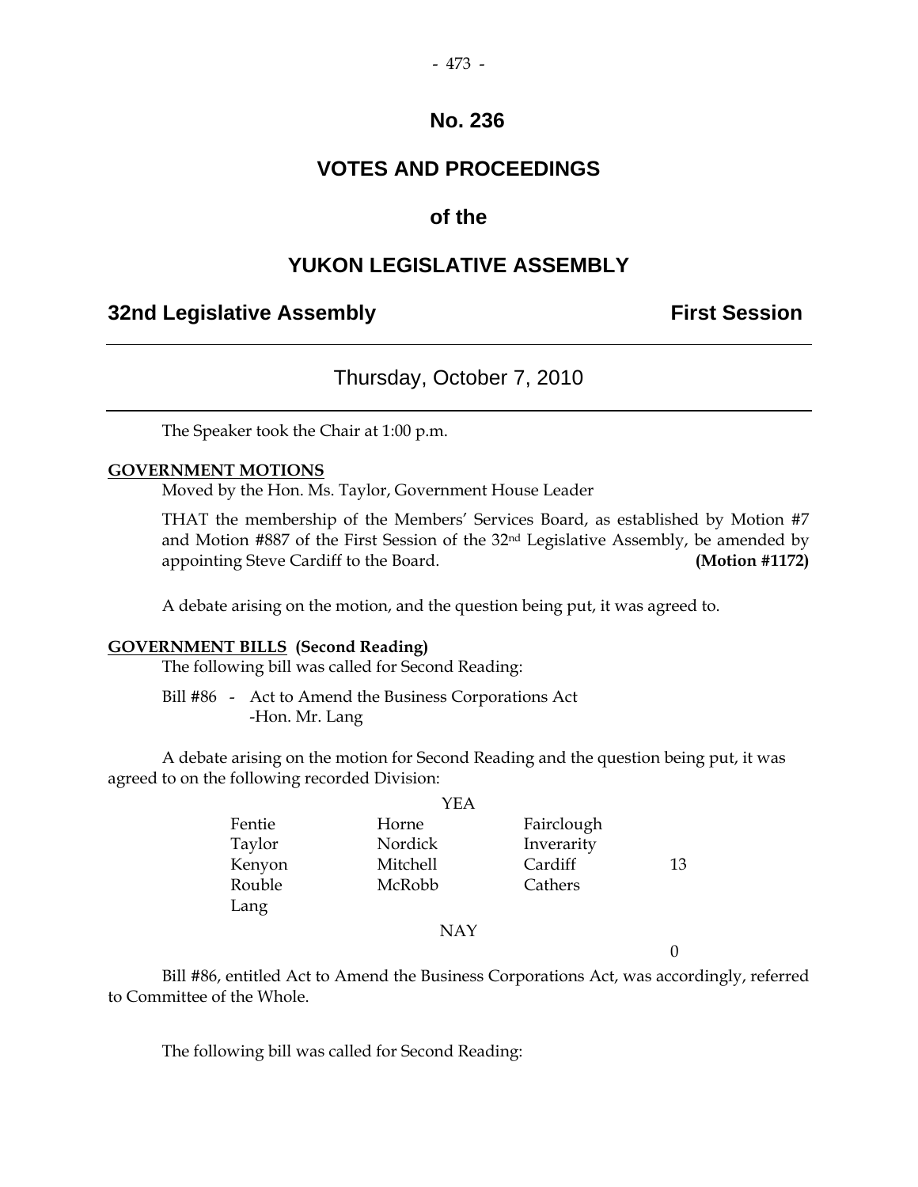# No. 236

## VOTES AND PROCEEDINGS

## of the

## YUKON LEGISLATIVE ASSEMBLY

**32nd Legislative Assembly** **First Session**

---

Thursday, October 7, 2010

---

The Speaker took the Chair at 1:00 p.m.

**GOVERNMENT MOTIONS**

Moved by the Hon. Ms. Taylor, Government House Leader

THAT the membership of the Members' Services Board, as established by Motion #7 and Motion #887 of the First Session of the 32nd Legislative Assembly, be amended by appointing Steve Cardiff to the Board. **(Motion #1172)**

A debate arising on the motion, and the question being put, it was agreed to.

**GOVERNMENT BILLS (Second Reading)**

The following bill was called for Second Reading:

Bill #86 - Act to Amend the Business Corporations Act -Hon. Mr. Lang

A debate arising on the motion for Second Reading and the question being put, it was agreed to on the following recorded Division:

YEA

| | | | |
|---|---|---|---|
| Fentie | Horne | Fairclough | |
| Taylor | Nordick | Inverarity | |
| Kenyon | Mitchell | Cardiff | 13 |
| Rouble | McRobb | Cathers | |
| Lang | | | |

NAY

0

Bill #86, entitled Act to Amend the Business Corporations Act, was accordingly, referred to Committee of the Whole.

The following bill was called for Second Reading: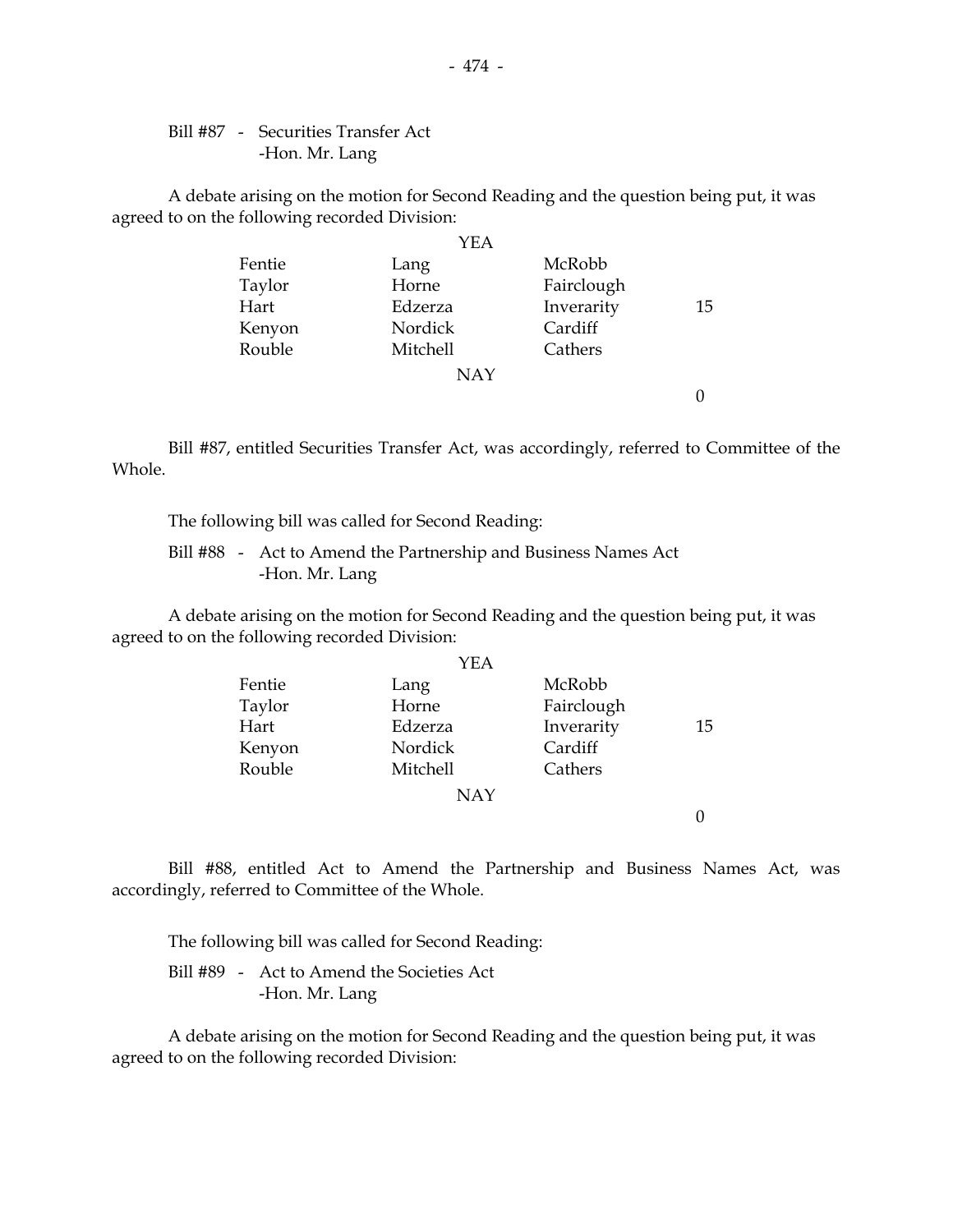Bill #87 - Securities Transfer Act
-Hon. Mr. Lang

A debate arising on the motion for Second Reading and the question being put, it was agreed to on the following recorded Division:

| | YEA | | |
|---|---|---|---|
| Fentie | Lang | McRobb | |
| Taylor | Horne | Fairclough | |
| Hart | Edzerza | Inverarity | 15 |
| Kenyon | Nordick | Cardiff | |
| Rouble | Mitchell | Cathers | |
| | NAY | | |
| | | | 0 |

Bill #87, entitled Securities Transfer Act, was accordingly, referred to Committee of the Whole.

The following bill was called for Second Reading:

Bill #88 - Act to Amend the Partnership and Business Names Act
-Hon. Mr. Lang

A debate arising on the motion for Second Reading and the question being put, it was agreed to on the following recorded Division:

| | YEA | | |
|---|---|---|---|
| Fentie | Lang | McRobb | |
| Taylor | Horne | Fairclough | |
| Hart | Edzerza | Inverarity | 15 |
| Kenyon | Nordick | Cardiff | |
| Rouble | Mitchell | Cathers | |
| | NAY | | |
| | | | 0 |

Bill #88, entitled Act to Amend the Partnership and Business Names Act, was accordingly, referred to Committee of the Whole.

The following bill was called for Second Reading:

Bill #89 - Act to Amend the Societies Act
-Hon. Mr. Lang

A debate arising on the motion for Second Reading and the question being put, it was agreed to on the following recorded Division: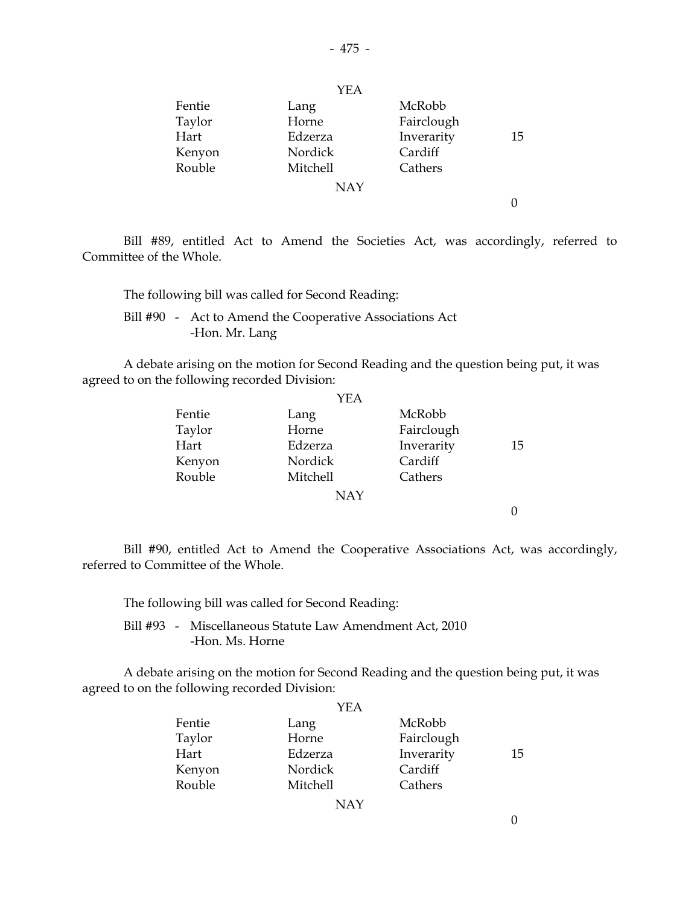YEA

| | | | |
|---|---|---|---|
| Fentie | Lang | McRobb | |
| Taylor | Horne | Fairclough | |
| Hart | Edzerza | Inverarity | 15 |
| Kenyon | Nordick | Cardiff | |
| Rouble | Mitchell | Cathers | |

NAY

0

Bill #89, entitled Act to Amend the Societies Act, was accordingly, referred to Committee of the Whole.

The following bill was called for Second Reading:

Bill #90 - Act to Amend the Cooperative Associations Act
-Hon. Mr. Lang

A debate arising on the motion for Second Reading and the question being put, it was agreed to on the following recorded Division:

YEA

| | | | |
|---|---|---|---|
| Fentie | Lang | McRobb | |
| Taylor | Horne | Fairclough | |
| Hart | Edzerza | Inverarity | 15 |
| Kenyon | Nordick | Cardiff | |
| Rouble | Mitchell | Cathers | |

NAY

0

Bill #90, entitled Act to Amend the Cooperative Associations Act, was accordingly, referred to Committee of the Whole.

The following bill was called for Second Reading:

Bill #93 - Miscellaneous Statute Law Amendment Act, 2010
-Hon. Ms. Horne

A debate arising on the motion for Second Reading and the question being put, it was agreed to on the following recorded Division:

YEA

| | | | |
|---|---|---|---|
| Fentie | Lang | McRobb | |
| Taylor | Horne | Fairclough | |
| Hart | Edzerza | Inverarity | 15 |
| Kenyon | Nordick | Cardiff | |
| Rouble | Mitchell | Cathers | |

NAY

0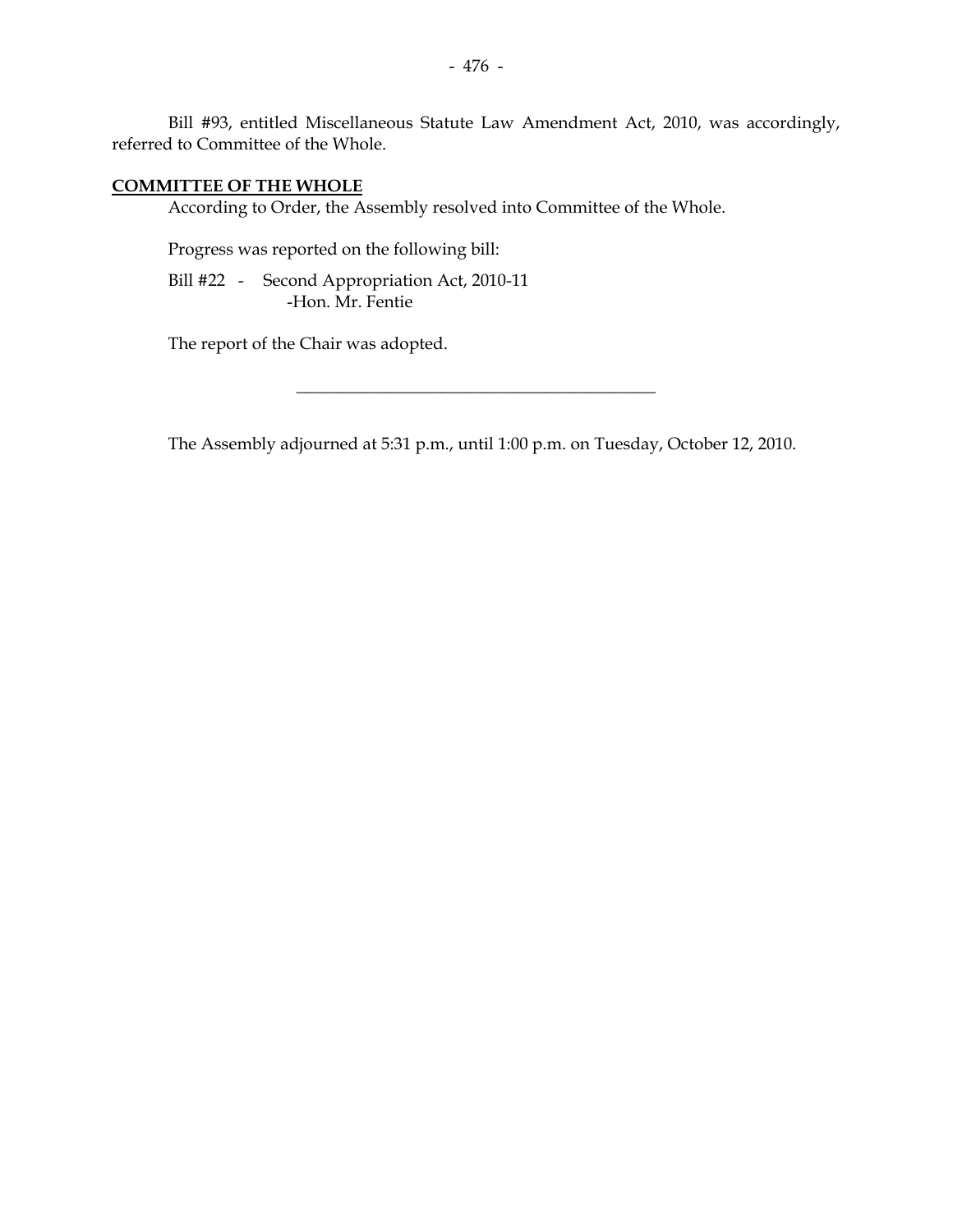Bill #93, entitled Miscellaneous Statute Law Amendment Act, 2010, was accordingly, referred to Committee of the Whole.

## COMMITTEE OF THE WHOLE

According to Order, the Assembly resolved into Committee of the Whole.

Progress was reported on the following bill:

Bill #22 - Second Appropriation Act, 2010-11
-Hon. Mr. Fentie

The report of the Chair was adopted.

---

The Assembly adjourned at 5:31 p.m., until 1:00 p.m. on Tuesday, October 12, 2010.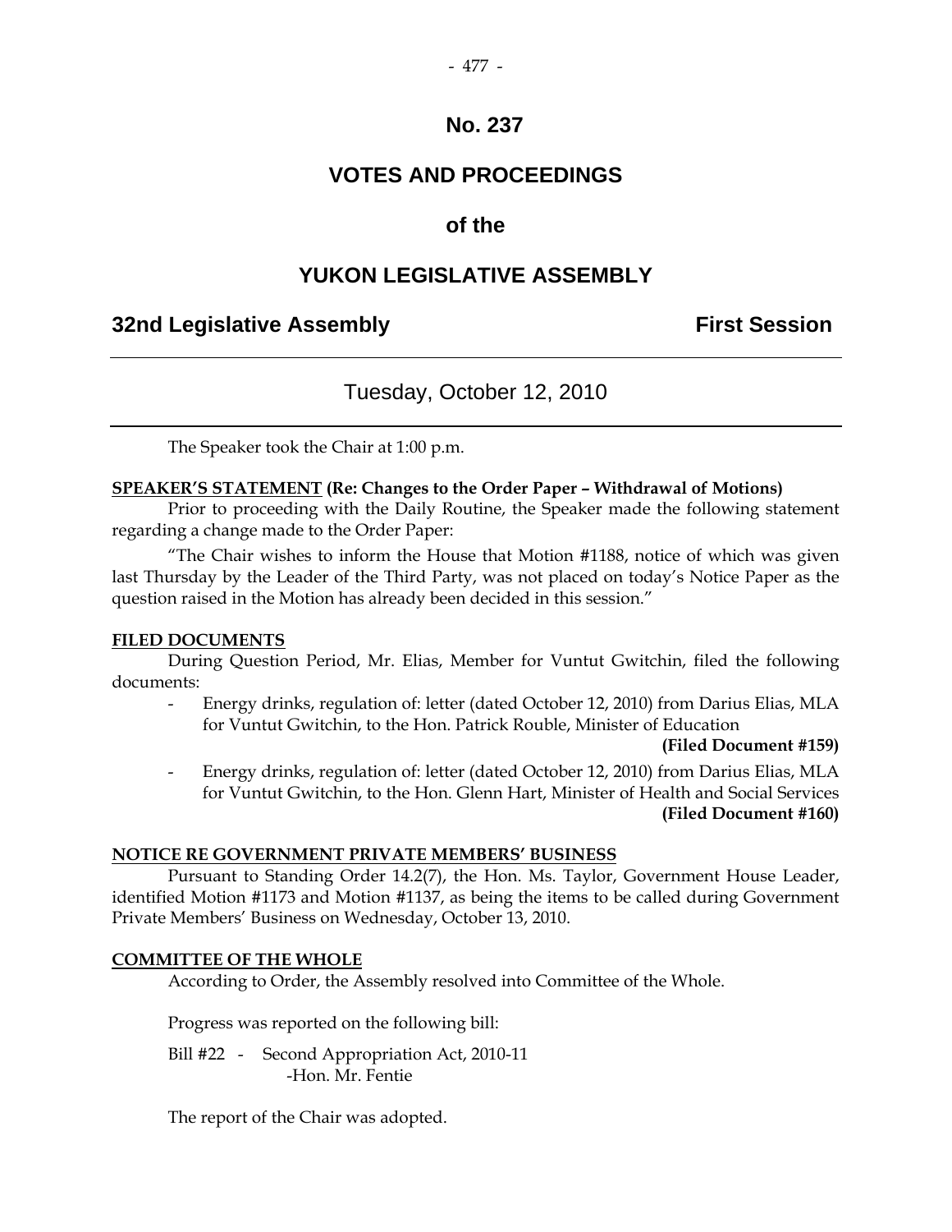# No. 237

# VOTES AND PROCEEDINGS

## of the

# YUKON LEGISLATIVE ASSEMBLY

**32nd Legislative Assembly** **First Session**

---

Tuesday, October 12, 2010

---

The Speaker took the Chair at 1:00 p.m.

**SPEAKER'S STATEMENT (Re: Changes to the Order Paper – Withdrawal of Motions)**

Prior to proceeding with the Daily Routine, the Speaker made the following statement regarding a change made to the Order Paper:

"The Chair wishes to inform the House that Motion #1188, notice of which was given last Thursday by the Leader of the Third Party, was not placed on today's Notice Paper as the question raised in the Motion has already been decided in this session."

**FILED DOCUMENTS**

During Question Period, Mr. Elias, Member for Vuntut Gwitchin, filed the following documents:

- Energy drinks, regulation of: letter (dated October 12, 2010) from Darius Elias, MLA for Vuntut Gwitchin, to the Hon. Patrick Rouble, Minister of Education **(Filed Document #159)**
- Energy drinks, regulation of: letter (dated October 12, 2010) from Darius Elias, MLA for Vuntut Gwitchin, to the Hon. Glenn Hart, Minister of Health and Social Services **(Filed Document #160)**

**NOTICE RE GOVERNMENT PRIVATE MEMBERS' BUSINESS**

Pursuant to Standing Order 14.2(7), the Hon. Ms. Taylor, Government House Leader, identified Motion #1173 and Motion #1137, as being the items to be called during Government Private Members' Business on Wednesday, October 13, 2010.

**COMMITTEE OF THE WHOLE**

According to Order, the Assembly resolved into Committee of the Whole.

Progress was reported on the following bill:

Bill #22 - Second Appropriation Act, 2010-11
-Hon. Mr. Fentie

The report of the Chair was adopted.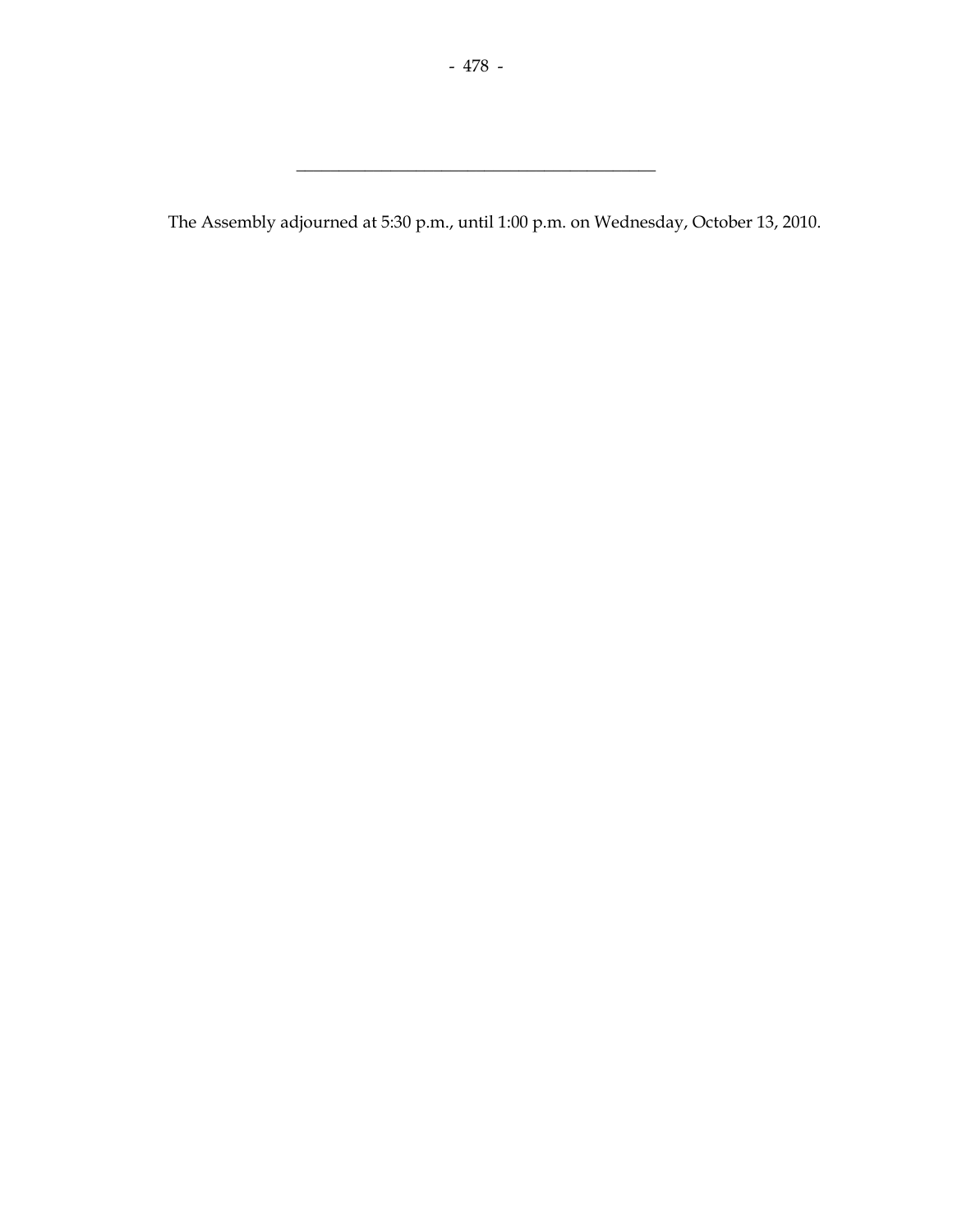---

The Assembly adjourned at 5:30 p.m., until 1:00 p.m. on Wednesday, October 13, 2010.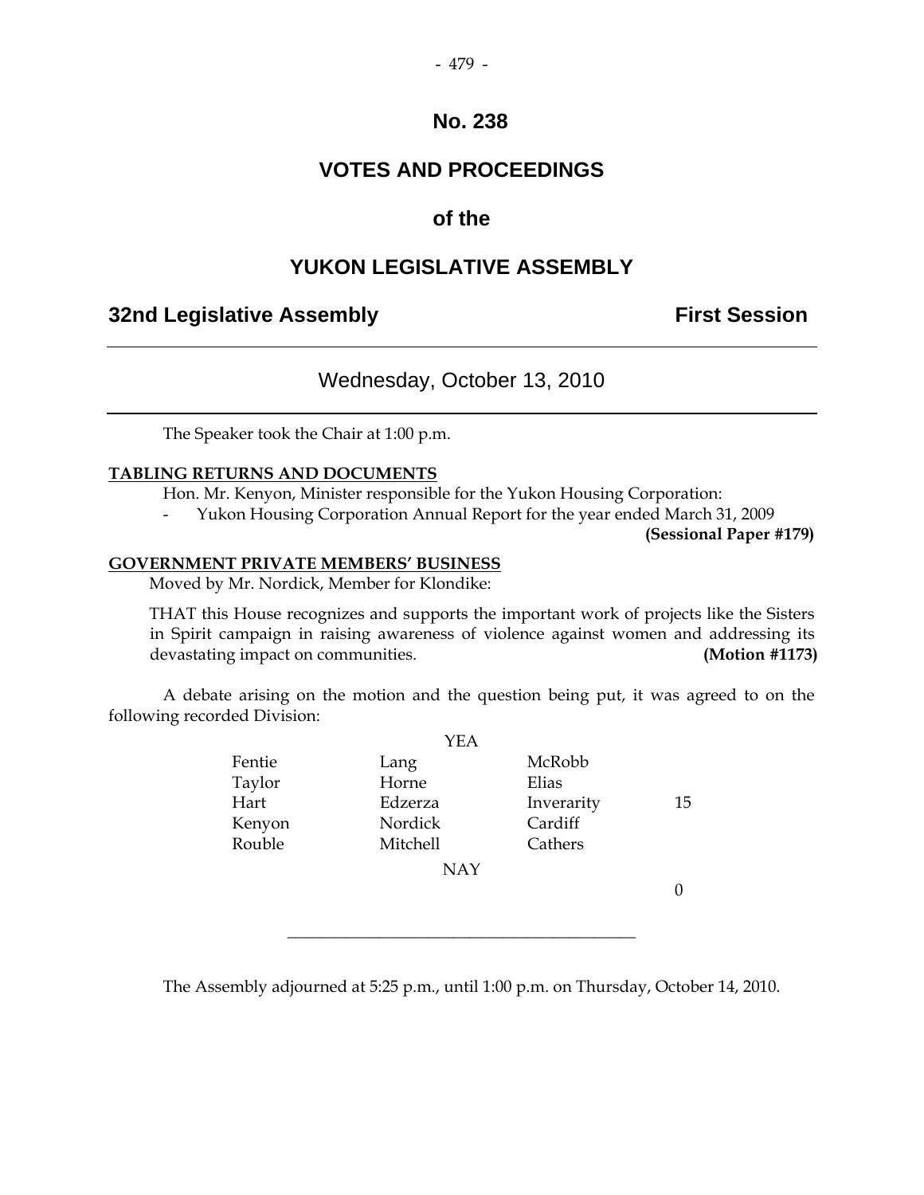# No. 238

# VOTES AND PROCEEDINGS

# of the

# YUKON LEGISLATIVE ASSEMBLY

**32nd Legislative Assembly** **First Session**

---

## Wednesday, October 13, 2010

---

The Speaker took the Chair at 1:00 p.m.

**TABLING RETURNS AND DOCUMENTS**

Hon. Mr. Kenyon, Minister responsible for the Yukon Housing Corporation:

- Yukon Housing Corporation Annual Report for the year ended March 31, 2009 **(Sessional Paper #179)**

**GOVERNMENT PRIVATE MEMBERS' BUSINESS**

Moved by Mr. Nordick, Member for Klondike:

THAT this House recognizes and supports the important work of projects like the Sisters in Spirit campaign in raising awareness of violence against women and addressing its devastating impact on communities. **(Motion #1173)**

A debate arising on the motion and the question being put, it was agreed to on the following recorded Division:

| | YEA | | |
|---|---|---|---|
| Fentie | Lang | McRobb | |
| Taylor | Horne | Elias | |
| Hart | Edzerza | Inverarity | 15 |
| Kenyon | Nordick | Cardiff | |
| Rouble | Mitchell | Cathers | |
| | NAY | | |
| | | | 0 |

---

The Assembly adjourned at 5:25 p.m., until 1:00 p.m. on Thursday, October 14, 2010.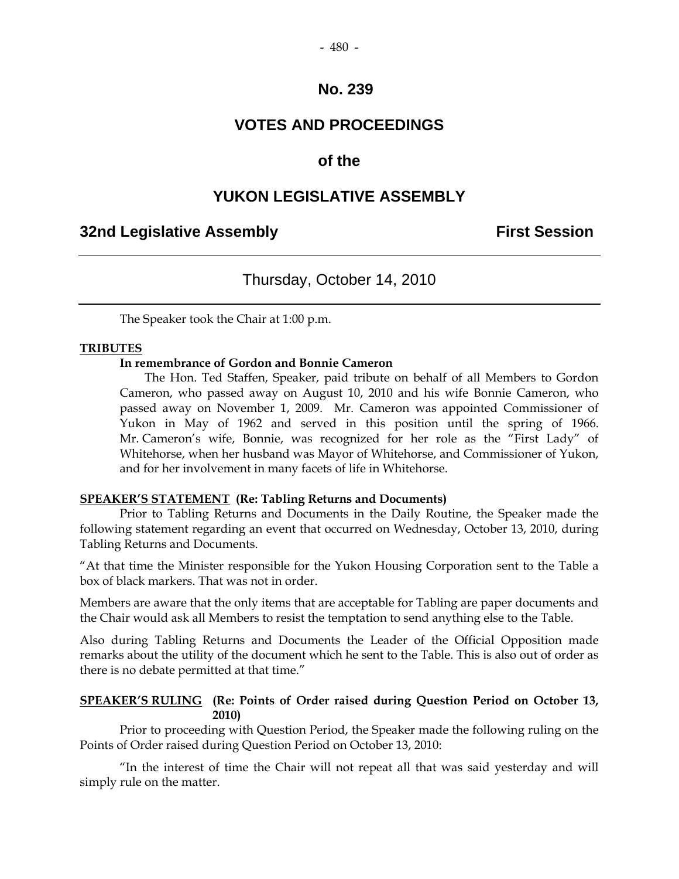# No. 239

# VOTES AND PROCEEDINGS

# of the

# YUKON LEGISLATIVE ASSEMBLY

## 32nd Legislative Assembly — First Session

---

### Thursday, October 14, 2010

---

The Speaker took the Chair at 1:00 p.m.

**TRIBUTES**

**In remembrance of Gordon and Bonnie Cameron**

The Hon. Ted Staffen, Speaker, paid tribute on behalf of all Members to Gordon Cameron, who passed away on August 10, 2010 and his wife Bonnie Cameron, who passed away on November 1, 2009. Mr. Cameron was appointed Commissioner of Yukon in May of 1962 and served in this position until the spring of 1966. Mr. Cameron's wife, Bonnie, was recognized for her role as the "First Lady" of Whitehorse, when her husband was Mayor of Whitehorse, and Commissioner of Yukon, and for her involvement in many facets of life in Whitehorse.

**SPEAKER'S STATEMENT (Re: Tabling Returns and Documents)**

Prior to Tabling Returns and Documents in the Daily Routine, the Speaker made the following statement regarding an event that occurred on Wednesday, October 13, 2010, during Tabling Returns and Documents.

"At that time the Minister responsible for the Yukon Housing Corporation sent to the Table a box of black markers. That was not in order.

Members are aware that the only items that are acceptable for Tabling are paper documents and the Chair would ask all Members to resist the temptation to send anything else to the Table.

Also during Tabling Returns and Documents the Leader of the Official Opposition made remarks about the utility of the document which he sent to the Table. This is also out of order as there is no debate permitted at that time."

**SPEAKER'S RULING (Re: Points of Order raised during Question Period on October 13, 2010)**

Prior to proceeding with Question Period, the Speaker made the following ruling on the Points of Order raised during Question Period on October 13, 2010:

"In the interest of time the Chair will not repeat all that was said yesterday and will simply rule on the matter.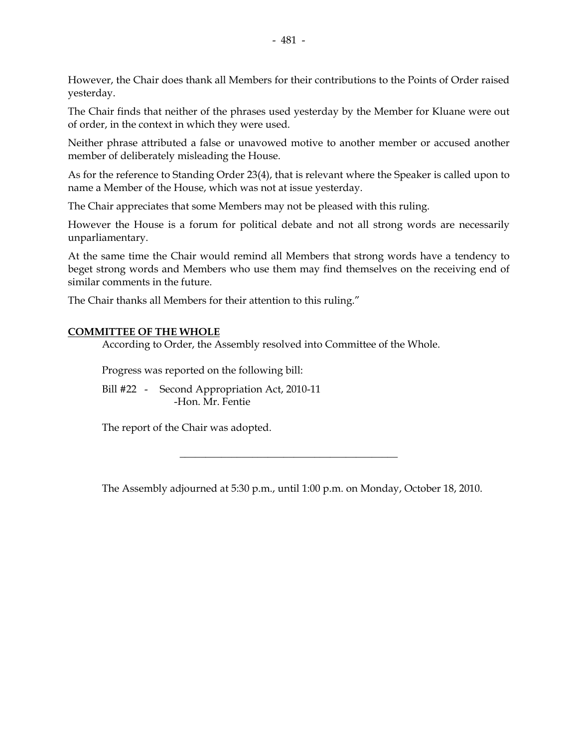However, the Chair does thank all Members for their contributions to the Points of Order raised yesterday.

The Chair finds that neither of the phrases used yesterday by the Member for Kluane were out of order, in the context in which they were used.

Neither phrase attributed a false or unavowed motive to another member or accused another member of deliberately misleading the House.

As for the reference to Standing Order 23(4), that is relevant where the Speaker is called upon to name a Member of the House, which was not at issue yesterday.

The Chair appreciates that some Members may not be pleased with this ruling.

However the House is a forum for political debate and not all strong words are necessarily unparliamentary.

At the same time the Chair would remind all Members that strong words have a tendency to beget strong words and Members who use them may find themselves on the receiving end of similar comments in the future.

The Chair thanks all Members for their attention to this ruling."

## COMMITTEE OF THE WHOLE

According to Order, the Assembly resolved into Committee of the Whole.

Progress was reported on the following bill:

Bill #22 - Second Appropriation Act, 2010-11
-Hon. Mr. Fentie

The report of the Chair was adopted.

---

The Assembly adjourned at 5:30 p.m., until 1:00 p.m. on Monday, October 18, 2010.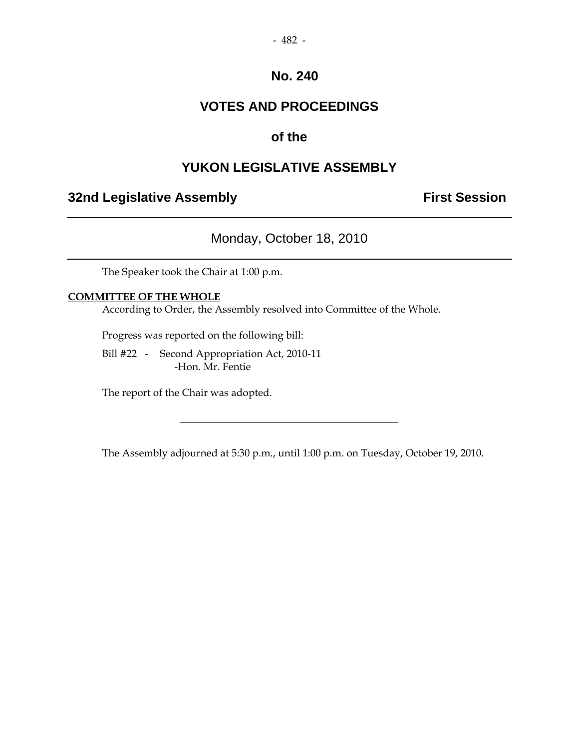# No. 240

# VOTES AND PROCEEDINGS

# of the

# YUKON LEGISLATIVE ASSEMBLY

**32nd Legislative Assembly** **First Session**

---

Monday, October 18, 2010

---

The Speaker took the Chair at 1:00 p.m.

**COMMITTEE OF THE WHOLE**

According to Order, the Assembly resolved into Committee of the Whole.

Progress was reported on the following bill:

Bill #22 - Second Appropriation Act, 2010-11
-Hon. Mr. Fentie

The report of the Chair was adopted.

---

The Assembly adjourned at 5:30 p.m., until 1:00 p.m. on Tuesday, October 19, 2010.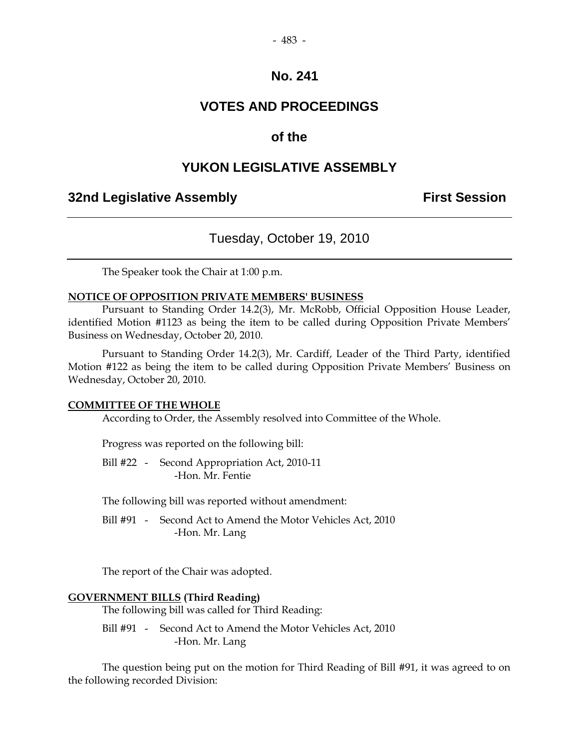# No. 241

# VOTES AND PROCEEDINGS

## of the

# YUKON LEGISLATIVE ASSEMBLY

**32nd Legislative Assembly** **First Session**

---

Tuesday, October 19, 2010

---

The Speaker took the Chair at 1:00 p.m.

**NOTICE OF OPPOSITION PRIVATE MEMBERS' BUSINESS**

Pursuant to Standing Order 14.2(3), Mr. McRobb, Official Opposition House Leader, identified Motion #1123 as being the item to be called during Opposition Private Members' Business on Wednesday, October 20, 2010.

Pursuant to Standing Order 14.2(3), Mr. Cardiff, Leader of the Third Party, identified Motion #122 as being the item to be called during Opposition Private Members' Business on Wednesday, October 20, 2010.

**COMMITTEE OF THE WHOLE**

According to Order, the Assembly resolved into Committee of the Whole.

Progress was reported on the following bill:

Bill #22 - Second Appropriation Act, 2010-11
-Hon. Mr. Fentie

The following bill was reported without amendment:

Bill #91 - Second Act to Amend the Motor Vehicles Act, 2010
-Hon. Mr. Lang

The report of the Chair was adopted.

**GOVERNMENT BILLS (Third Reading)**

The following bill was called for Third Reading:

Bill #91 - Second Act to Amend the Motor Vehicles Act, 2010
-Hon. Mr. Lang

The question being put on the motion for Third Reading of Bill #91, it was agreed to on the following recorded Division: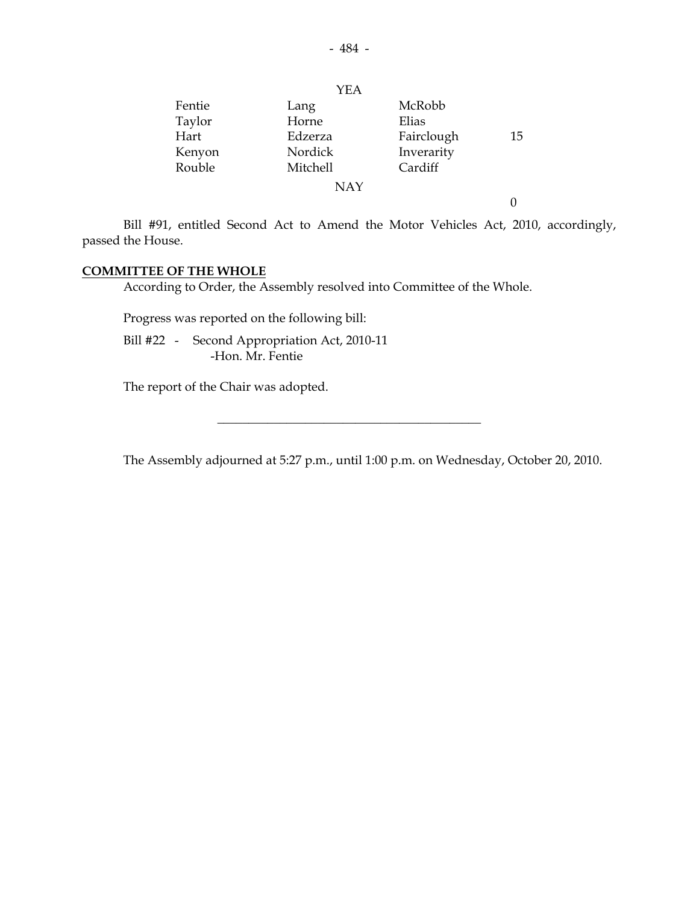YEA

| | | | |
|---|---|---|---|
| Fentie | Lang | McRobb | |
| Taylor | Horne | Elias | |
| Hart | Edzerza | Fairclough | 15 |
| Kenyon | Nordick | Inverarity | |
| Rouble | Mitchell | Cardiff | |

NAY

0

Bill #91, entitled Second Act to Amend the Motor Vehicles Act, 2010, accordingly, passed the House.

**COMMITTEE OF THE WHOLE**

According to Order, the Assembly resolved into Committee of the Whole.

Progress was reported on the following bill:

Bill #22 - Second Appropriation Act, 2010-11
-Hon. Mr. Fentie

The report of the Chair was adopted.

---

The Assembly adjourned at 5:27 p.m., until 1:00 p.m. on Wednesday, October 20, 2010.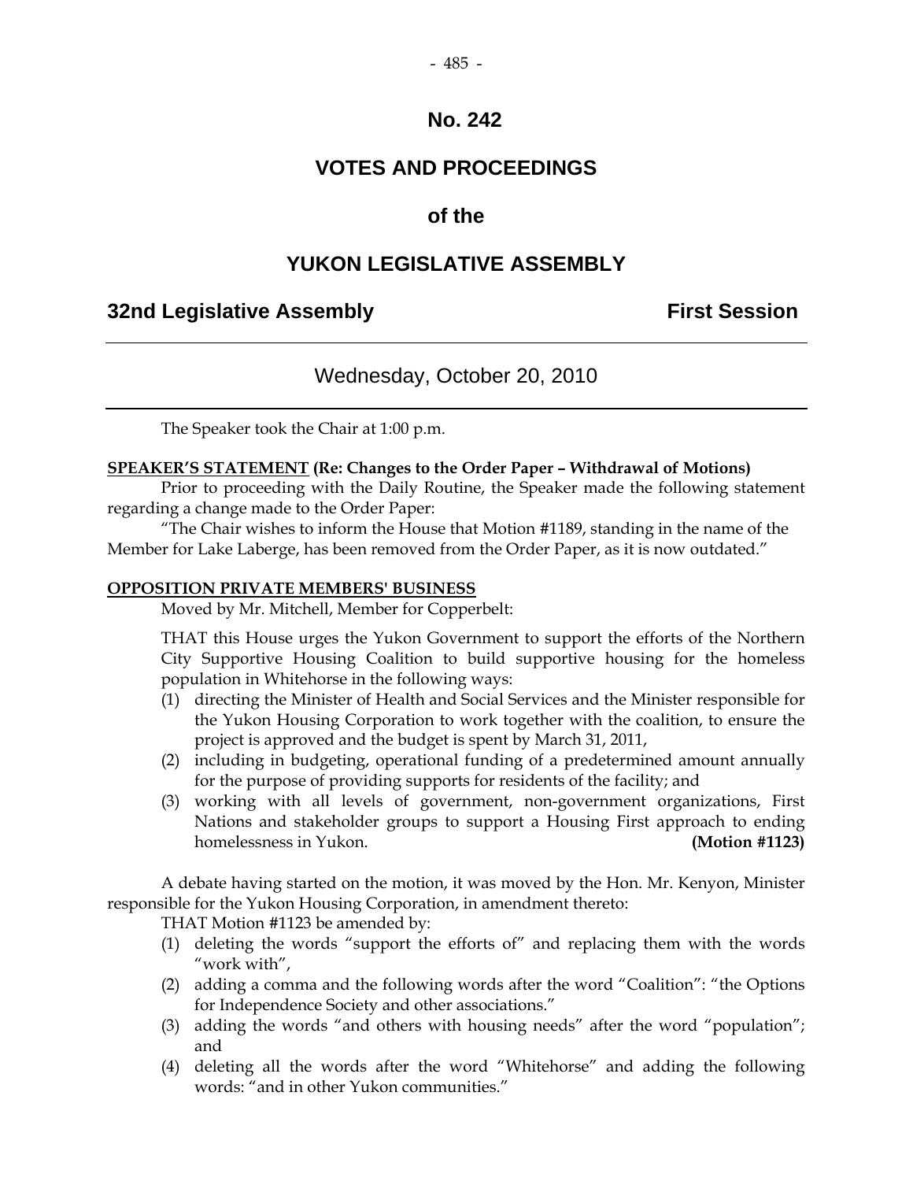# No. 242

# VOTES AND PROCEEDINGS

## of the

# YUKON LEGISLATIVE ASSEMBLY

**32nd Legislative Assembly** **First Session**

---

Wednesday, October 20, 2010

---

The Speaker took the Chair at 1:00 p.m.

**SPEAKER'S STATEMENT (Re: Changes to the Order Paper – Withdrawal of Motions)**

Prior to proceeding with the Daily Routine, the Speaker made the following statement regarding a change made to the Order Paper:

"The Chair wishes to inform the House that Motion #1189, standing in the name of the Member for Lake Laberge, has been removed from the Order Paper, as it is now outdated."

**OPPOSITION PRIVATE MEMBERS' BUSINESS**

Moved by Mr. Mitchell, Member for Copperbelt:

THAT this House urges the Yukon Government to support the efforts of the Northern City Supportive Housing Coalition to build supportive housing for the homeless population in Whitehorse in the following ways:

(1) directing the Minister of Health and Social Services and the Minister responsible for the Yukon Housing Corporation to work together with the coalition, to ensure the project is approved and the budget is spent by March 31, 2011,

(2) including in budgeting, operational funding of a predetermined amount annually for the purpose of providing supports for residents of the facility; and

(3) working with all levels of government, non-government organizations, First Nations and stakeholder groups to support a Housing First approach to ending homelessness in Yukon. **(Motion #1123)**

A debate having started on the motion, it was moved by the Hon. Mr. Kenyon, Minister responsible for the Yukon Housing Corporation, in amendment thereto:

THAT Motion #1123 be amended by:

(1) deleting the words "support the efforts of" and replacing them with the words "work with",

(2) adding a comma and the following words after the word "Coalition": "the Options for Independence Society and other associations."

(3) adding the words "and others with housing needs" after the word "population"; and

(4) deleting all the words after the word "Whitehorse" and adding the following words: "and in other Yukon communities."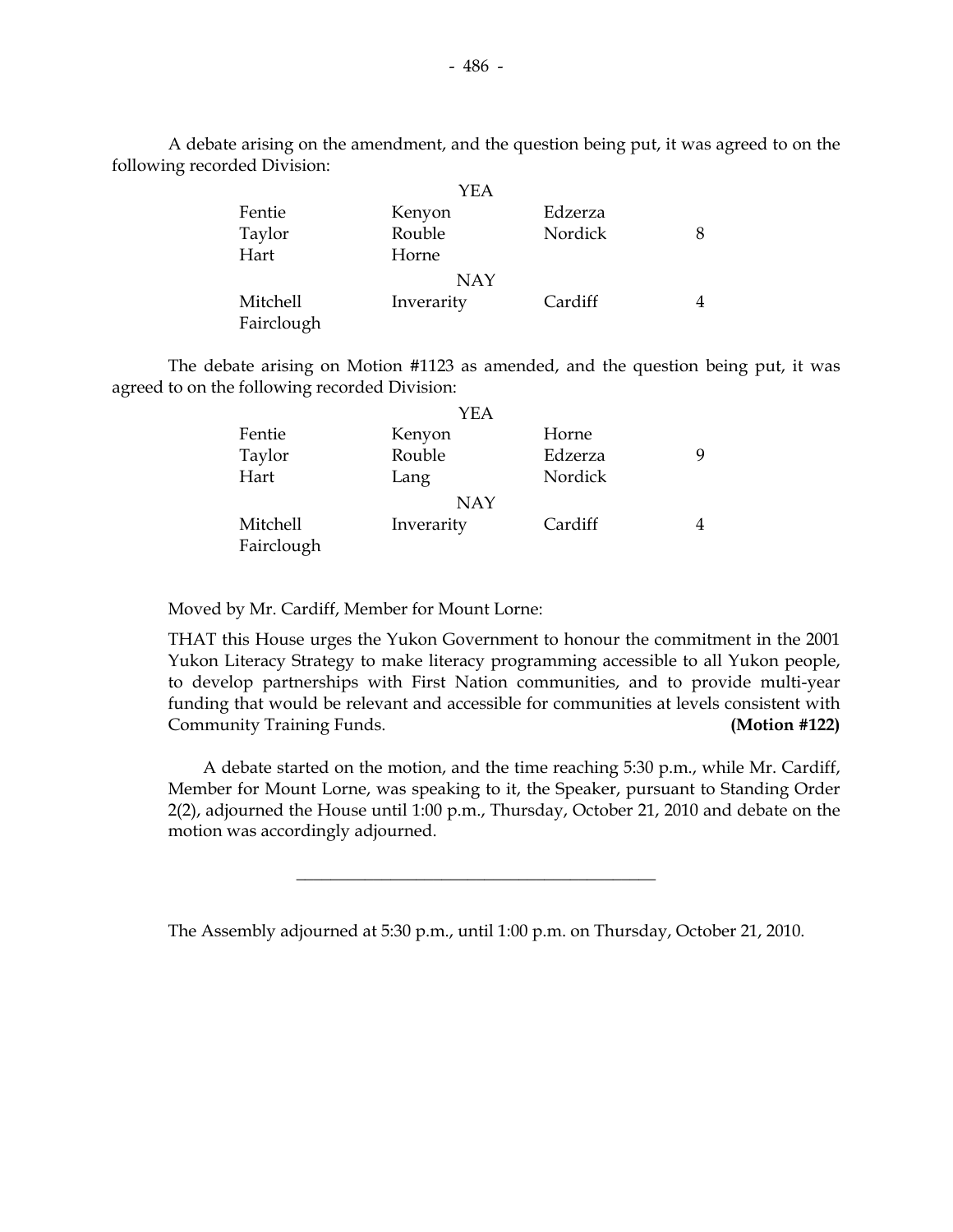A debate arising on the amendment, and the question being put, it was agreed to on the following recorded Division:

| | YEA | | |
|---|---|---|---|
| Fentie | Kenyon | Edzerza | |
| Taylor | Rouble | Nordick | 8 |
| Hart | Horne | | |
| | **NAY** | | |
| Mitchell | Inverarity | Cardiff | 4 |
| Fairclough | | | |

The debate arising on Motion #1123 as amended, and the question being put, it was agreed to on the following recorded Division:

| | YEA | | |
|---|---|---|---|
| Fentie | Kenyon | Horne | |
| Taylor | Rouble | Edzerza | 9 |
| Hart | Lang | Nordick | |
| | **NAY** | | |
| Mitchell | Inverarity | Cardiff | 4 |
| Fairclough | | | |

Moved by Mr. Cardiff, Member for Mount Lorne:

THAT this House urges the Yukon Government to honour the commitment in the 2001 Yukon Literacy Strategy to make literacy programming accessible to all Yukon people, to develop partnerships with First Nation communities, and to provide multi-year funding that would be relevant and accessible for communities at levels consistent with Community Training Funds. **(Motion #122)**

A debate started on the motion, and the time reaching 5:30 p.m., while Mr. Cardiff, Member for Mount Lorne, was speaking to it, the Speaker, pursuant to Standing Order 2(2), adjourned the House until 1:00 p.m., Thursday, October 21, 2010 and debate on the motion was accordingly adjourned.

---

The Assembly adjourned at 5:30 p.m., until 1:00 p.m. on Thursday, October 21, 2010.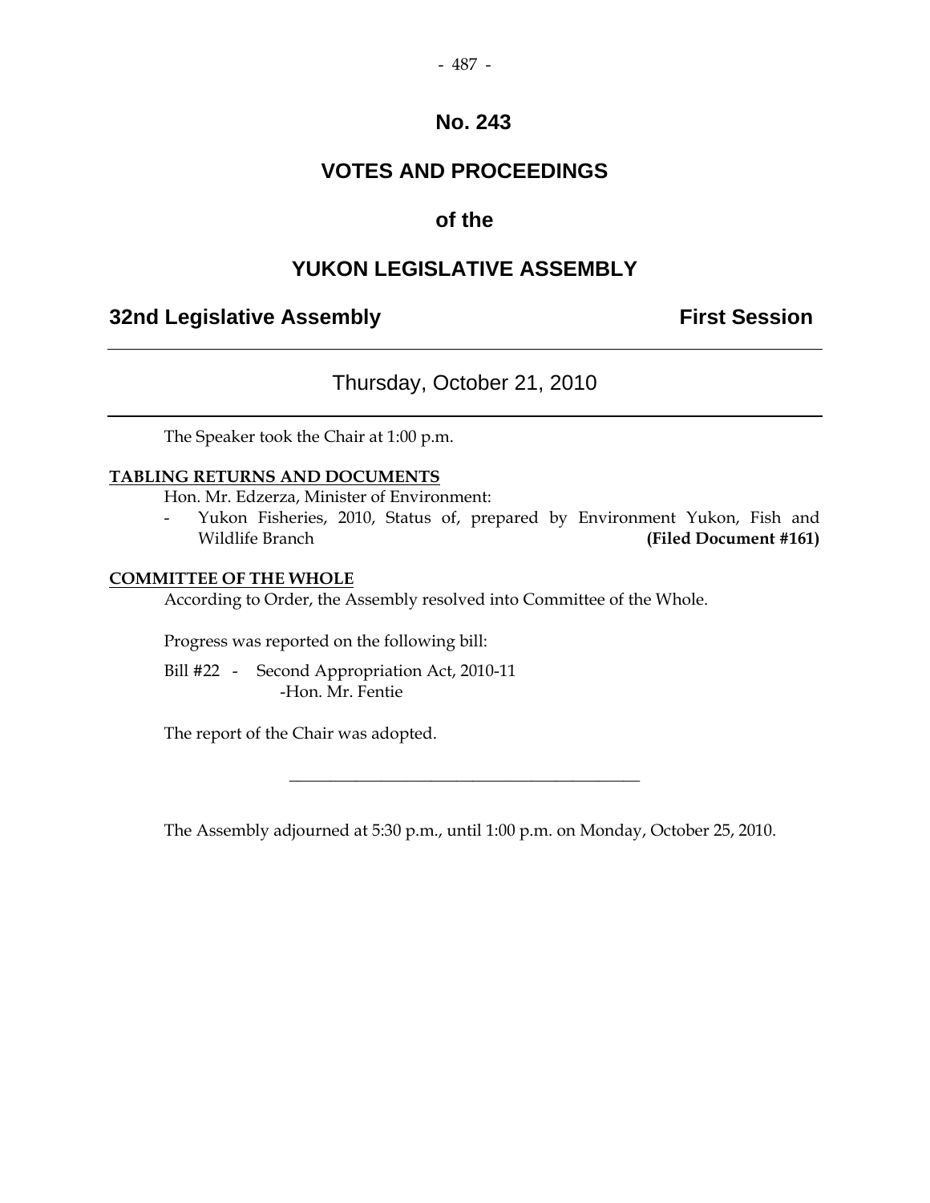# No. 243

# VOTES AND PROCEEDINGS

## of the

# YUKON LEGISLATIVE ASSEMBLY

**32nd Legislative Assembly** **First Session**

---

Thursday, October 21, 2010

---

The Speaker took the Chair at 1:00 p.m.

**TABLING RETURNS AND DOCUMENTS**

Hon. Mr. Edzerza, Minister of Environment:

- Yukon Fisheries, 2010, Status of, prepared by Environment Yukon, Fish and Wildlife Branch **(Filed Document #161)**

**COMMITTEE OF THE WHOLE**

According to Order, the Assembly resolved into Committee of the Whole.

Progress was reported on the following bill:

Bill #22 - Second Appropriation Act, 2010-11
-Hon. Mr. Fentie

The report of the Chair was adopted.

---

The Assembly adjourned at 5:30 p.m., until 1:00 p.m. on Monday, October 25, 2010.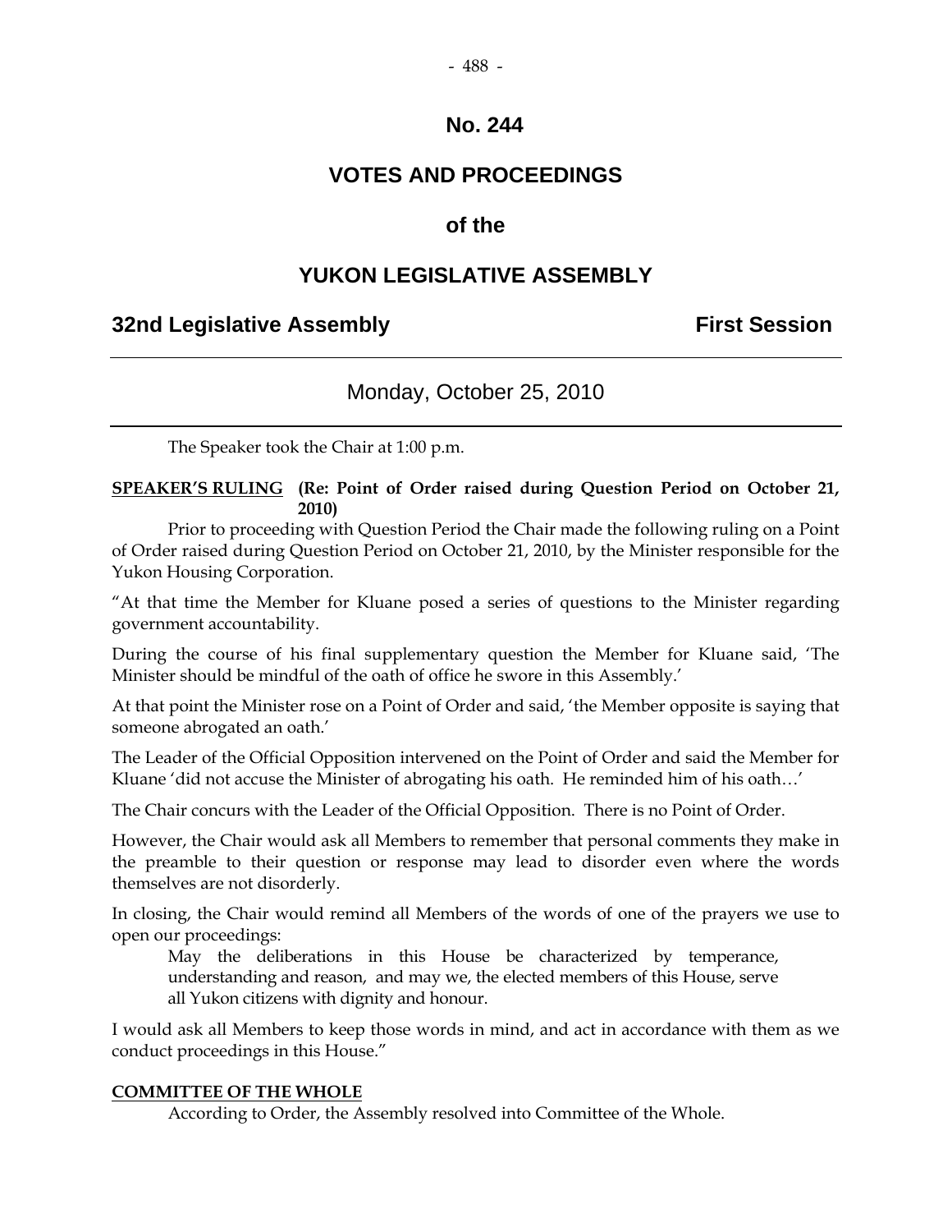# No. 244

# VOTES AND PROCEEDINGS

# of the

# YUKON LEGISLATIVE ASSEMBLY

## 32nd Legislative Assembly — First Session

---

Monday, October 25, 2010

---

The Speaker took the Chair at 1:00 p.m.

**SPEAKER'S RULING (Re: Point of Order raised during Question Period on October 21, 2010)**

Prior to proceeding with Question Period the Chair made the following ruling on a Point of Order raised during Question Period on October 21, 2010, by the Minister responsible for the Yukon Housing Corporation.

"At that time the Member for Kluane posed a series of questions to the Minister regarding government accountability.

During the course of his final supplementary question the Member for Kluane said, 'The Minister should be mindful of the oath of office he swore in this Assembly.'

At that point the Minister rose on a Point of Order and said, 'the Member opposite is saying that someone abrogated an oath.'

The Leader of the Official Opposition intervened on the Point of Order and said the Member for Kluane 'did not accuse the Minister of abrogating his oath. He reminded him of his oath…'

The Chair concurs with the Leader of the Official Opposition. There is no Point of Order.

However, the Chair would ask all Members to remember that personal comments they make in the preamble to their question or response may lead to disorder even where the words themselves are not disorderly.

In closing, the Chair would remind all Members of the words of one of the prayers we use to open our proceedings:

> May the deliberations in this House be characterized by temperance, understanding and reason, and may we, the elected members of this House, serve all Yukon citizens with dignity and honour.

I would ask all Members to keep those words in mind, and act in accordance with them as we conduct proceedings in this House."

**COMMITTEE OF THE WHOLE**

According to Order, the Assembly resolved into Committee of the Whole.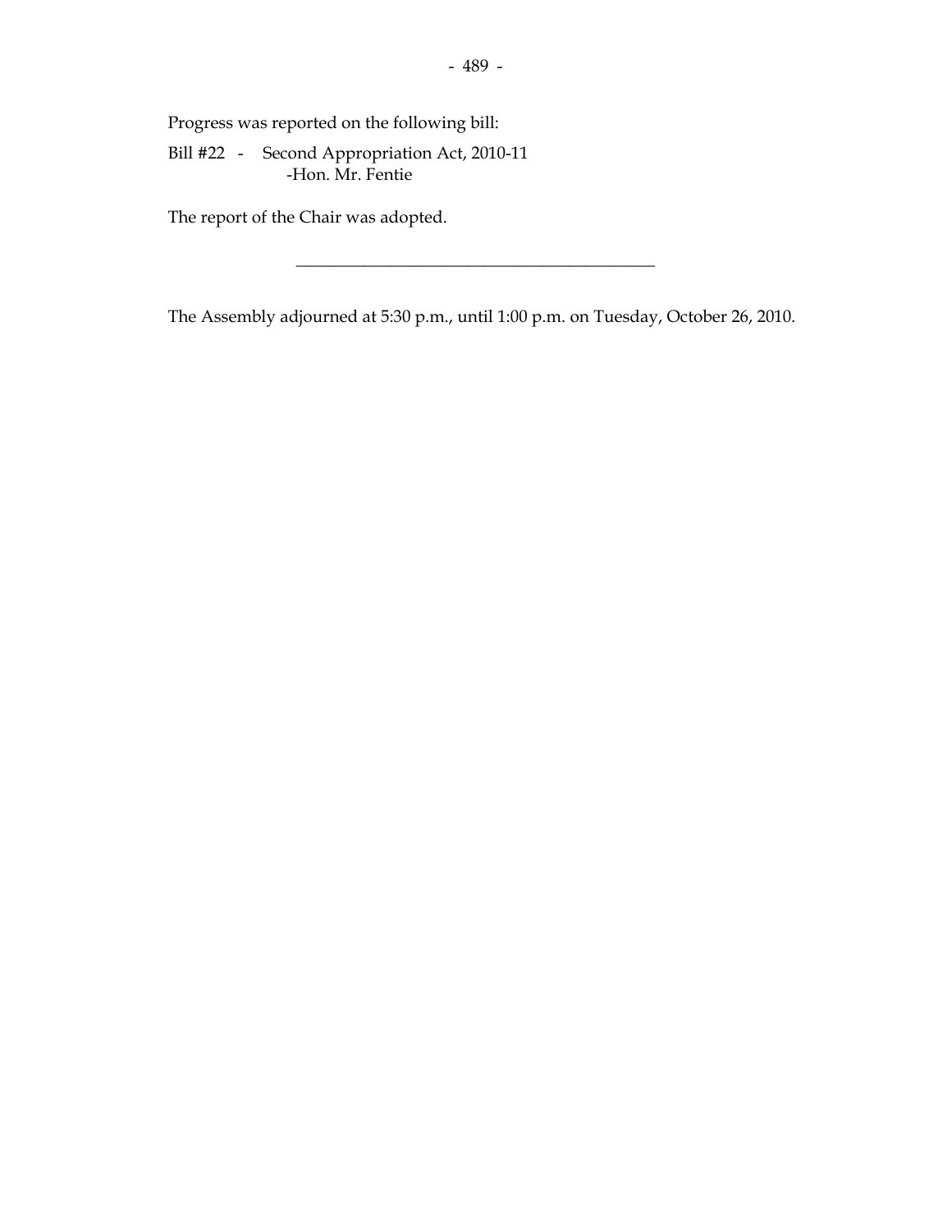Progress was reported on the following bill:

Bill #22 - Second Appropriation Act, 2010-11
-Hon. Mr. Fentie

The report of the Chair was adopted.

---

The Assembly adjourned at 5:30 p.m., until 1:00 p.m. on Tuesday, October 26, 2010.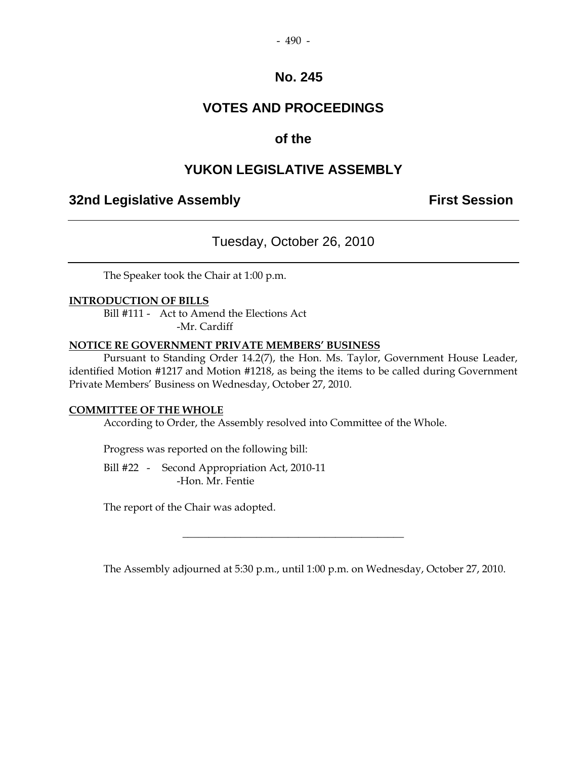# No. 245

## VOTES AND PROCEEDINGS

## of the

## YUKON LEGISLATIVE ASSEMBLY

**32nd Legislative Assembly** **First Session**

---

Tuesday, October 26, 2010

---

The Speaker took the Chair at 1:00 p.m.

**INTRODUCTION OF BILLS**

Bill #111 - Act to Amend the Elections Act
-Mr. Cardiff

**NOTICE RE GOVERNMENT PRIVATE MEMBERS' BUSINESS**

Pursuant to Standing Order 14.2(7), the Hon. Ms. Taylor, Government House Leader, identified Motion #1217 and Motion #1218, as being the items to be called during Government Private Members' Business on Wednesday, October 27, 2010.

**COMMITTEE OF THE WHOLE**

According to Order, the Assembly resolved into Committee of the Whole.

Progress was reported on the following bill:

Bill #22 - Second Appropriation Act, 2010-11
-Hon. Mr. Fentie

The report of the Chair was adopted.

---

The Assembly adjourned at 5:30 p.m., until 1:00 p.m. on Wednesday, October 27, 2010.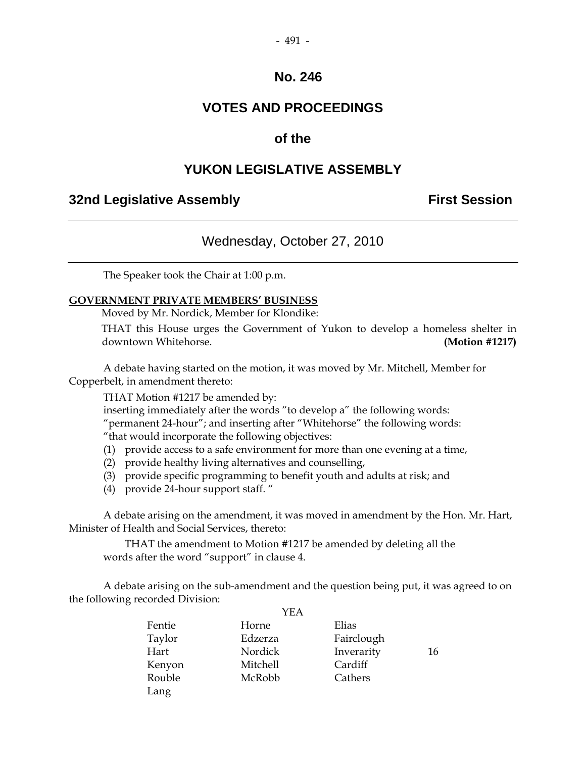# No. 246

# VOTES AND PROCEEDINGS

## of the

# YUKON LEGISLATIVE ASSEMBLY

**32nd Legislative Assembly** **First Session**

---

## Wednesday, October 27, 2010

---

The Speaker took the Chair at 1:00 p.m.

**GOVERNMENT PRIVATE MEMBERS' BUSINESS**

Moved by Mr. Nordick, Member for Klondike:

THAT this House urges the Government of Yukon to develop a homeless shelter in downtown Whitehorse. **(Motion #1217)**

A debate having started on the motion, it was moved by Mr. Mitchell, Member for Copperbelt, in amendment thereto:

THAT Motion #1217 be amended by:

inserting immediately after the words "to develop a" the following words: "permanent 24-hour"; and inserting after "Whitehorse" the following words: "that would incorporate the following objectives:

(1) provide access to a safe environment for more than one evening at a time,
(2) provide healthy living alternatives and counselling,
(3) provide specific programming to benefit youth and adults at risk; and
(4) provide 24-hour support staff. "

A debate arising on the amendment, it was moved in amendment by the Hon. Mr. Hart, Minister of Health and Social Services, thereto:

THAT the amendment to Motion #1217 be amended by deleting all the words after the word "support" in clause 4.

A debate arising on the sub-amendment and the question being put, it was agreed to on the following recorded Division:

YEA

| | | | |
|---|---|---|---|
| Fentie | Horne | Elias | |
| Taylor | Edzerza | Fairclough | |
| Hart | Nordick | Inverarity | 16 |
| Kenyon | Mitchell | Cardiff | |
| Rouble | McRobb | Cathers | |
| Lang | | | |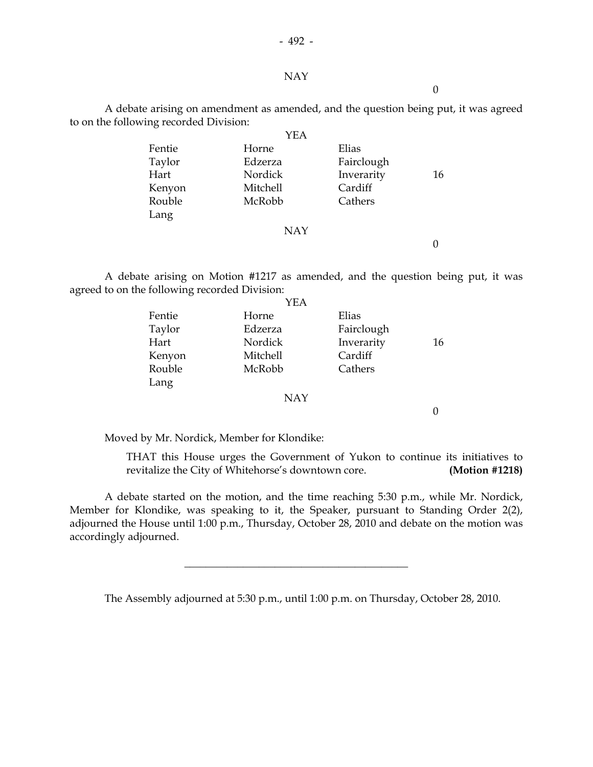NAY

0

A debate arising on amendment as amended, and the question being put, it was agreed to on the following recorded Division:

YEA

| | | | |
|---|---|---|---|
| Fentie | Horne | Elias | |
| Taylor | Edzerza | Fairclough | |
| Hart | Nordick | Inverarity | 16 |
| Kenyon | Mitchell | Cardiff | |
| Rouble | McRobb | Cathers | |
| Lang | | | |

NAY

0

A debate arising on Motion #1217 as amended, and the question being put, it was agreed to on the following recorded Division:

YEA

| | | | |
|---|---|---|---|
| Fentie | Horne | Elias | |
| Taylor | Edzerza | Fairclough | |
| Hart | Nordick | Inverarity | 16 |
| Kenyon | Mitchell | Cardiff | |
| Rouble | McRobb | Cathers | |
| Lang | | | |

NAY

0

Moved by Mr. Nordick, Member for Klondike:

> THAT this House urges the Government of Yukon to continue its initiatives to revitalize the City of Whitehorse's downtown core. **(Motion #1218)**

A debate started on the motion, and the time reaching 5:30 p.m., while Mr. Nordick, Member for Klondike, was speaking to it, the Speaker, pursuant to Standing Order 2(2), adjourned the House until 1:00 p.m., Thursday, October 28, 2010 and debate on the motion was accordingly adjourned.

---

The Assembly adjourned at 5:30 p.m., until 1:00 p.m. on Thursday, October 28, 2010.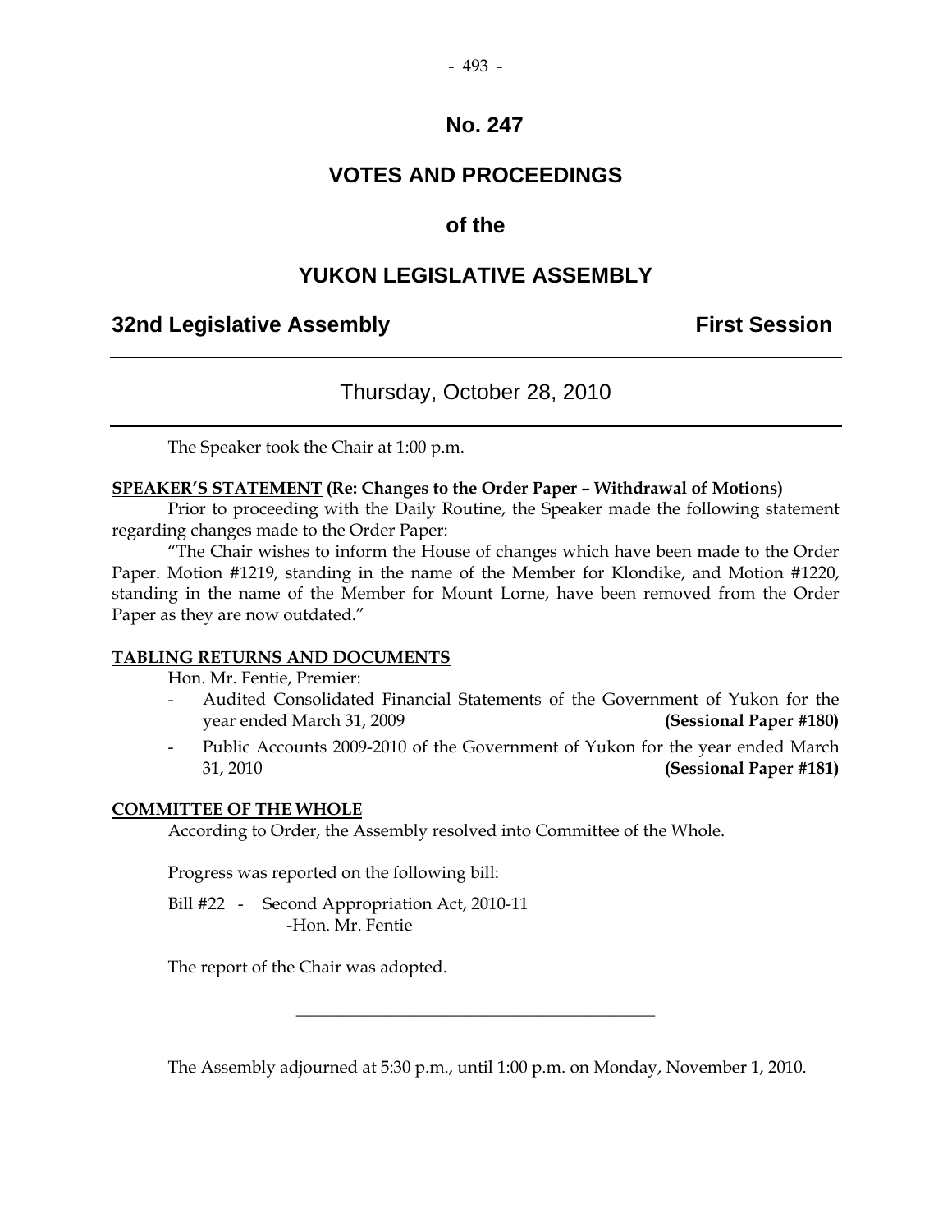# No. 247

# VOTES AND PROCEEDINGS

# of the

# YUKON LEGISLATIVE ASSEMBLY

**32nd Legislative Assembly** **First Session**

---

## Thursday, October 28, 2010

---

The Speaker took the Chair at 1:00 p.m.

**SPEAKER'S STATEMENT (Re: Changes to the Order Paper – Withdrawal of Motions)**

Prior to proceeding with the Daily Routine, the Speaker made the following statement regarding changes made to the Order Paper:

"The Chair wishes to inform the House of changes which have been made to the Order Paper. Motion #1219, standing in the name of the Member for Klondike, and Motion #1220, standing in the name of the Member for Mount Lorne, have been removed from the Order Paper as they are now outdated."

**TABLING RETURNS AND DOCUMENTS**

Hon. Mr. Fentie, Premier:

- Audited Consolidated Financial Statements of the Government of Yukon for the year ended March 31, 2009 **(Sessional Paper #180)**
- Public Accounts 2009-2010 of the Government of Yukon for the year ended March 31, 2010 **(Sessional Paper #181)**

**COMMITTEE OF THE WHOLE**

According to Order, the Assembly resolved into Committee of the Whole.

Progress was reported on the following bill:

Bill #22 - Second Appropriation Act, 2010-11
-Hon. Mr. Fentie

The report of the Chair was adopted.

---

The Assembly adjourned at 5:30 p.m., until 1:00 p.m. on Monday, November 1, 2010.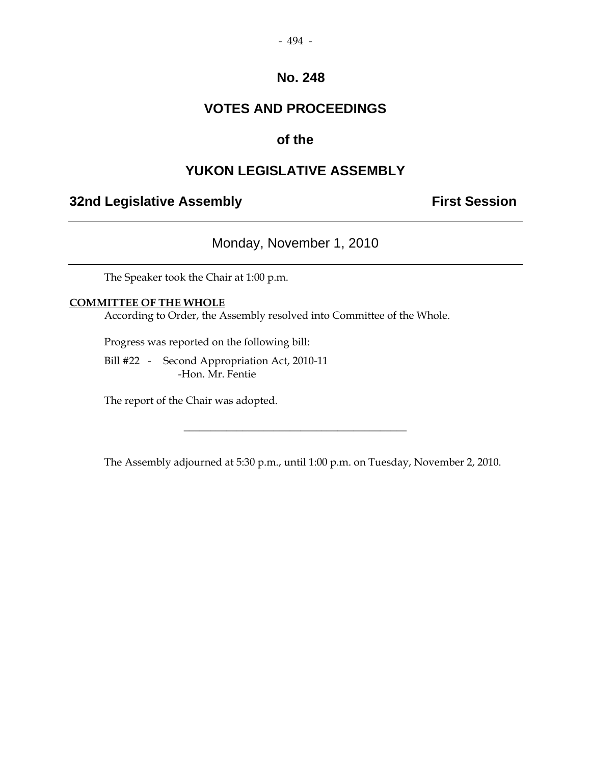# No. 248

## VOTES AND PROCEEDINGS

## of the

## YUKON LEGISLATIVE ASSEMBLY

**32nd Legislative Assembly** **First Session**

---

Monday, November 1, 2010

---

The Speaker took the Chair at 1:00 p.m.

**COMMITTEE OF THE WHOLE**

According to Order, the Assembly resolved into Committee of the Whole.

Progress was reported on the following bill:

Bill #22 - Second Appropriation Act, 2010-11
-Hon. Mr. Fentie

The report of the Chair was adopted.

---

The Assembly adjourned at 5:30 p.m., until 1:00 p.m. on Tuesday, November 2, 2010.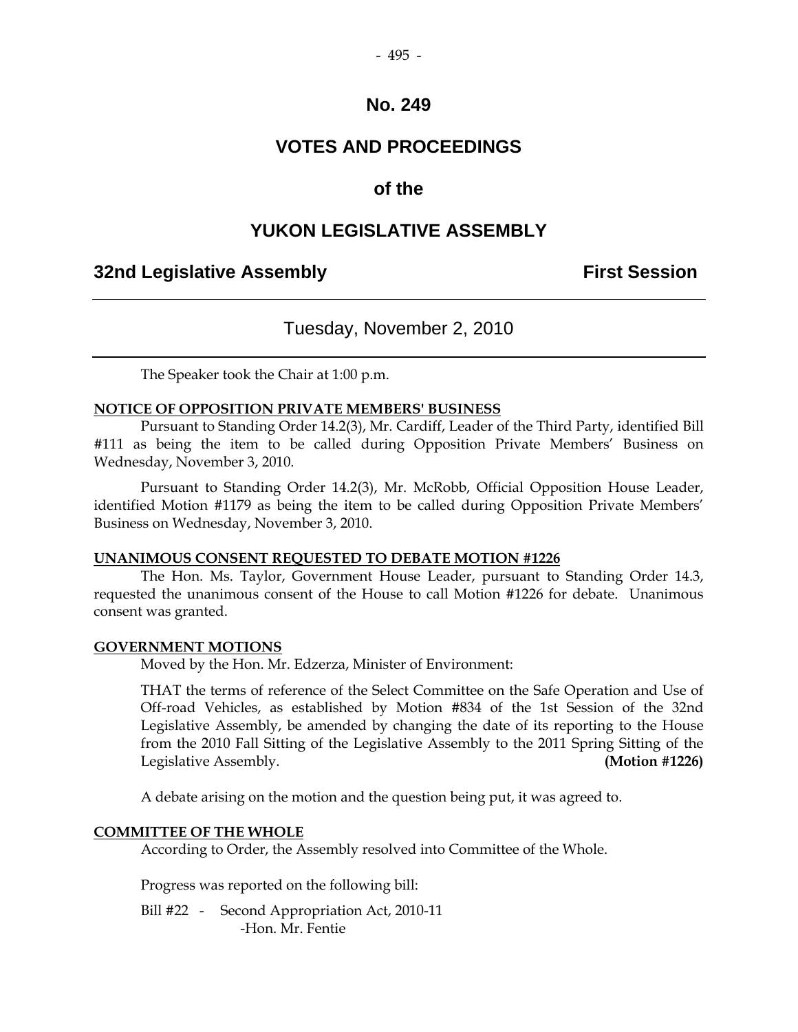# No. 249

## VOTES AND PROCEEDINGS

## of the

## YUKON LEGISLATIVE ASSEMBLY

**32nd Legislative Assembly** **First Session**

---

### Tuesday, November 2, 2010

---

The Speaker took the Chair at 1:00 p.m.

**NOTICE OF OPPOSITION PRIVATE MEMBERS' BUSINESS**

Pursuant to Standing Order 14.2(3), Mr. Cardiff, Leader of the Third Party, identified Bill #111 as being the item to be called during Opposition Private Members' Business on Wednesday, November 3, 2010.

Pursuant to Standing Order 14.2(3), Mr. McRobb, Official Opposition House Leader, identified Motion #1179 as being the item to be called during Opposition Private Members' Business on Wednesday, November 3, 2010.

**UNANIMOUS CONSENT REQUESTED TO DEBATE MOTION #1226**

The Hon. Ms. Taylor, Government House Leader, pursuant to Standing Order 14.3, requested the unanimous consent of the House to call Motion #1226 for debate. Unanimous consent was granted.

**GOVERNMENT MOTIONS**

Moved by the Hon. Mr. Edzerza, Minister of Environment:

THAT the terms of reference of the Select Committee on the Safe Operation and Use of Off-road Vehicles, as established by Motion #834 of the 1st Session of the 32nd Legislative Assembly, be amended by changing the date of its reporting to the House from the 2010 Fall Sitting of the Legislative Assembly to the 2011 Spring Sitting of the Legislative Assembly. **(Motion #1226)**

A debate arising on the motion and the question being put, it was agreed to.

**COMMITTEE OF THE WHOLE**

According to Order, the Assembly resolved into Committee of the Whole.

Progress was reported on the following bill:

Bill #22 - Second Appropriation Act, 2010-11
-Hon. Mr. Fentie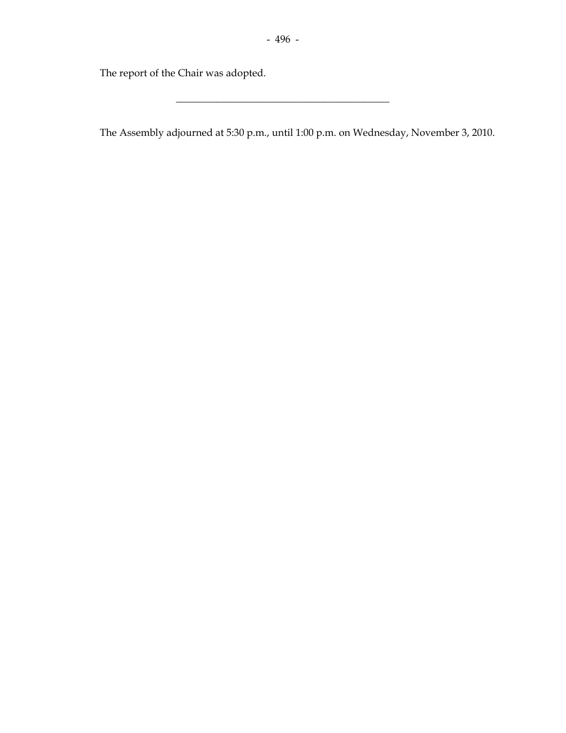The report of the Chair was adopted.

---

The Assembly adjourned at 5:30 p.m., until 1:00 p.m. on Wednesday, November 3, 2010.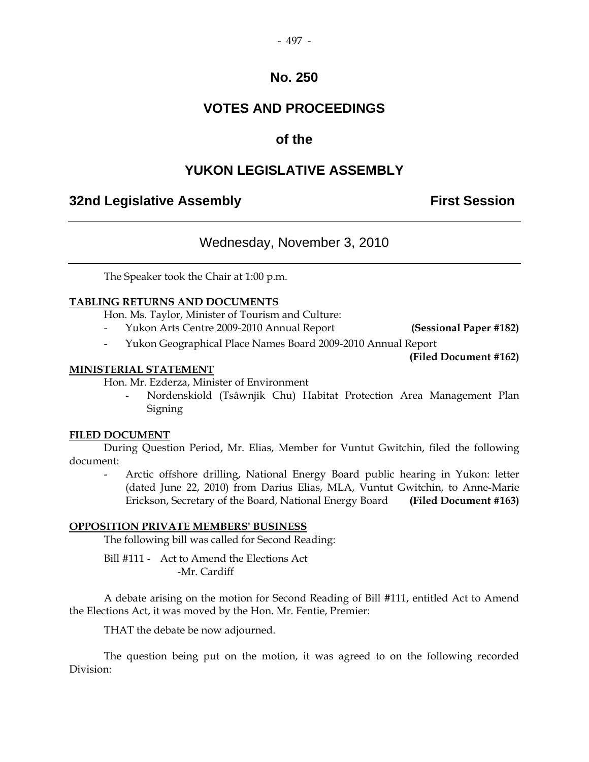# No. 250

# VOTES AND PROCEEDINGS

# of the

# YUKON LEGISLATIVE ASSEMBLY

## 32nd Legislative Assembly — First Session

### Wednesday, November 3, 2010

The Speaker took the Chair at 1:00 p.m.

**TABLING RETURNS AND DOCUMENTS**

Hon. Ms. Taylor, Minister of Tourism and Culture:

- Yukon Arts Centre 2009-2010 Annual Report **(Sessional Paper #182)**
- Yukon Geographical Place Names Board 2009-2010 Annual Report **(Filed Document #162)**

**MINISTERIAL STATEMENT**

Hon. Mr. Ezderza, Minister of Environment

- Nordenskiold (Tsâwnjik Chu) Habitat Protection Area Management Plan Signing

**FILED DOCUMENT**

During Question Period, Mr. Elias, Member for Vuntut Gwitchin, filed the following document:

- Arctic offshore drilling, National Energy Board public hearing in Yukon: letter (dated June 22, 2010) from Darius Elias, MLA, Vuntut Gwitchin, to Anne-Marie Erickson, Secretary of the Board, National Energy Board **(Filed Document #163)**

**OPPOSITION PRIVATE MEMBERS' BUSINESS**

The following bill was called for Second Reading:

Bill #111 - Act to Amend the Elections Act
-Mr. Cardiff

A debate arising on the motion for Second Reading of Bill #111, entitled Act to Amend the Elections Act, it was moved by the Hon. Mr. Fentie, Premier:

THAT the debate be now adjourned.

The question being put on the motion, it was agreed to on the following recorded Division: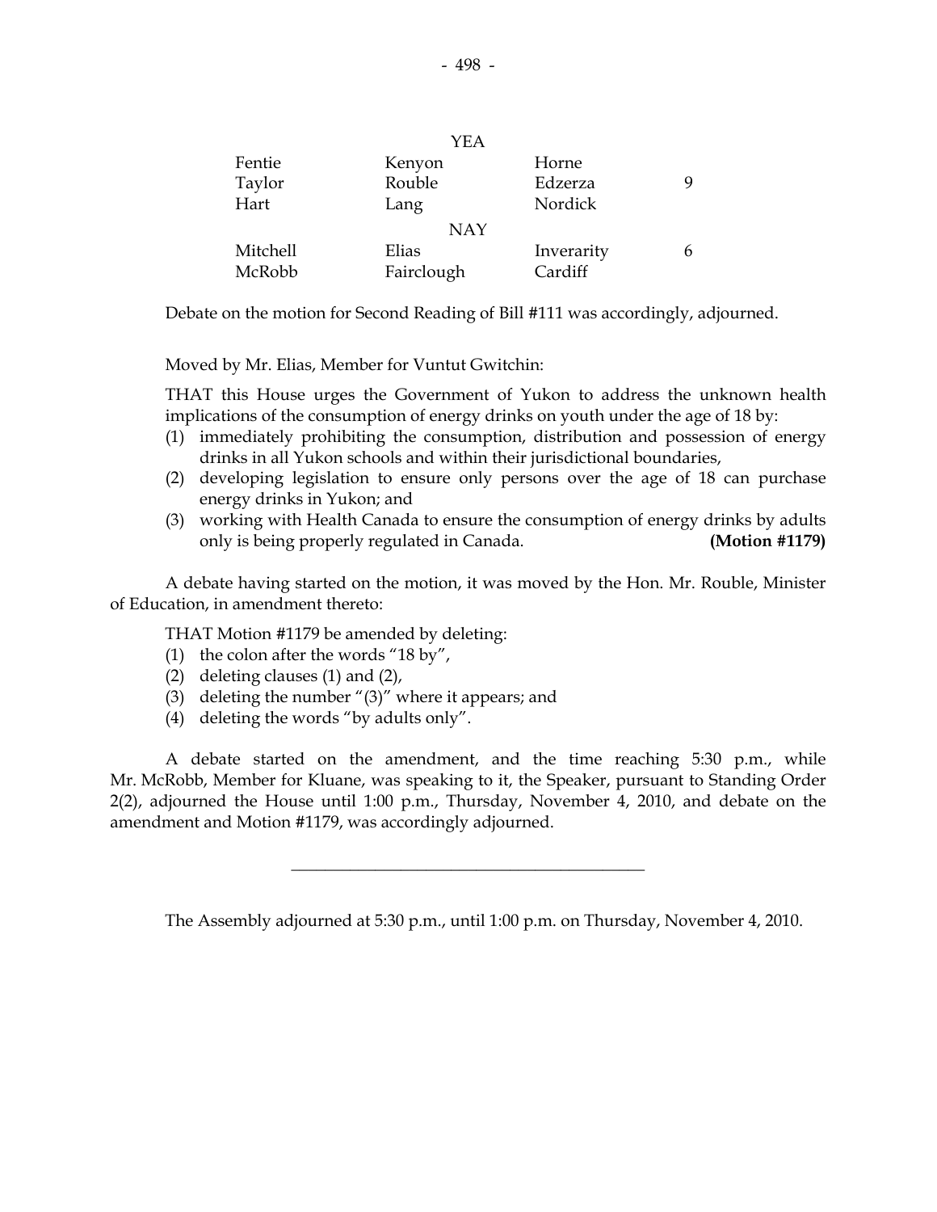| | YEA | | |
|---|---|---|---|
| Fentie | Kenyon | Horne | |
| Taylor | Rouble | Edzerza | 9 |
| Hart | Lang | Nordick | |
| | NAY | | |
| Mitchell | Elias | Inverarity | 6 |
| McRobb | Fairclough | Cardiff | |

Debate on the motion for Second Reading of Bill #111 was accordingly, adjourned.

Moved by Mr. Elias, Member for Vuntut Gwitchin:

THAT this House urges the Government of Yukon to address the unknown health implications of the consumption of energy drinks on youth under the age of 18 by:

(1) immediately prohibiting the consumption, distribution and possession of energy drinks in all Yukon schools and within their jurisdictional boundaries,
(2) developing legislation to ensure only persons over the age of 18 can purchase energy drinks in Yukon; and
(3) working with Health Canada to ensure the consumption of energy drinks by adults only is being properly regulated in Canada. **(Motion #1179)**

A debate having started on the motion, it was moved by the Hon. Mr. Rouble, Minister of Education, in amendment thereto:

THAT Motion #1179 be amended by deleting:

(1) the colon after the words "18 by",
(2) deleting clauses (1) and (2),
(3) deleting the number "(3)" where it appears; and
(4) deleting the words "by adults only".

A debate started on the amendment, and the time reaching 5:30 p.m., while Mr. McRobb, Member for Kluane, was speaking to it, the Speaker, pursuant to Standing Order 2(2), adjourned the House until 1:00 p.m., Thursday, November 4, 2010, and debate on the amendment and Motion #1179, was accordingly adjourned.

---

The Assembly adjourned at 5:30 p.m., until 1:00 p.m. on Thursday, November 4, 2010.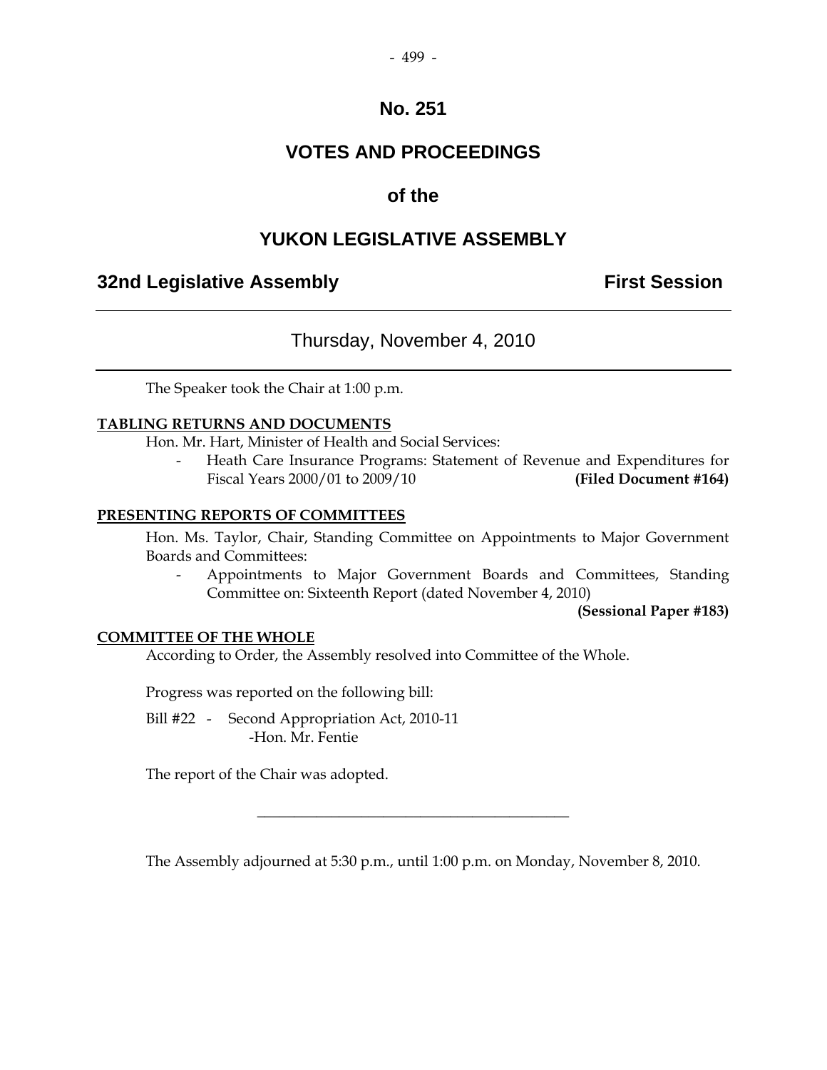# No. 251

# VOTES AND PROCEEDINGS

# of the

# YUKON LEGISLATIVE ASSEMBLY

**32nd Legislative Assembly** **First Session**

---

Thursday, November 4, 2010

---

The Speaker took the Chair at 1:00 p.m.

**TABLING RETURNS AND DOCUMENTS**

Hon. Mr. Hart, Minister of Health and Social Services:

- Heath Care Insurance Programs: Statement of Revenue and Expenditures for Fiscal Years 2000/01 to 2009/10 **(Filed Document #164)**

**PRESENTING REPORTS OF COMMITTEES**

Hon. Ms. Taylor, Chair, Standing Committee on Appointments to Major Government Boards and Committees:

- Appointments to Major Government Boards and Committees, Standing Committee on: Sixteenth Report (dated November 4, 2010) **(Sessional Paper #183)**

**COMMITTEE OF THE WHOLE**

According to Order, the Assembly resolved into Committee of the Whole.

Progress was reported on the following bill:

Bill #22 - Second Appropriation Act, 2010-11
-Hon. Mr. Fentie

The report of the Chair was adopted.

---

The Assembly adjourned at 5:30 p.m., until 1:00 p.m. on Monday, November 8, 2010.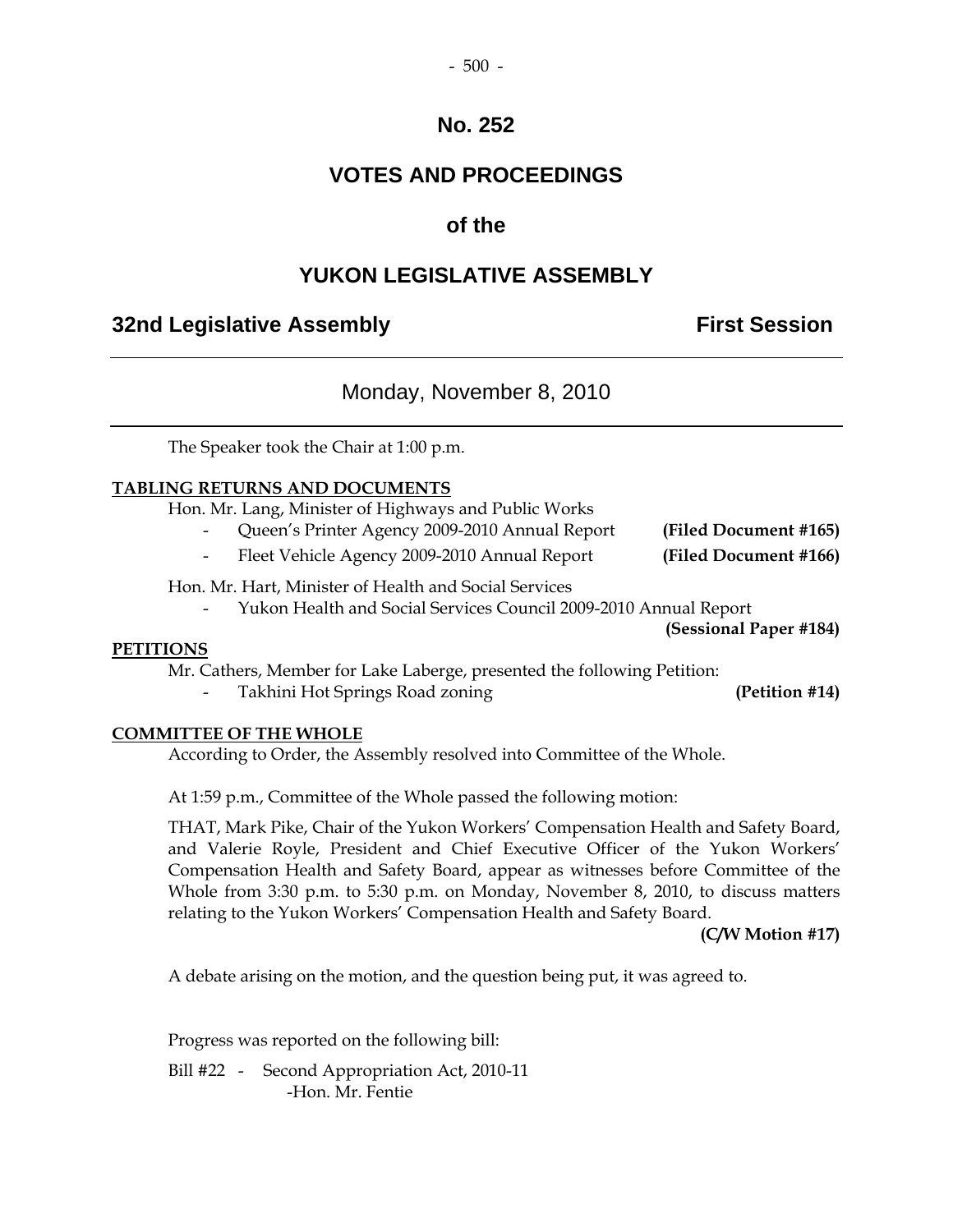# No. 252

# VOTES AND PROCEEDINGS

## of the

# YUKON LEGISLATIVE ASSEMBLY

**32nd Legislative Assembly** **First Session**

---

Monday, November 8, 2010

---

The Speaker took the Chair at 1:00 p.m.

**TABLING RETURNS AND DOCUMENTS**

Hon. Mr. Lang, Minister of Highways and Public Works

- Queen's Printer Agency 2009-2010 Annual Report **(Filed Document #165)**
- Fleet Vehicle Agency 2009-2010 Annual Report **(Filed Document #166)**

Hon. Mr. Hart, Minister of Health and Social Services

- Yukon Health and Social Services Council 2009-2010 Annual Report **(Sessional Paper #184)**

**PETITIONS**

Mr. Cathers, Member for Lake Laberge, presented the following Petition:

- Takhini Hot Springs Road zoning **(Petition #14)**

**COMMITTEE OF THE WHOLE**

According to Order, the Assembly resolved into Committee of the Whole.

At 1:59 p.m., Committee of the Whole passed the following motion:

THAT, Mark Pike, Chair of the Yukon Workers' Compensation Health and Safety Board, and Valerie Royle, President and Chief Executive Officer of the Yukon Workers' Compensation Health and Safety Board, appear as witnesses before Committee of the Whole from 3:30 p.m. to 5:30 p.m. on Monday, November 8, 2010, to discuss matters relating to the Yukon Workers' Compensation Health and Safety Board.

**(C/W Motion #17)**

A debate arising on the motion, and the question being put, it was agreed to.

Progress was reported on the following bill:

Bill #22 - Second Appropriation Act, 2010-11
-Hon. Mr. Fentie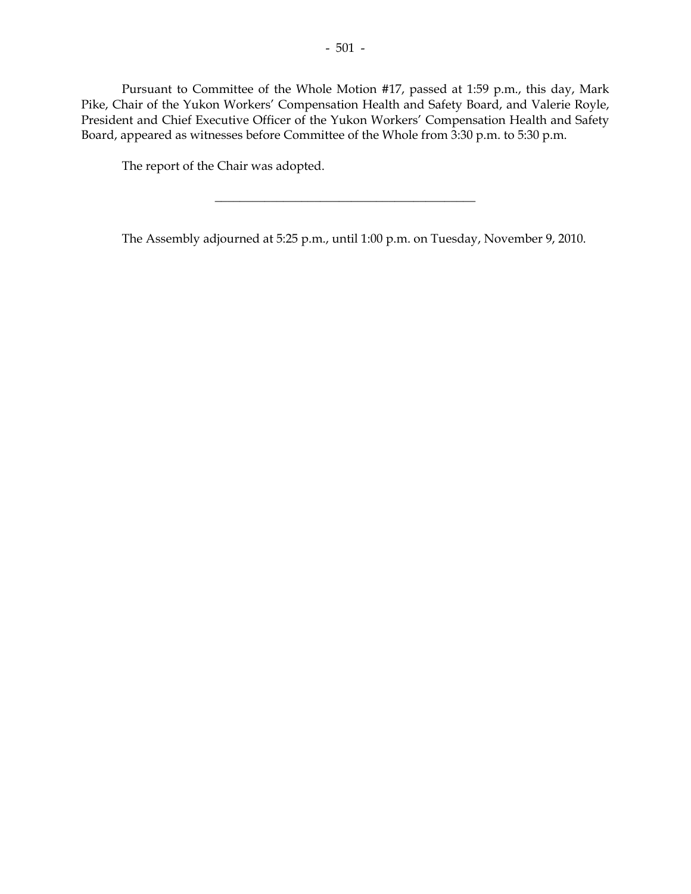Pursuant to Committee of the Whole Motion #17, passed at 1:59 p.m., this day, Mark Pike, Chair of the Yukon Workers' Compensation Health and Safety Board, and Valerie Royle, President and Chief Executive Officer of the Yukon Workers' Compensation Health and Safety Board, appeared as witnesses before Committee of the Whole from 3:30 p.m. to 5:30 p.m.

The report of the Chair was adopted.

---

The Assembly adjourned at 5:25 p.m., until 1:00 p.m. on Tuesday, November 9, 2010.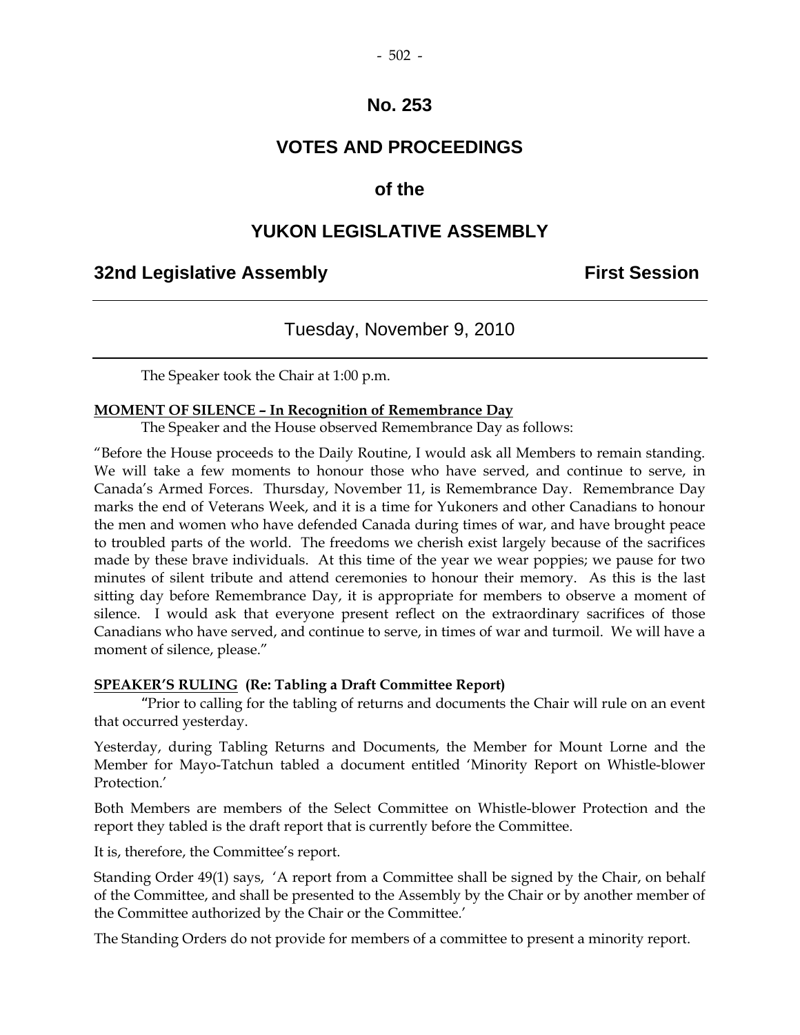# No. 253

# VOTES AND PROCEEDINGS

# of the

# YUKON LEGISLATIVE ASSEMBLY

## 32nd Legislative Assembly — First Session

---

### Tuesday, November 9, 2010

---

The Speaker took the Chair at 1:00 p.m.

**MOMENT OF SILENCE – In Recognition of Remembrance Day**

The Speaker and the House observed Remembrance Day as follows:

"Before the House proceeds to the Daily Routine, I would ask all Members to remain standing. We will take a few moments to honour those who have served, and continue to serve, in Canada's Armed Forces. Thursday, November 11, is Remembrance Day. Remembrance Day marks the end of Veterans Week, and it is a time for Yukoners and other Canadians to honour the men and women who have defended Canada during times of war, and have brought peace to troubled parts of the world. The freedoms we cherish exist largely because of the sacrifices made by these brave individuals. At this time of the year we wear poppies; we pause for two minutes of silent tribute and attend ceremonies to honour their memory. As this is the last sitting day before Remembrance Day, it is appropriate for members to observe a moment of silence. I would ask that everyone present reflect on the extraordinary sacrifices of those Canadians who have served, and continue to serve, in times of war and turmoil. We will have a moment of silence, please."

**SPEAKER'S RULING (Re: Tabling a Draft Committee Report)**

"Prior to calling for the tabling of returns and documents the Chair will rule on an event that occurred yesterday.

Yesterday, during Tabling Returns and Documents, the Member for Mount Lorne and the Member for Mayo-Tatchun tabled a document entitled 'Minority Report on Whistle-blower Protection.'

Both Members are members of the Select Committee on Whistle-blower Protection and the report they tabled is the draft report that is currently before the Committee.

It is, therefore, the Committee's report.

Standing Order 49(1) says, 'A report from a Committee shall be signed by the Chair, on behalf of the Committee, and shall be presented to the Assembly by the Chair or by another member of the Committee authorized by the Chair or the Committee.'

The Standing Orders do not provide for members of a committee to present a minority report.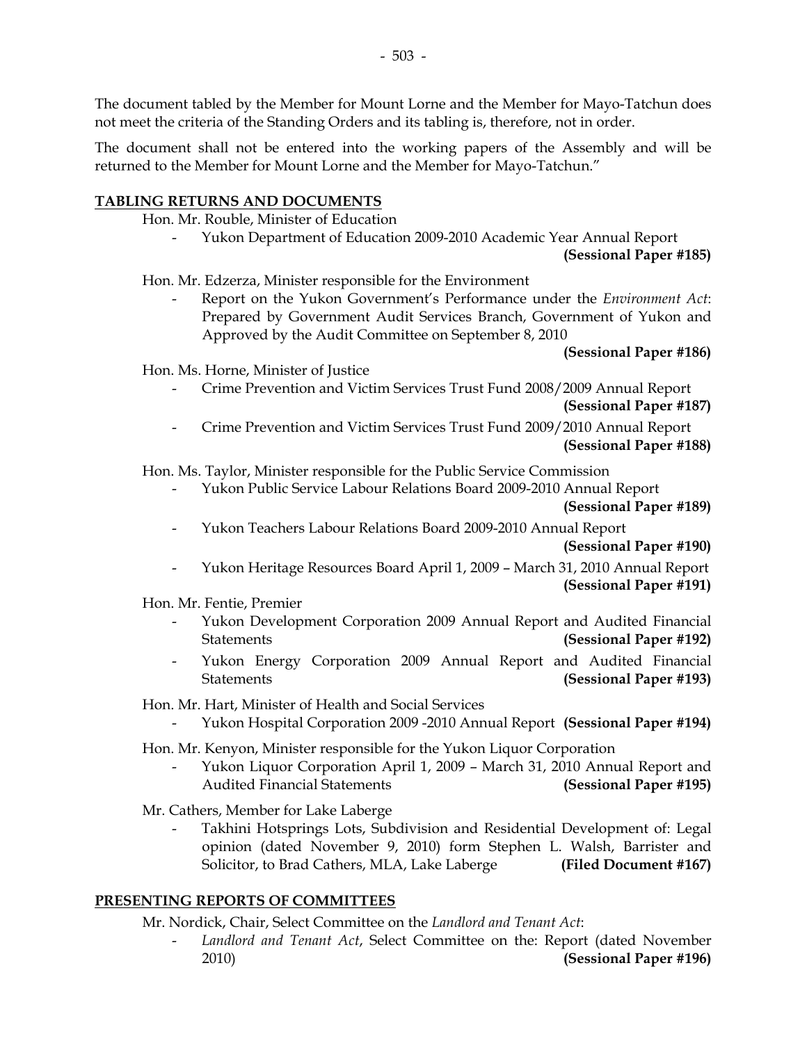The document tabled by the Member for Mount Lorne and the Member for Mayo-Tatchun does not meet the criteria of the Standing Orders and its tabling is, therefore, not in order.

The document shall not be entered into the working papers of the Assembly and will be returned to the Member for Mount Lorne and the Member for Mayo-Tatchun."

## TABLING RETURNS AND DOCUMENTS

Hon. Mr. Rouble, Minister of Education

- Yukon Department of Education 2009-2010 Academic Year Annual Report **(Sessional Paper #185)**

Hon. Mr. Edzerza, Minister responsible for the Environment

- Report on the Yukon Government's Performance under the *Environment Act*: Prepared by Government Audit Services Branch, Government of Yukon and Approved by the Audit Committee on September 8, 2010 **(Sessional Paper #186)**

Hon. Ms. Horne, Minister of Justice

- Crime Prevention and Victim Services Trust Fund 2008/2009 Annual Report **(Sessional Paper #187)**
- Crime Prevention and Victim Services Trust Fund 2009/2010 Annual Report **(Sessional Paper #188)**

Hon. Ms. Taylor, Minister responsible for the Public Service Commission

- Yukon Public Service Labour Relations Board 2009-2010 Annual Report **(Sessional Paper #189)**
- Yukon Teachers Labour Relations Board 2009-2010 Annual Report **(Sessional Paper #190)**
- Yukon Heritage Resources Board April 1, 2009 – March 31, 2010 Annual Report **(Sessional Paper #191)**

Hon. Mr. Fentie, Premier

- Yukon Development Corporation 2009 Annual Report and Audited Financial Statements **(Sessional Paper #192)**
- Yukon Energy Corporation 2009 Annual Report and Audited Financial Statements **(Sessional Paper #193)**

Hon. Mr. Hart, Minister of Health and Social Services

- Yukon Hospital Corporation 2009 -2010 Annual Report **(Sessional Paper #194)**

Hon. Mr. Kenyon, Minister responsible for the Yukon Liquor Corporation

- Yukon Liquor Corporation April 1, 2009 – March 31, 2010 Annual Report and Audited Financial Statements **(Sessional Paper #195)**

Mr. Cathers, Member for Lake Laberge

- Takhini Hotsprings Lots, Subdivision and Residential Development of: Legal opinion (dated November 9, 2010) form Stephen L. Walsh, Barrister and Solicitor, to Brad Cathers, MLA, Lake Laberge **(Filed Document #167)**

## PRESENTING REPORTS OF COMMITTEES

Mr. Nordick, Chair, Select Committee on the *Landlord and Tenant Act*:

- *Landlord and Tenant Act*, Select Committee on the: Report (dated November 2010) **(Sessional Paper #196)**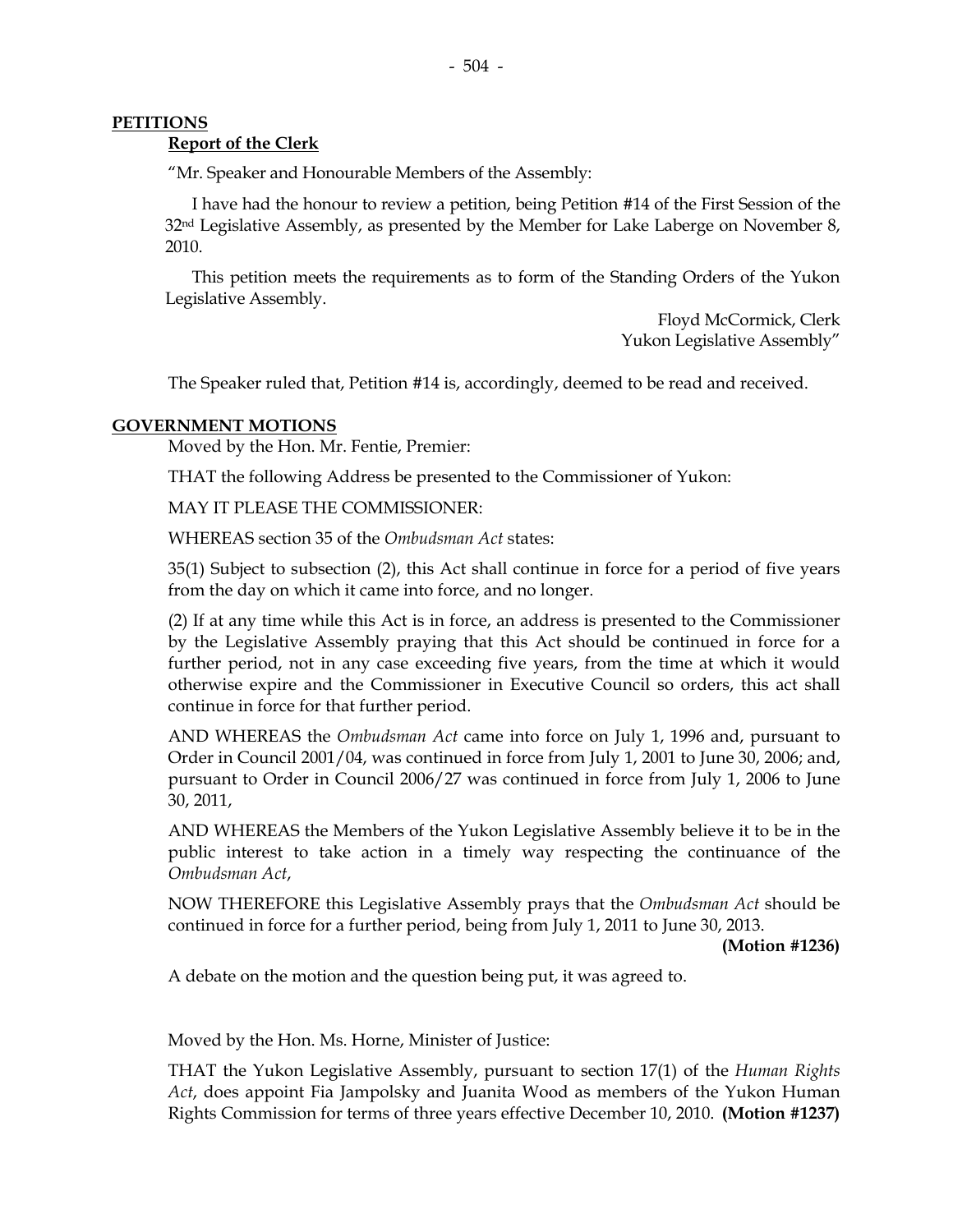## PETITIONS

### Report of the Clerk

"Mr. Speaker and Honourable Members of the Assembly:

I have had the honour to review a petition, being Petition #14 of the First Session of the 32nd Legislative Assembly, as presented by the Member for Lake Laberge on November 8, 2010.

This petition meets the requirements as to form of the Standing Orders of the Yukon Legislative Assembly.

Floyd McCormick, Clerk
Yukon Legislative Assembly"

The Speaker ruled that, Petition #14 is, accordingly, deemed to be read and received.

## GOVERNMENT MOTIONS

Moved by the Hon. Mr. Fentie, Premier:

THAT the following Address be presented to the Commissioner of Yukon:

MAY IT PLEASE THE COMMISSIONER:

WHEREAS section 35 of the *Ombudsman Act* states:

35(1) Subject to subsection (2), this Act shall continue in force for a period of five years from the day on which it came into force, and no longer.

(2) If at any time while this Act is in force, an address is presented to the Commissioner by the Legislative Assembly praying that this Act should be continued in force for a further period, not in any case exceeding five years, from the time at which it would otherwise expire and the Commissioner in Executive Council so orders, this act shall continue in force for that further period.

AND WHEREAS the *Ombudsman Act* came into force on July 1, 1996 and, pursuant to Order in Council 2001/04, was continued in force from July 1, 2001 to June 30, 2006; and, pursuant to Order in Council 2006/27 was continued in force from July 1, 2006 to June 30, 2011,

AND WHEREAS the Members of the Yukon Legislative Assembly believe it to be in the public interest to take action in a timely way respecting the continuance of the *Ombudsman Act*,

NOW THEREFORE this Legislative Assembly prays that the *Ombudsman Act* should be continued in force for a further period, being from July 1, 2011 to June 30, 2013. **(Motion #1236)**

A debate on the motion and the question being put, it was agreed to.

Moved by the Hon. Ms. Horne, Minister of Justice:

THAT the Yukon Legislative Assembly, pursuant to section 17(1) of the *Human Rights Act*, does appoint Fia Jampolsky and Juanita Wood as members of the Yukon Human Rights Commission for terms of three years effective December 10, 2010. **(Motion #1237)**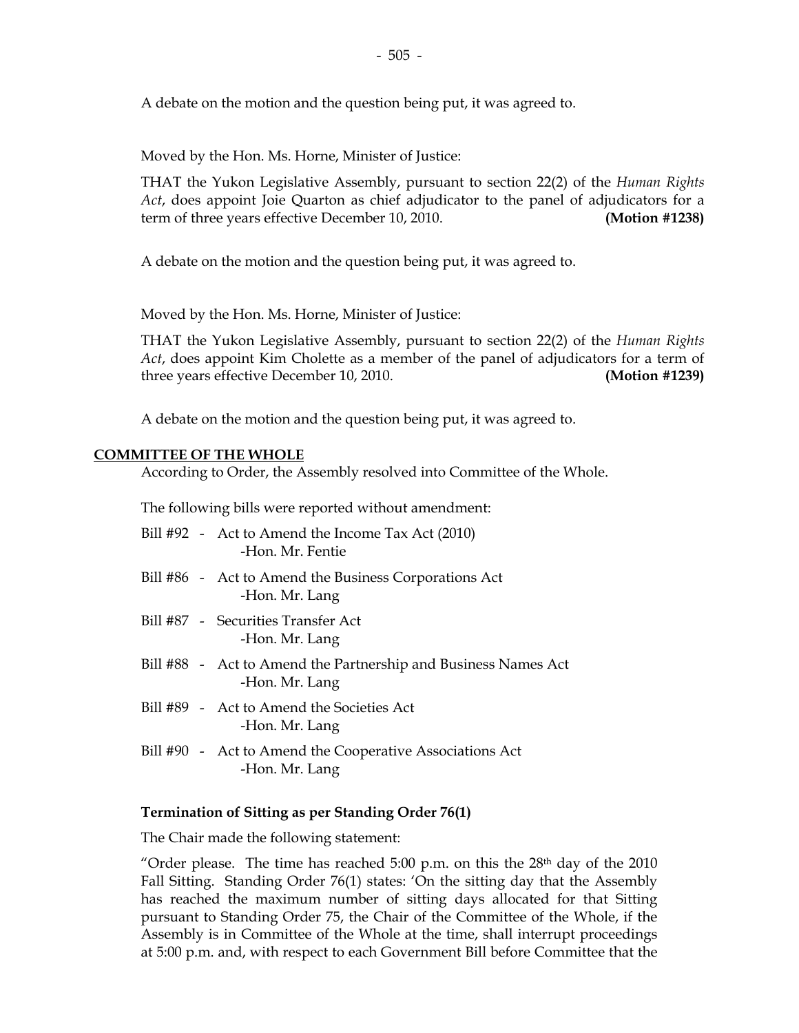A debate on the motion and the question being put, it was agreed to.

Moved by the Hon. Ms. Horne, Minister of Justice:

THAT the Yukon Legislative Assembly, pursuant to section 22(2) of the *Human Rights Act*, does appoint Joie Quarton as chief adjudicator to the panel of adjudicators for a term of three years effective December 10, 2010. **(Motion #1238)**

A debate on the motion and the question being put, it was agreed to.

Moved by the Hon. Ms. Horne, Minister of Justice:

THAT the Yukon Legislative Assembly, pursuant to section 22(2) of the *Human Rights Act*, does appoint Kim Cholette as a member of the panel of adjudicators for a term of three years effective December 10, 2010. **(Motion #1239)**

A debate on the motion and the question being put, it was agreed to.

## COMMITTEE OF THE WHOLE

According to Order, the Assembly resolved into Committee of the Whole.

The following bills were reported without amendment:

Bill #92 - Act to Amend the Income Tax Act (2010)
-Hon. Mr. Fentie

Bill #86 - Act to Amend the Business Corporations Act
-Hon. Mr. Lang

Bill #87 - Securities Transfer Act
-Hon. Mr. Lang

Bill #88 - Act to Amend the Partnership and Business Names Act
-Hon. Mr. Lang

Bill #89 - Act to Amend the Societies Act
-Hon. Mr. Lang

Bill #90 - Act to Amend the Cooperative Associations Act
-Hon. Mr. Lang

### Termination of Sitting as per Standing Order 76(1)

The Chair made the following statement:

"Order please. The time has reached 5:00 p.m. on this the 28th day of the 2010 Fall Sitting. Standing Order 76(1) states: 'On the sitting day that the Assembly has reached the maximum number of sitting days allocated for that Sitting pursuant to Standing Order 75, the Chair of the Committee of the Whole, if the Assembly is in Committee of the Whole at the time, shall interrupt proceedings at 5:00 p.m. and, with respect to each Government Bill before Committee that the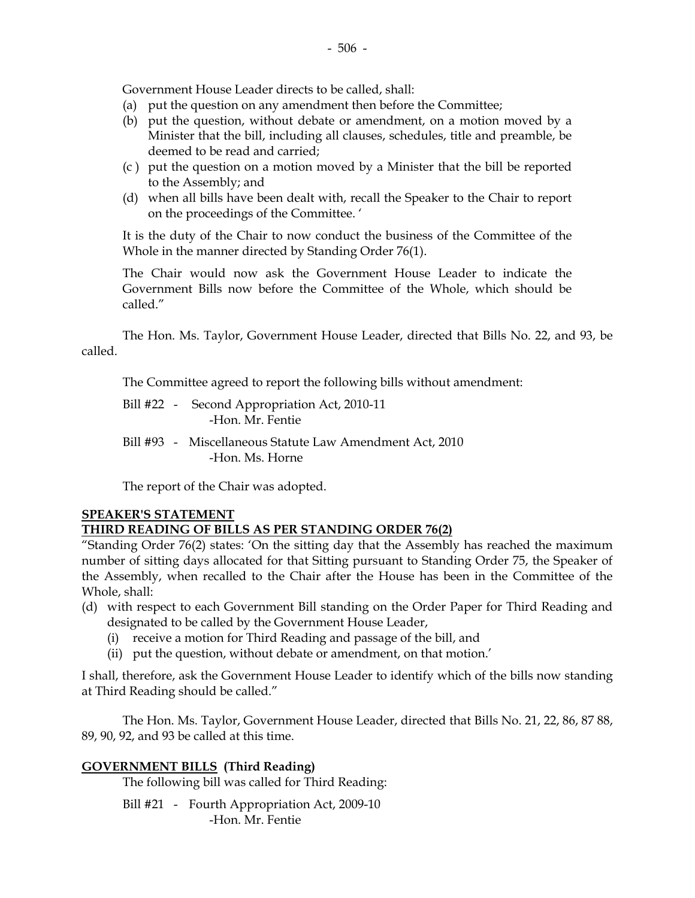Government House Leader directs to be called, shall:

(a) put the question on any amendment then before the Committee;
(b) put the question, without debate or amendment, on a motion moved by a Minister that the bill, including all clauses, schedules, title and preamble, be deemed to be read and carried;
(c ) put the question on a motion moved by a Minister that the bill be reported to the Assembly; and
(d) when all bills have been dealt with, recall the Speaker to the Chair to report on the proceedings of the Committee. '

It is the duty of the Chair to now conduct the business of the Committee of the Whole in the manner directed by Standing Order 76(1).

The Chair would now ask the Government House Leader to indicate the Government Bills now before the Committee of the Whole, which should be called."

The Hon. Ms. Taylor, Government House Leader, directed that Bills No. 22, and 93, be called.

The Committee agreed to report the following bills without amendment:

Bill #22 - Second Appropriation Act, 2010-11
-Hon. Mr. Fentie

Bill #93 - Miscellaneous Statute Law Amendment Act, 2010
-Hon. Ms. Horne

The report of the Chair was adopted.

**SPEAKER'S STATEMENT**

**THIRD READING OF BILLS AS PER STANDING ORDER 76(2)**

"Standing Order 76(2) states: 'On the sitting day that the Assembly has reached the maximum number of sitting days allocated for that Sitting pursuant to Standing Order 75, the Speaker of the Assembly, when recalled to the Chair after the House has been in the Committee of the Whole, shall:

(d) with respect to each Government Bill standing on the Order Paper for Third Reading and designated to be called by the Government House Leader,
   (i) receive a motion for Third Reading and passage of the bill, and
   (ii) put the question, without debate or amendment, on that motion.'

I shall, therefore, ask the Government House Leader to identify which of the bills now standing at Third Reading should be called."

The Hon. Ms. Taylor, Government House Leader, directed that Bills No. 21, 22, 86, 87 88, 89, 90, 92, and 93 be called at this time.

**GOVERNMENT BILLS (Third Reading)**

The following bill was called for Third Reading:

Bill #21 - Fourth Appropriation Act, 2009-10
-Hon. Mr. Fentie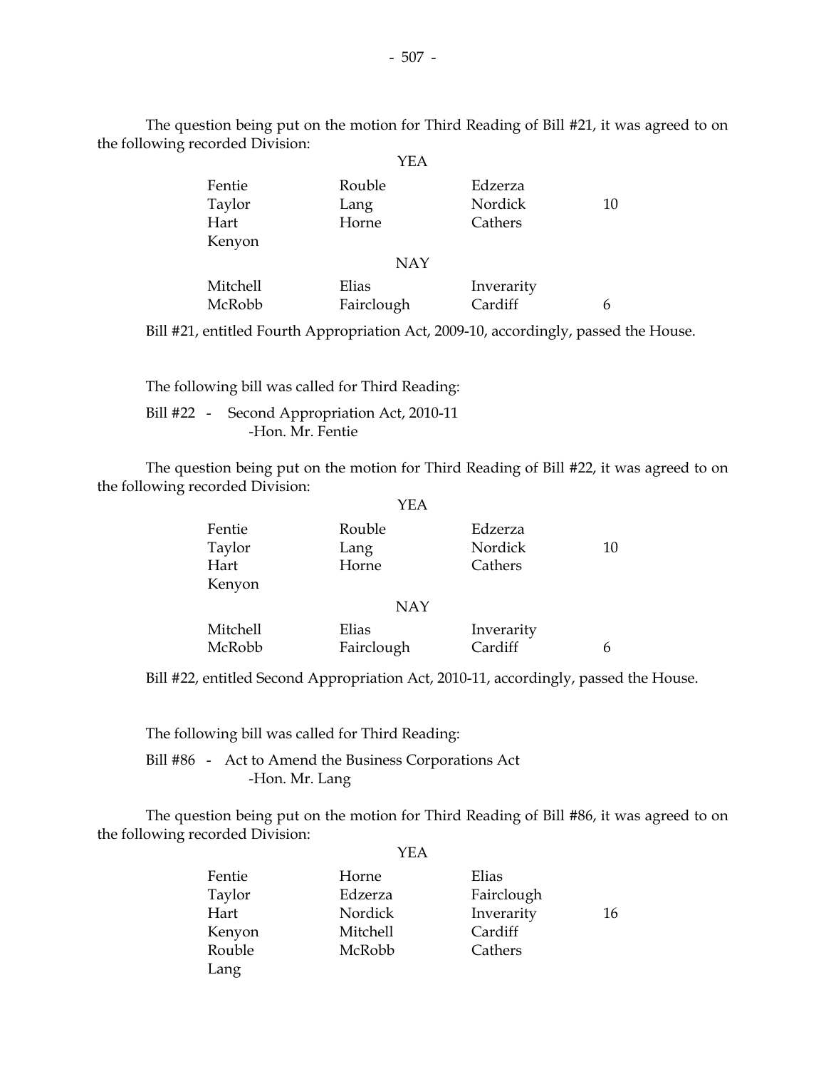The question being put on the motion for Third Reading of Bill #21, it was agreed to on the following recorded Division:

YEA

| | | | |
|---|---|---|---|
| Fentie | Rouble | Edzerza | |
| Taylor | Lang | Nordick | 10 |
| Hart | Horne | Cathers | |
| Kenyon | | | |

NAY

| | | | |
|---|---|---|---|
| Mitchell | Elias | Inverarity | |
| McRobb | Fairclough | Cardiff | 6 |

Bill #21, entitled Fourth Appropriation Act, 2009-10, accordingly, passed the House.

The following bill was called for Third Reading:

Bill #22 - Second Appropriation Act, 2010-11
-Hon. Mr. Fentie

The question being put on the motion for Third Reading of Bill #22, it was agreed to on the following recorded Division:

YEA

| | | | |
|---|---|---|---|
| Fentie | Rouble | Edzerza | |
| Taylor | Lang | Nordick | 10 |
| Hart | Horne | Cathers | |
| Kenyon | | | |

NAY

| | | | |
|---|---|---|---|
| Mitchell | Elias | Inverarity | |
| McRobb | Fairclough | Cardiff | 6 |

Bill #22, entitled Second Appropriation Act, 2010-11, accordingly, passed the House.

The following bill was called for Third Reading:

Bill #86 - Act to Amend the Business Corporations Act
-Hon. Mr. Lang

The question being put on the motion for Third Reading of Bill #86, it was agreed to on the following recorded Division:

YEA

| | | | |
|---|---|---|---|
| Fentie | Horne | Elias | |
| Taylor | Edzerza | Fairclough | |
| Hart | Nordick | Inverarity | 16 |
| Kenyon | Mitchell | Cardiff | |
| Rouble | McRobb | Cathers | |
| Lang | | | |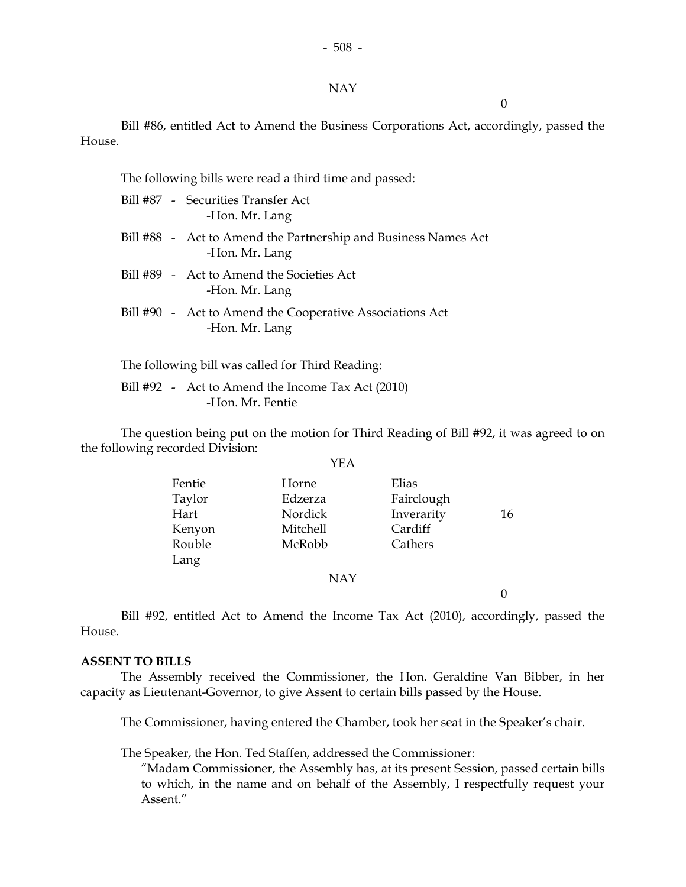NAY

0

Bill #86, entitled Act to Amend the Business Corporations Act, accordingly, passed the House.

The following bills were read a third time and passed:

Bill #87 - Securities Transfer Act
-Hon. Mr. Lang

Bill #88 - Act to Amend the Partnership and Business Names Act
-Hon. Mr. Lang

Bill #89 - Act to Amend the Societies Act
-Hon. Mr. Lang

Bill #90 - Act to Amend the Cooperative Associations Act
-Hon. Mr. Lang

The following bill was called for Third Reading:

Bill #92 - Act to Amend the Income Tax Act (2010)
-Hon. Mr. Fentie

The question being put on the motion for Third Reading of Bill #92, it was agreed to on the following recorded Division:

YEA

| | | | |
|---|---|---|---|
| Fentie | Horne | Elias | |
| Taylor | Edzerza | Fairclough | |
| Hart | Nordick | Inverarity | 16 |
| Kenyon | Mitchell | Cardiff | |
| Rouble | McRobb | Cathers | |
| Lang | | | |

NAY

0

Bill #92, entitled Act to Amend the Income Tax Act (2010), accordingly, passed the House.

**ASSENT TO BILLS**

The Assembly received the Commissioner, the Hon. Geraldine Van Bibber, in her capacity as Lieutenant-Governor, to give Assent to certain bills passed by the House.

The Commissioner, having entered the Chamber, took her seat in the Speaker's chair.

The Speaker, the Hon. Ted Staffen, addressed the Commissioner:

"Madam Commissioner, the Assembly has, at its present Session, passed certain bills to which, in the name and on behalf of the Assembly, I respectfully request your Assent."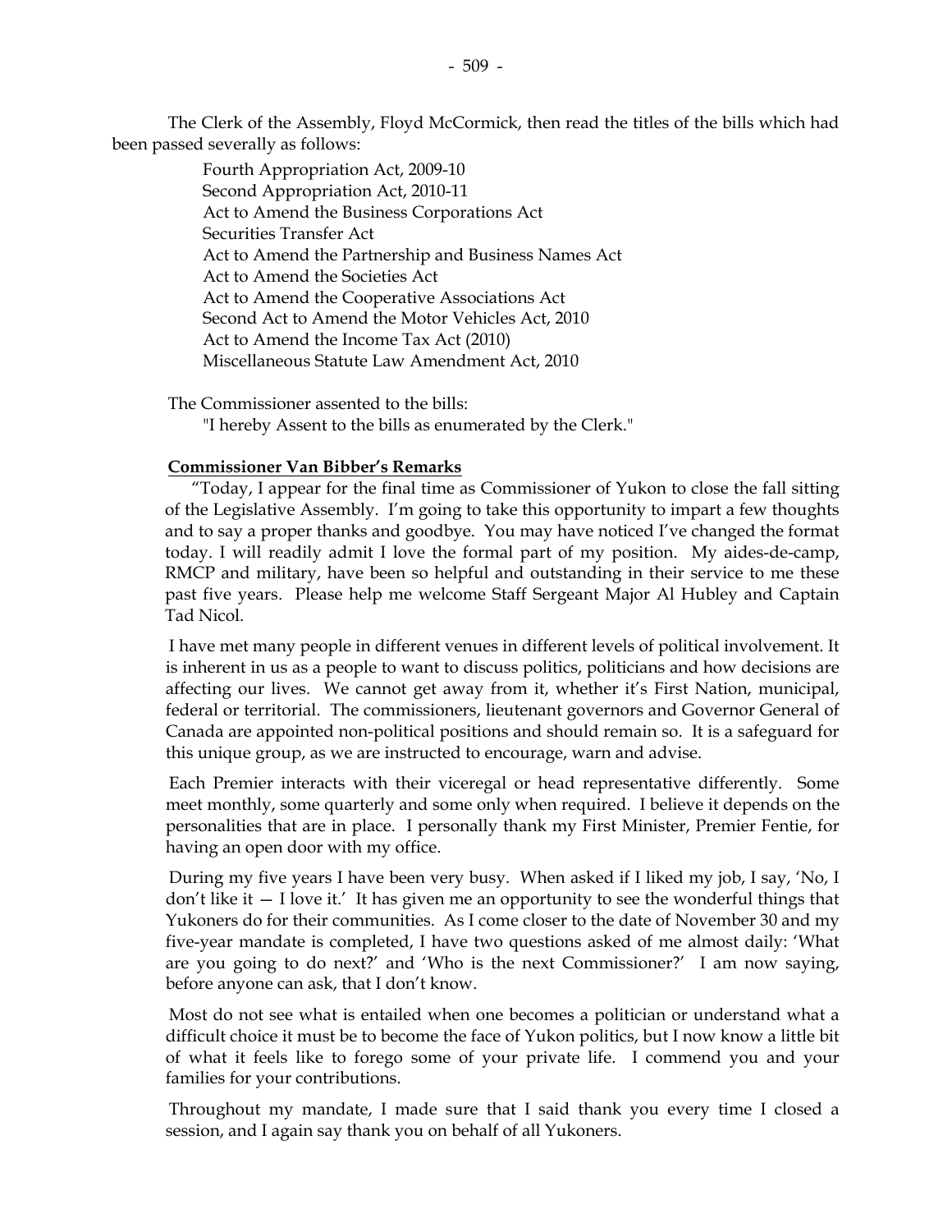The Clerk of the Assembly, Floyd McCormick, then read the titles of the bills which had been passed severally as follows:

Fourth Appropriation Act, 2009-10
Second Appropriation Act, 2010-11
Act to Amend the Business Corporations Act
Securities Transfer Act
Act to Amend the Partnership and Business Names Act
Act to Amend the Societies Act
Act to Amend the Cooperative Associations Act
Second Act to Amend the Motor Vehicles Act, 2010
Act to Amend the Income Tax Act (2010)
Miscellaneous Statute Law Amendment Act, 2010

The Commissioner assented to the bills:

"I hereby Assent to the bills as enumerated by the Clerk."

**Commissioner Van Bibber's Remarks**

"Today, I appear for the final time as Commissioner of Yukon to close the fall sitting of the Legislative Assembly. I'm going to take this opportunity to impart a few thoughts and to say a proper thanks and goodbye. You may have noticed I've changed the format today. I will readily admit I love the formal part of my position. My aides-de-camp, RMCP and military, have been so helpful and outstanding in their service to me these past five years. Please help me welcome Staff Sergeant Major Al Hubley and Captain Tad Nicol.

I have met many people in different venues in different levels of political involvement. It is inherent in us as a people to want to discuss politics, politicians and how decisions are affecting our lives. We cannot get away from it, whether it's First Nation, municipal, federal or territorial. The commissioners, lieutenant governors and Governor General of Canada are appointed non-political positions and should remain so. It is a safeguard for this unique group, as we are instructed to encourage, warn and advise.

Each Premier interacts with their viceregal or head representative differently. Some meet monthly, some quarterly and some only when required. I believe it depends on the personalities that are in place. I personally thank my First Minister, Premier Fentie, for having an open door with my office.

During my five years I have been very busy. When asked if I liked my job, I say, 'No, I don't like it — I love it.' It has given me an opportunity to see the wonderful things that Yukoners do for their communities. As I come closer to the date of November 30 and my five-year mandate is completed, I have two questions asked of me almost daily: 'What are you going to do next?' and 'Who is the next Commissioner?' I am now saying, before anyone can ask, that I don't know.

Most do not see what is entailed when one becomes a politician or understand what a difficult choice it must be to become the face of Yukon politics, but I now know a little bit of what it feels like to forego some of your private life. I commend you and your families for your contributions.

Throughout my mandate, I made sure that I said thank you every time I closed a session, and I again say thank you on behalf of all Yukoners.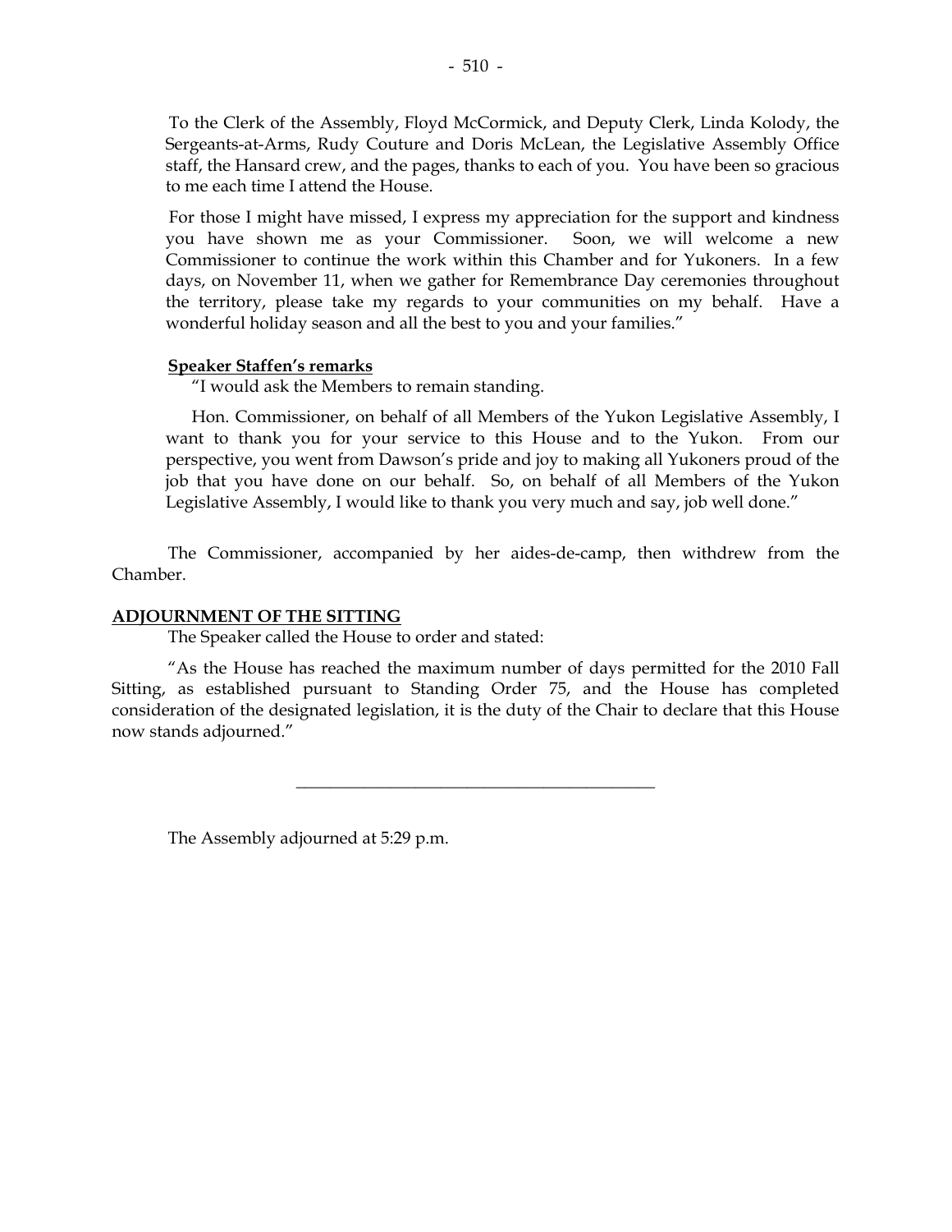To the Clerk of the Assembly, Floyd McCormick, and Deputy Clerk, Linda Kolody, the Sergeants-at-Arms, Rudy Couture and Doris McLean, the Legislative Assembly Office staff, the Hansard crew, and the pages, thanks to each of you. You have been so gracious to me each time I attend the House.

For those I might have missed, I express my appreciation for the support and kindness you have shown me as your Commissioner. Soon, we will welcome a new Commissioner to continue the work within this Chamber and for Yukoners. In a few days, on November 11, when we gather for Remembrance Day ceremonies throughout the territory, please take my regards to your communities on my behalf. Have a wonderful holiday season and all the best to you and your families."

**Speaker Staffen's remarks**

"I would ask the Members to remain standing.

Hon. Commissioner, on behalf of all Members of the Yukon Legislative Assembly, I want to thank you for your service to this House and to the Yukon. From our perspective, you went from Dawson's pride and joy to making all Yukoners proud of the job that you have done on our behalf. So, on behalf of all Members of the Yukon Legislative Assembly, I would like to thank you very much and say, job well done."

The Commissioner, accompanied by her aides-de-camp, then withdrew from the Chamber.

**ADJOURNMENT OF THE SITTING**

The Speaker called the House to order and stated:

"As the House has reached the maximum number of days permitted for the 2010 Fall Sitting, as established pursuant to Standing Order 75, and the House has completed consideration of the designated legislation, it is the duty of the Chair to declare that this House now stands adjourned."

---

The Assembly adjourned at 5:29 p.m.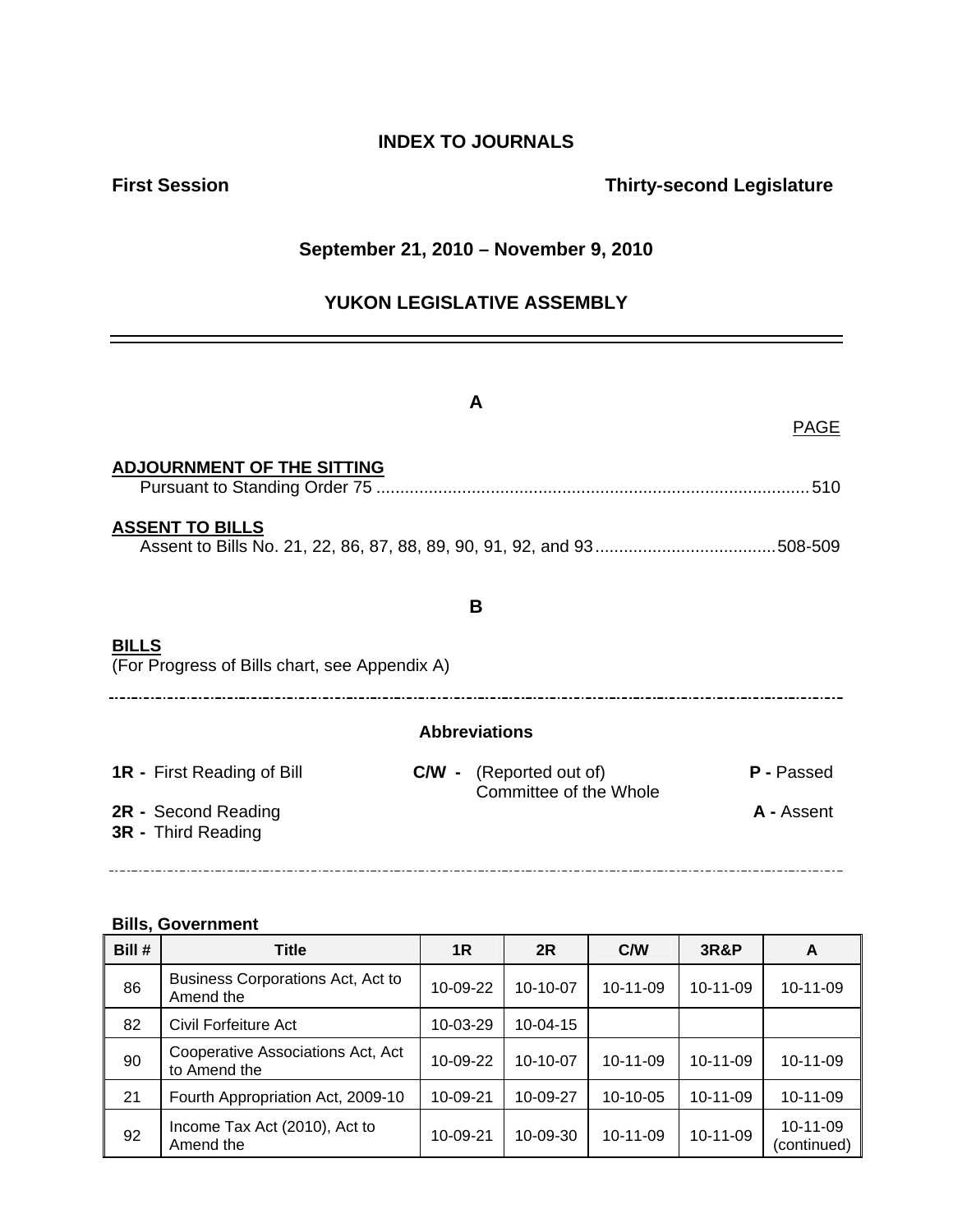# INDEX TO JOURNALS

**First Session** **Thirty-second Legislature**

**September 21, 2010 – November 9, 2010**

## YUKON LEGISLATIVE ASSEMBLY

---

### A

PAGE

**ADJOURNMENT OF THE SITTING**

Pursuant to Standing Order 75 .......................................................................................... 510

**ASSENT TO BILLS**

Assent to Bills No. 21, 22, 86, 87, 88, 89, 90, 91, 92, and 93...................................... 508-509

### B

**BILLS**

(For Progress of Bills chart, see Appendix A)

---

**Abbreviations**

**1R -** First Reading of Bill
**2R -** Second Reading
**3R -** Third Reading
**C/W -** (Reported out of) Committee of the Whole
**P -** Passed
**A -** Assent

---

**Bills, Government**

| Bill # | Title | 1R | 2R | C/W | 3R&P | A |
|---|---|---|---|---|---|---|
| 86 | Business Corporations Act, Act to Amend the | 10-09-22 | 10-10-07 | 10-11-09 | 10-11-09 | 10-11-09 |
| 82 | Civil Forfeiture Act | 10-03-29 | 10-04-15 | | | |
| 90 | Cooperative Associations Act, Act to Amend the | 10-09-22 | 10-10-07 | 10-11-09 | 10-11-09 | 10-11-09 |
| 21 | Fourth Appropriation Act, 2009-10 | 10-09-21 | 10-09-27 | 10-10-05 | 10-11-09 | 10-11-09 |
| 92 | Income Tax Act (2010), Act to Amend the | 10-09-21 | 10-09-30 | 10-11-09 | 10-11-09 | 10-11-09 (continued) |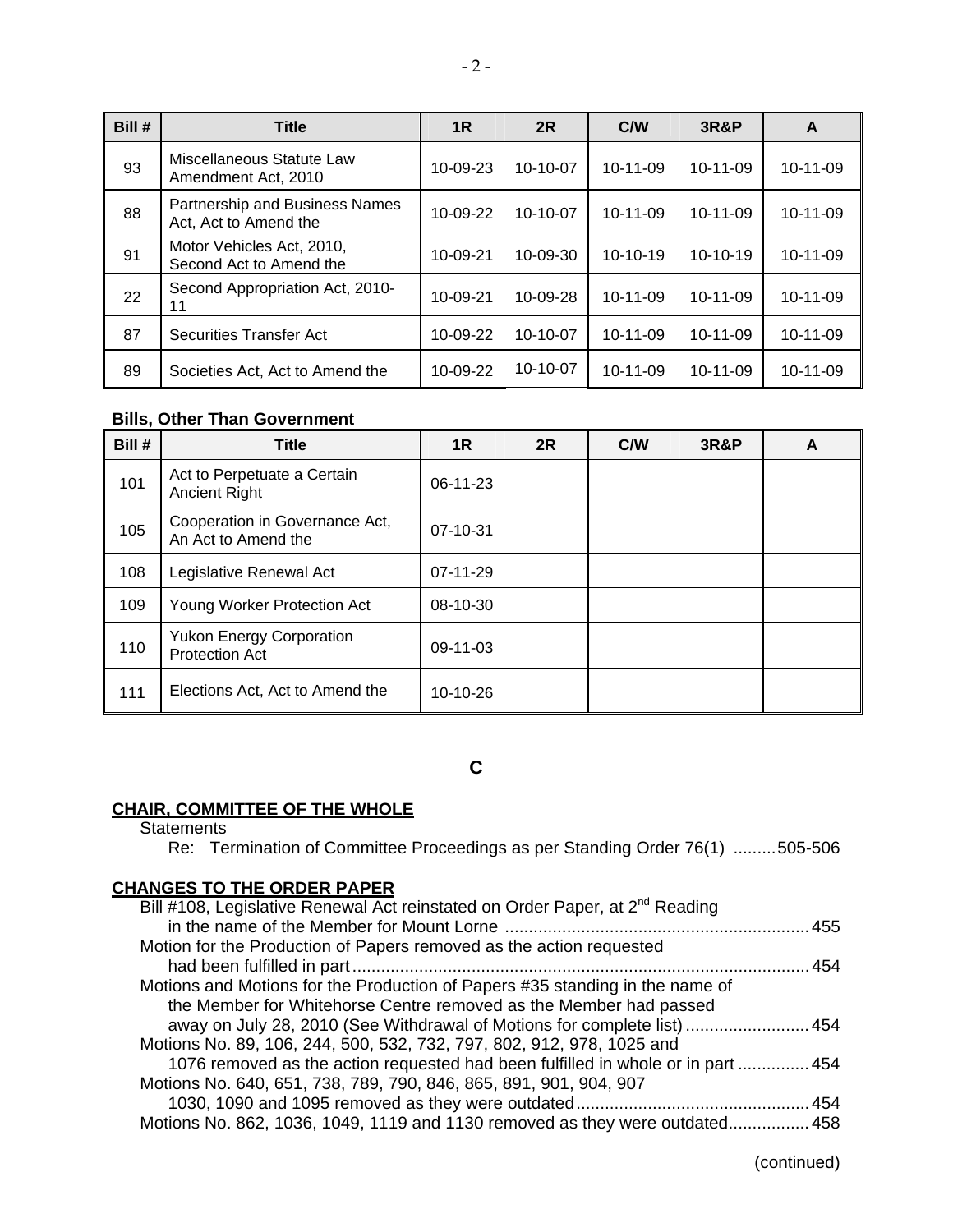| Bill # | Title | 1R | 2R | C/W | 3R&P | A |
|---|---|---|---|---|---|---|
| 93 | Miscellaneous Statute Law Amendment Act, 2010 | 10-09-23 | 10-10-07 | 10-11-09 | 10-11-09 | 10-11-09 |
| 88 | Partnership and Business Names Act, Act to Amend the | 10-09-22 | 10-10-07 | 10-11-09 | 10-11-09 | 10-11-09 |
| 91 | Motor Vehicles Act, 2010, Second Act to Amend the | 10-09-21 | 10-09-30 | 10-10-19 | 10-10-19 | 10-11-09 |
| 22 | Second Appropriation Act, 2010-11 | 10-09-21 | 10-09-28 | 10-11-09 | 10-11-09 | 10-11-09 |
| 87 | Securities Transfer Act | 10-09-22 | 10-10-07 | 10-11-09 | 10-11-09 | 10-11-09 |
| 89 | Societies Act, Act to Amend the | 10-09-22 | 10-10-07 | 10-11-09 | 10-11-09 | 10-11-09 |

**Bills, Other Than Government**

| Bill # | Title | 1R | 2R | C/W | 3R&P | A |
|---|---|---|---|---|---|---|
| 101 | Act to Perpetuate a Certain Ancient Right | 06-11-23 | | | | |
| 105 | Cooperation in Governance Act, An Act to Amend the | 07-10-31 | | | | |
| 108 | Legislative Renewal Act | 07-11-29 | | | | |
| 109 | Young Worker Protection Act | 08-10-30 | | | | |
| 110 | Yukon Energy Corporation Protection Act | 09-11-03 | | | | |
| 111 | Elections Act, Act to Amend the | 10-10-26 | | | | |

## C

**CHAIR, COMMITTEE OF THE WHOLE**

Statements

Re: Termination of Committee Proceedings as per Standing Order 76(1) .........505-506

**CHANGES TO THE ORDER PAPER**

Bill #108, Legislative Renewal Act reinstated on Order Paper, at 2nd Reading in the name of the Member for Mount Lorne ................................................................ 455

Motion for the Production of Papers removed as the action requested had been fulfilled in part ................................................................................................ 454

Motions and Motions for the Production of Papers #35 standing in the name of the Member for Whitehorse Centre removed as the Member had passed away on July 28, 2010 (See Withdrawal of Motions for complete list) .......................... 454

Motions No. 89, 106, 244, 500, 532, 732, 797, 802, 912, 978, 1025 and 1076 removed as the action requested had been fulfilled in whole or in part ............... 454

Motions No. 640, 651, 738, 789, 790, 846, 865, 891, 901, 904, 907 1030, 1090 and 1095 removed as they were outdated................................................. 454

Motions No. 862, 1036, 1049, 1119 and 1130 removed as they were outdated................. 458

(continued)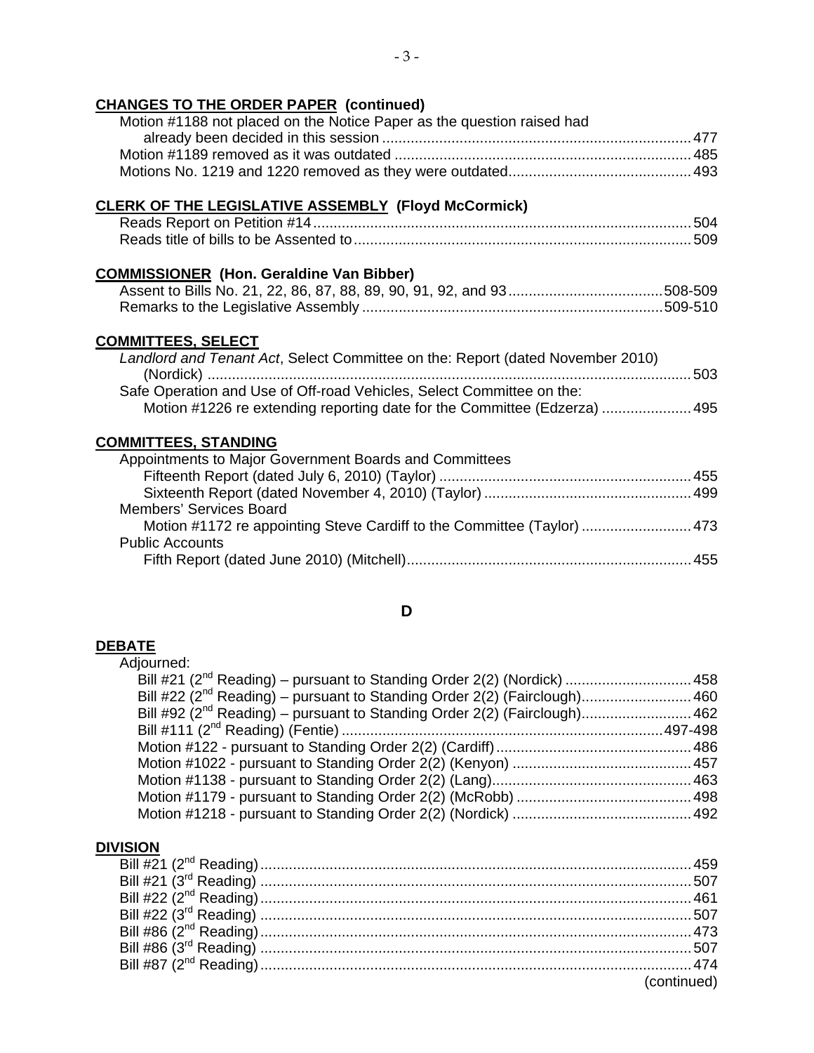**CHANGES TO THE ORDER PAPER (continued)**

Motion #1188 not placed on the Notice Paper as the question raised had already been decided in this session ........ 477
Motion #1189 removed as it was outdated ........ 485
Motions No. 1219 and 1220 removed as they were outdated........ 493

**CLERK OF THE LEGISLATIVE ASSEMBLY (Floyd McCormick)**

Reads Report on Petition #14........ 504
Reads title of bills to be Assented to........ 509

**COMMISSIONER (Hon. Geraldine Van Bibber)**

Assent to Bills No. 21, 22, 86, 87, 88, 89, 90, 91, 92, and 93........ 508-509
Remarks to the Legislative Assembly ........ 509-510

**COMMITTEES, SELECT**

*Landlord and Tenant Act*, Select Committee on the: Report (dated November 2010) (Nordick) ........ 503
Safe Operation and Use of Off-road Vehicles, Select Committee on the:
  Motion #1226 re extending reporting date for the Committee (Edzerza) ........ 495

**COMMITTEES, STANDING**

Appointments to Major Government Boards and Committees
  Fifteenth Report (dated July 6, 2010) (Taylor) ........ 455
  Sixteenth Report (dated November 4, 2010) (Taylor) ........ 499
Members' Services Board
  Motion #1172 re appointing Steve Cardiff to the Committee (Taylor) ........ 473
Public Accounts
  Fifth Report (dated June 2010) (Mitchell)........ 455

## D

**DEBATE**

Adjourned:
  Bill #21 (2nd Reading) – pursuant to Standing Order 2(2) (Nordick) ........ 458
  Bill #22 (2nd Reading) – pursuant to Standing Order 2(2) (Fairclough)........ 460
  Bill #92 (2nd Reading) – pursuant to Standing Order 2(2) (Fairclough)........ 462
  Bill #111 (2nd Reading) (Fentie) ........ 497-498
  Motion #122 - pursuant to Standing Order 2(2) (Cardiff)........ 486
  Motion #1022 - pursuant to Standing Order 2(2) (Kenyon) ........ 457
  Motion #1138 - pursuant to Standing Order 2(2) (Lang)........ 463
  Motion #1179 - pursuant to Standing Order 2(2) (McRobb) ........ 498
  Motion #1218 - pursuant to Standing Order 2(2) (Nordick) ........ 492

**DIVISION**

Bill #21 (2nd Reading)........ 459
Bill #21 (3rd Reading) ........ 507
Bill #22 (2nd Reading)........ 461
Bill #22 (3rd Reading) ........ 507
Bill #86 (2nd Reading)........ 473
Bill #86 (3rd Reading) ........ 507
Bill #87 (2nd Reading)........ 474

(continued)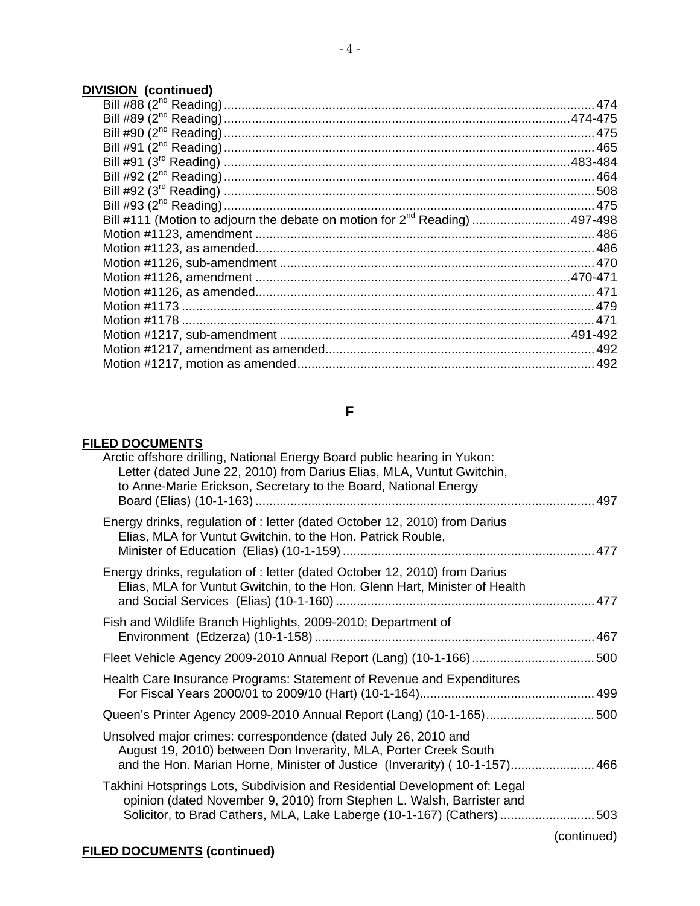**DIVISION (continued)**

Bill #88 (2nd Reading) ........................................................................................................ 474
Bill #89 (2nd Reading) ................................................................................................. 474-475
Bill #90 (2nd Reading) ........................................................................................................ 475
Bill #91 (2nd Reading) ........................................................................................................ 465
Bill #91 (3rd Reading) ................................................................................................. 483-484
Bill #92 (2nd Reading) ........................................................................................................ 464
Bill #92 (3rd Reading) ........................................................................................................ 508
Bill #93 (2nd Reading) ........................................................................................................ 475
Bill #111 (Motion to adjourn the debate on motion for 2nd Reading) ........................... 497-498
Motion #1123, amendment ................................................................................................ 486
Motion #1123, as amended................................................................................................ 486
Motion #1126, sub-amendment ......................................................................................... 470
Motion #1126, amendment ......................................................................................... 470-471
Motion #1126, as amended................................................................................................ 471
Motion #1173 ..................................................................................................................... 479
Motion #1178 ..................................................................................................................... 471
Motion #1217, sub-amendment .................................................................................. 491-492
Motion #1217, amendment as amended............................................................................ 492
Motion #1217, motion as amended.................................................................................... 492

## F

**FILED DOCUMENTS**

Arctic offshore drilling, National Energy Board public hearing in Yukon: Letter (dated June 22, 2010) from Darius Elias, MLA, Vuntut Gwitchin, to Anne-Marie Erickson, Secretary to the Board, National Energy Board (Elias) (10-1-163) ................................................................................................ 497

Energy drinks, regulation of : letter (dated October 12, 2010) from Darius Elias, MLA for Vuntut Gwitchin, to the Hon. Patrick Rouble, Minister of Education (Elias) (10-1-159) ....................................................................... 477

Energy drinks, regulation of : letter (dated October 12, 2010) from Darius Elias, MLA for Vuntut Gwitchin, to the Hon. Glenn Hart, Minister of Health and Social Services (Elias) (10-1-160) ......................................................................... 477

Fish and Wildlife Branch Highlights, 2009-2010; Department of Environment (Edzerza) (10-1-158) ............................................................................... 467

Fleet Vehicle Agency 2009-2010 Annual Report (Lang) (10-1-166) .................................. 500

Health Care Insurance Programs: Statement of Revenue and Expenditures For Fiscal Years 2000/01 to 2009/10 (Hart) (10-1-164)................................................. 499

Queen's Printer Agency 2009-2010 Annual Report (Lang) (10-1-165)............................... 500

Unsolved major crimes: correspondence (dated July 26, 2010 and August 19, 2010) between Don Inverarity, MLA, Porter Creek South and the Hon. Marian Horne, Minister of Justice (Inverarity) ( 10-1-157)........................ 466

Takhini Hotsprings Lots, Subdivision and Residential Development of: Legal opinion (dated November 9, 2010) from Stephen L. Walsh, Barrister and Solicitor, to Brad Cathers, MLA, Lake Laberge (10-1-167) (Cathers) ........................... 503

(continued)

**FILED DOCUMENTS (continued)**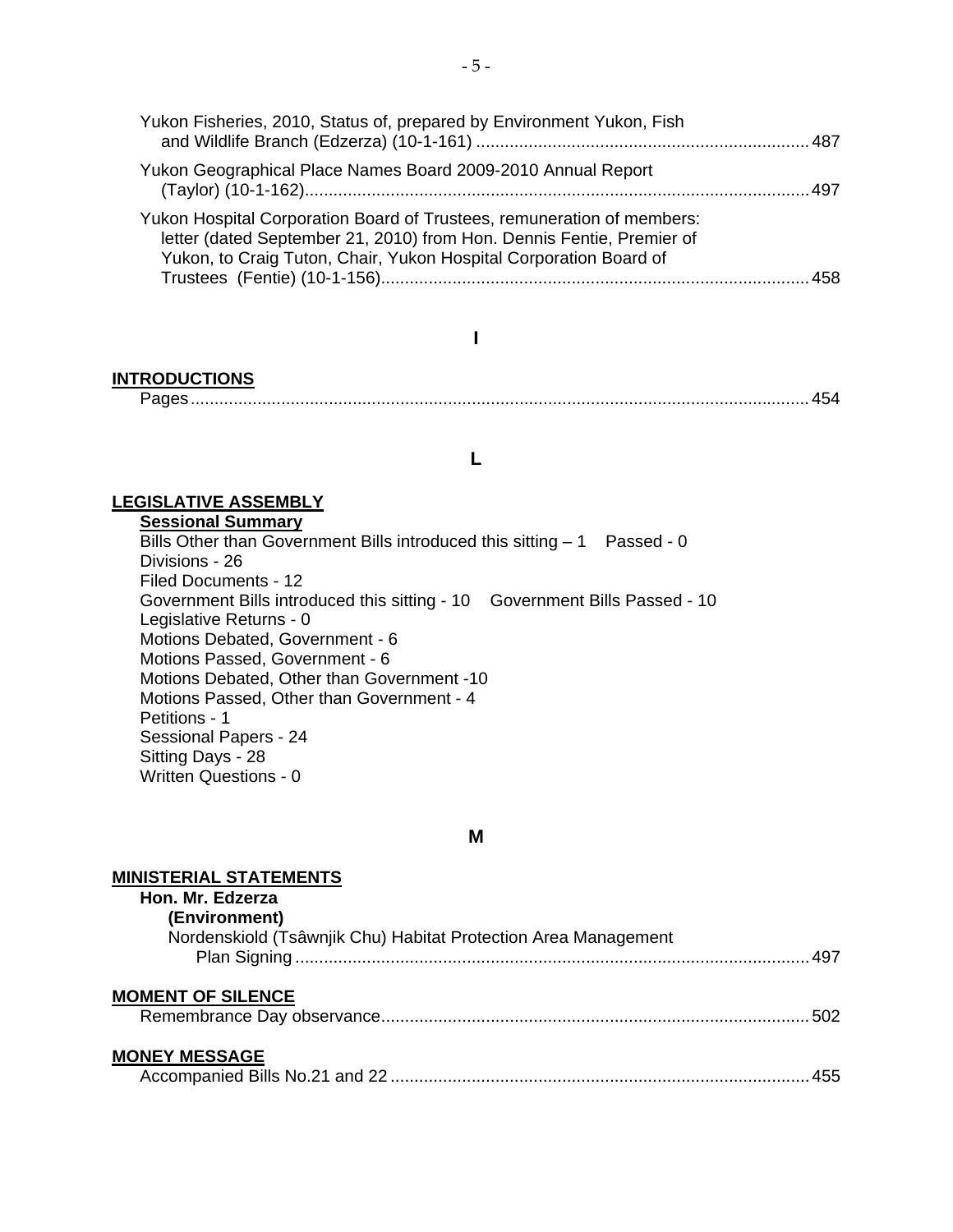Yukon Fisheries, 2010, Status of, prepared by Environment Yukon, Fish and Wildlife Branch (Edzerza) (10-1-161) ..................................................................... 487

Yukon Geographical Place Names Board 2009-2010 Annual Report (Taylor) (10-1-162)......................................................................................................... 497

Yukon Hospital Corporation Board of Trustees, remuneration of members: letter (dated September 21, 2010) from Hon. Dennis Fentie, Premier of Yukon, to Craig Tuton, Chair, Yukon Hospital Corporation Board of Trustees (Fentie) (10-1-156)......................................................................................... 458

## I

**INTRODUCTIONS**

Pages................................................................................................................................ 454

## L

**LEGISLATIVE ASSEMBLY**

**Sessional Summary**

Bills Other than Government Bills introduced this sitting – 1 Passed - 0
Divisions - 26
Filed Documents - 12
Government Bills introduced this sitting - 10 Government Bills Passed - 10
Legislative Returns - 0
Motions Debated, Government - 6
Motions Passed, Government - 6
Motions Debated, Other than Government -10
Motions Passed, Other than Government - 4
Petitions - 1
Sessional Papers - 24
Sitting Days - 28
Written Questions - 0

## M

**MINISTERIAL STATEMENTS**

**Hon. Mr. Edzerza**
**(Environment)**

Nordenskiold (Tsâwnjik Chu) Habitat Protection Area Management Plan Signing ........................................................................................................... 497

**MOMENT OF SILENCE**

Remembrance Day observance......................................................................................... 502

**MONEY MESSAGE**

Accompanied Bills No.21 and 22 ....................................................................................... 455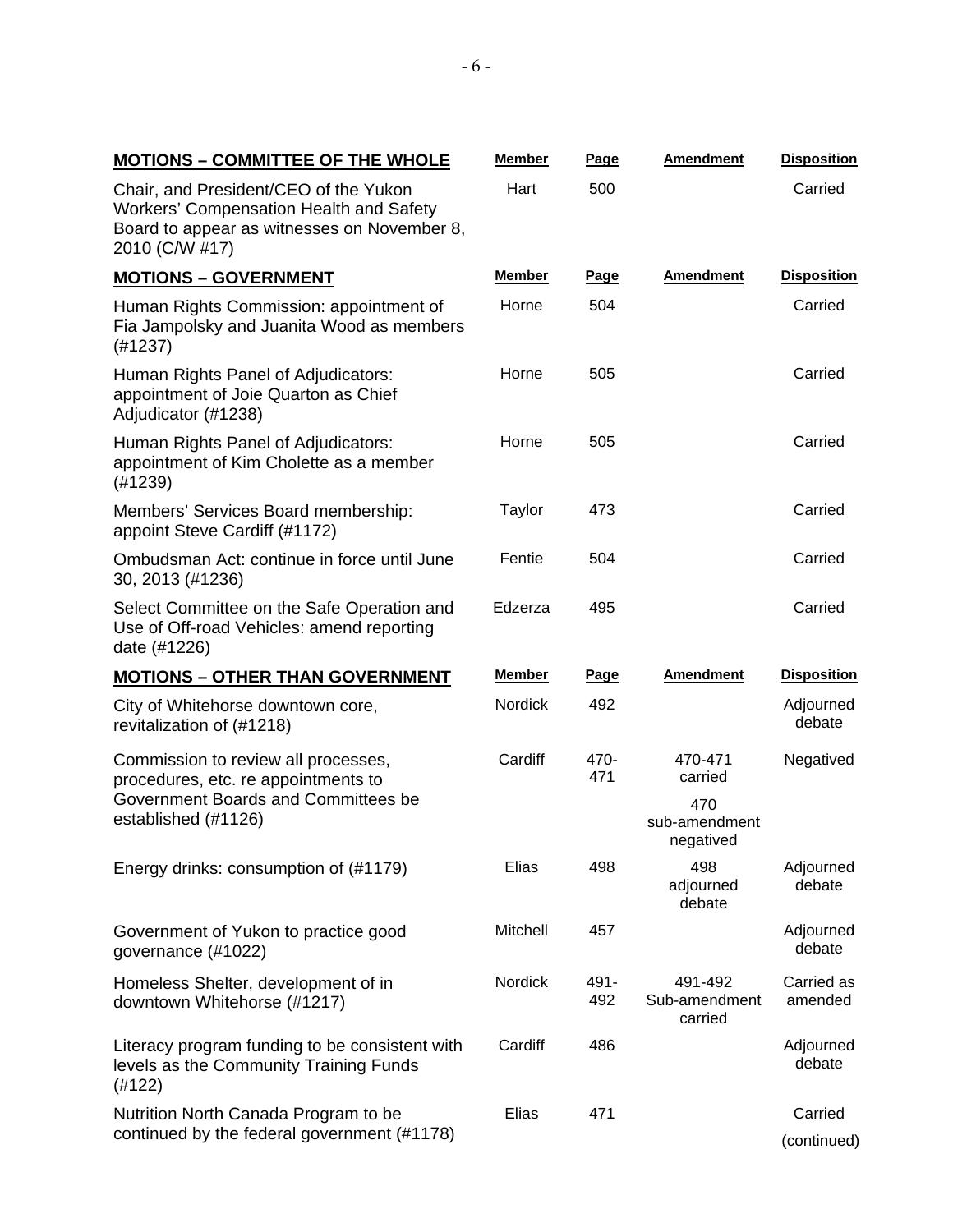| MOTIONS – COMMITTEE OF THE WHOLE | Member | Page | Amendment | Disposition |
|---|---|---|---|---|
| Chair, and President/CEO of the Yukon Workers' Compensation Health and Safety Board to appear as witnesses on November 8, 2010 (C/W #17) | Hart | 500 | | Carried |
| **MOTIONS – GOVERNMENT** | **Member** | **Page** | **Amendment** | **Disposition** |
| Human Rights Commission: appointment of Fia Jampolsky and Juanita Wood as members (#1237) | Horne | 504 | | Carried |
| Human Rights Panel of Adjudicators: appointment of Joie Quarton as Chief Adjudicator (#1238) | Horne | 505 | | Carried |
| Human Rights Panel of Adjudicators: appointment of Kim Cholette as a member (#1239) | Horne | 505 | | Carried |
| Members' Services Board membership: appoint Steve Cardiff (#1172) | Taylor | 473 | | Carried |
| Ombudsman Act: continue in force until June 30, 2013 (#1236) | Fentie | 504 | | Carried |
| Select Committee on the Safe Operation and Use of Off-road Vehicles: amend reporting date (#1226) | Edzerza | 495 | | Carried |
| **MOTIONS – OTHER THAN GOVERNMENT** | **Member** | **Page** | **Amendment** | **Disposition** |
| City of Whitehorse downtown core, revitalization of (#1218) | Nordick | 492 | | Adjourned debate |
| Commission to review all processes, procedures, etc. re appointments to Government Boards and Committees be established (#1126) | Cardiff | 470-471 | 470-471 carried<br>470 sub-amendment negatived | Negatived |
| Energy drinks: consumption of (#1179) | Elias | 498 | 498 adjourned debate | Adjourned debate |
| Government of Yukon to practice good governance (#1022) | Mitchell | 457 | | Adjourned debate |
| Homeless Shelter, development of in downtown Whitehorse (#1217) | Nordick | 491-492 | 491-492 Sub-amendment carried | Carried as amended |
| Literacy program funding to be consistent with levels as the Community Training Funds (#122) | Cardiff | 486 | | Adjourned debate |
| Nutrition North Canada Program to be continued by the federal government (#1178) | Elias | 471 | | Carried |

(continued)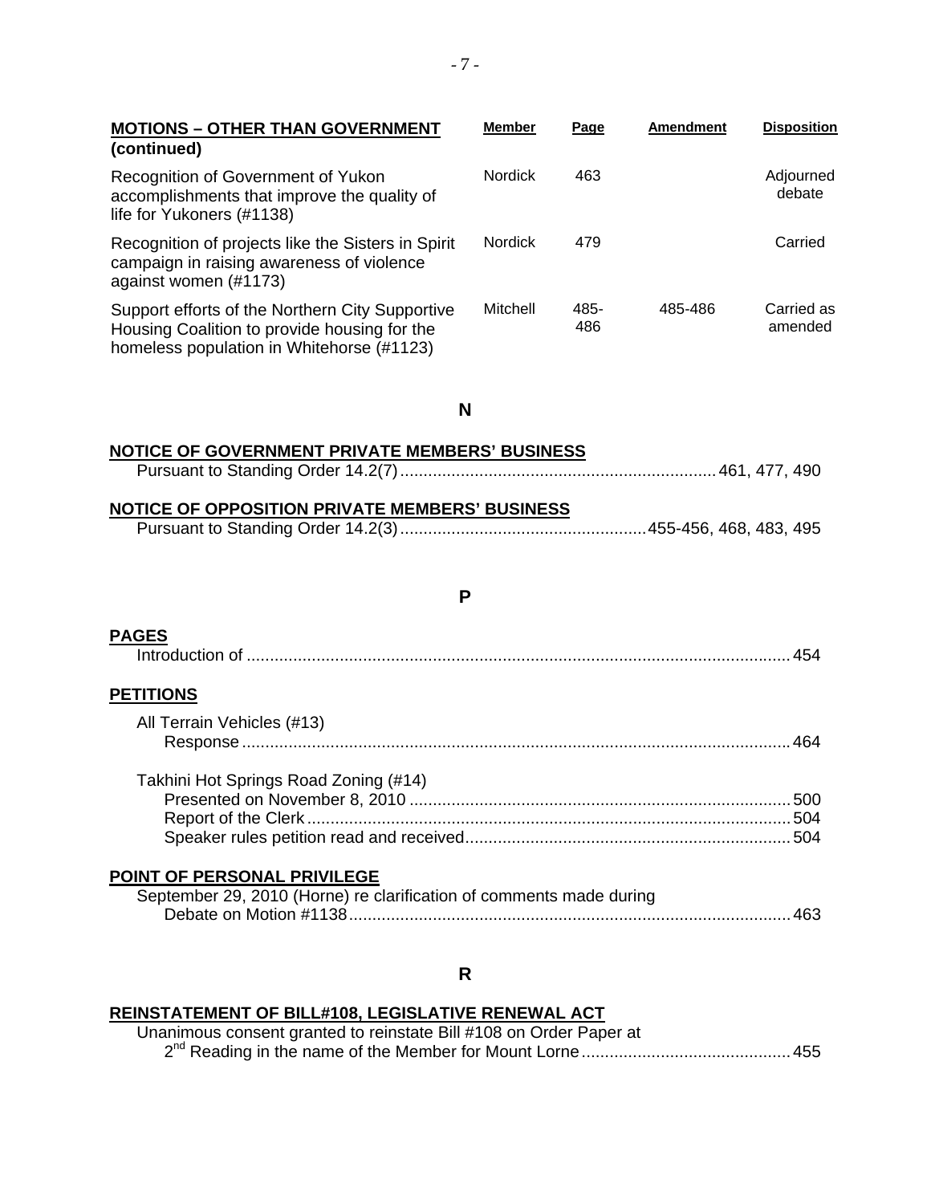| MOTIONS – OTHER THAN GOVERNMENT (continued) | Member | Page | Amendment | Disposition |
|---|---|---|---|---|
| Recognition of Government of Yukon accomplishments that improve the quality of life for Yukoners (#1138) | Nordick | 463 | | Adjourned debate |
| Recognition of projects like the Sisters in Spirit campaign in raising awareness of violence against women (#1173) | Nordick | 479 | | Carried |
| Support efforts of the Northern City Supportive Housing Coalition to provide housing for the homeless population in Whitehorse (#1123) | Mitchell | 485-486 | 485-486 | Carried as amended |

## N

**NOTICE OF GOVERNMENT PRIVATE MEMBERS' BUSINESS**

Pursuant to Standing Order 14.2(7) .................... 461, 477, 490

**NOTICE OF OPPOSITION PRIVATE MEMBERS' BUSINESS**

Pursuant to Standing Order 14.2(3) .................... 455-456, 468, 483, 495

## P

**PAGES**

Introduction of .................... 454

**PETITIONS**

All Terrain Vehicles (#13)

Response .................... 464

Takhini Hot Springs Road Zoning (#14)

Presented on November 8, 2010 .................... 500

Report of the Clerk .................... 504

Speaker rules petition read and received .................... 504

**POINT OF PERSONAL PRIVILEGE**

September 29, 2010 (Horne) re clarification of comments made during Debate on Motion #1138 .................... 463

## R

**REINSTATEMENT OF BILL#108, LEGISLATIVE RENEWAL ACT**

Unanimous consent granted to reinstate Bill #108 on Order Paper at 2nd Reading in the name of the Member for Mount Lorne .................... 455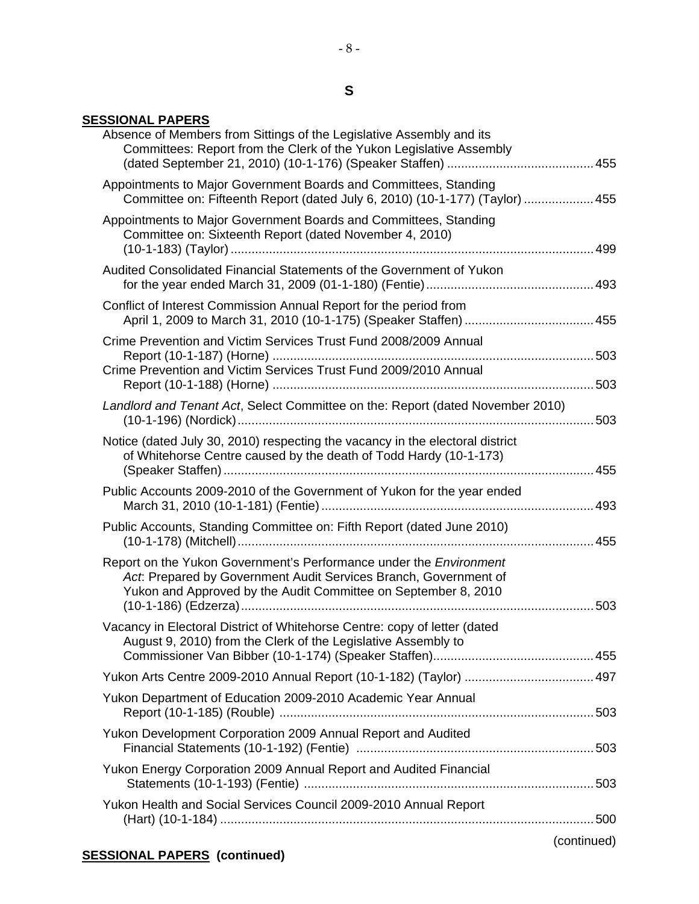# S

**SESSIONAL PAPERS**

Absence of Members from Sittings of the Legislative Assembly and its Committees: Report from the Clerk of the Yukon Legislative Assembly (dated September 21, 2010) (10-1-176) (Speaker Staffen) ..... 455

Appointments to Major Government Boards and Committees, Standing Committee on: Fifteenth Report (dated July 6, 2010) (10-1-177) (Taylor) ..... 455

Appointments to Major Government Boards and Committees, Standing Committee on: Sixteenth Report (dated November 4, 2010) (10-1-183) (Taylor) ..... 499

Audited Consolidated Financial Statements of the Government of Yukon for the year ended March 31, 2009 (01-1-180) (Fentie) ..... 493

Conflict of Interest Commission Annual Report for the period from April 1, 2009 to March 31, 2010 (10-1-175) (Speaker Staffen) ..... 455

Crime Prevention and Victim Services Trust Fund 2008/2009 Annual Report (10-1-187) (Horne) ..... 503
Crime Prevention and Victim Services Trust Fund 2009/2010 Annual Report (10-1-188) (Horne) ..... 503

*Landlord and Tenant Act*, Select Committee on the: Report (dated November 2010) (10-1-196) (Nordick) ..... 503

Notice (dated July 30, 2010) respecting the vacancy in the electoral district of Whitehorse Centre caused by the death of Todd Hardy (10-1-173) (Speaker Staffen) ..... 455

Public Accounts 2009-2010 of the Government of Yukon for the year ended March 31, 2010 (10-1-181) (Fentie) ..... 493

Public Accounts, Standing Committee on: Fifth Report (dated June 2010) (10-1-178) (Mitchell) ..... 455

Report on the Yukon Government's Performance under the *Environment Act*: Prepared by Government Audit Services Branch, Government of Yukon and Approved by the Audit Committee on September 8, 2010 (10-1-186) (Edzerza) ..... 503

Vacancy in Electoral District of Whitehorse Centre: copy of letter (dated August 9, 2010) from the Clerk of the Legislative Assembly to Commissioner Van Bibber (10-1-174) (Speaker Staffen) ..... 455

Yukon Arts Centre 2009-2010 Annual Report (10-1-182) (Taylor) ..... 497

Yukon Department of Education 2009-2010 Academic Year Annual Report (10-1-185) (Rouble) ..... 503

Yukon Development Corporation 2009 Annual Report and Audited Financial Statements (10-1-192) (Fentie) ..... 503

Yukon Energy Corporation 2009 Annual Report and Audited Financial Statements (10-1-193) (Fentie) ..... 503

Yukon Health and Social Services Council 2009-2010 Annual Report (Hart) (10-1-184) ..... 500

(continued)

**SESSIONAL PAPERS (continued)**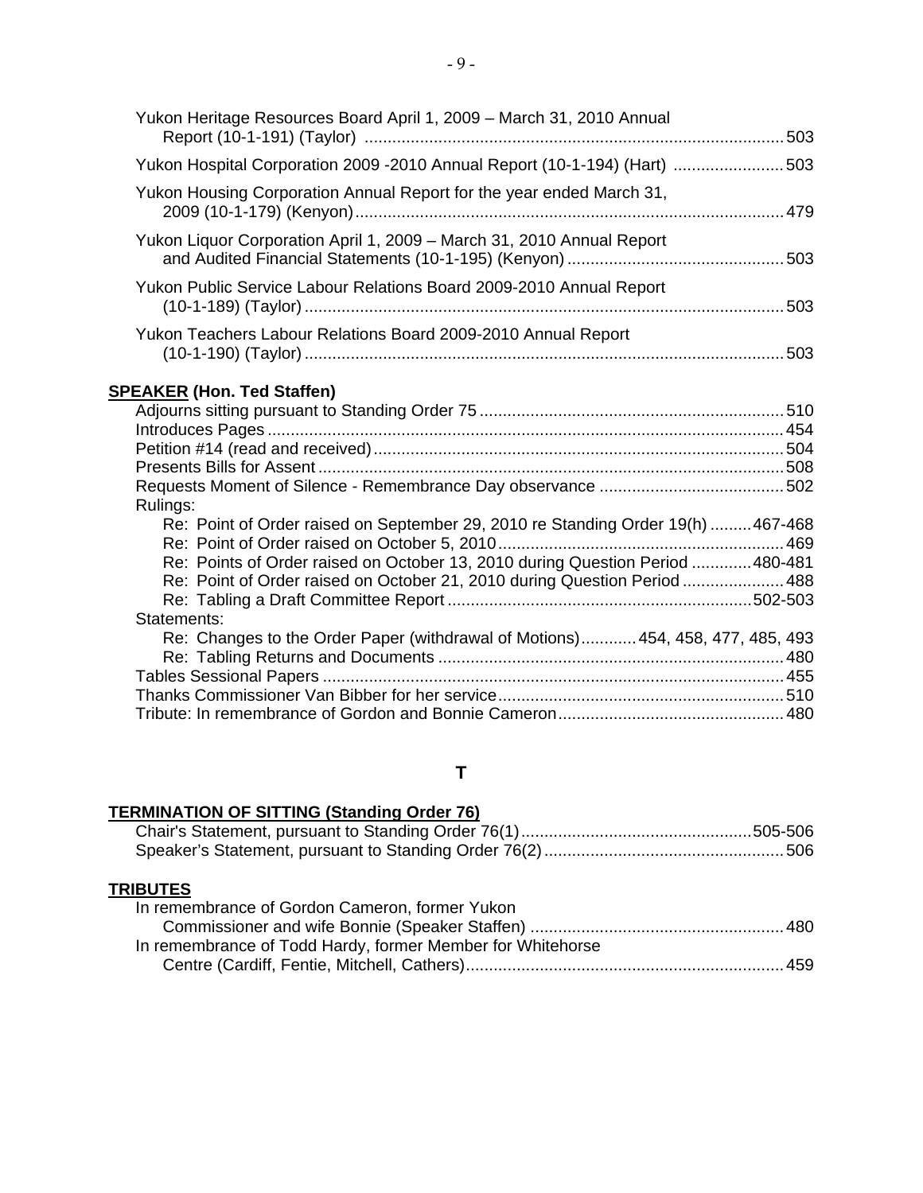Yukon Heritage Resources Board April 1, 2009 – March 31, 2010 Annual Report (10-1-191) (Taylor) ........ 503

Yukon Hospital Corporation 2009 -2010 Annual Report (10-1-194) (Hart) ........ 503

Yukon Housing Corporation Annual Report for the year ended March 31, 2009 (10-1-179) (Kenyon) ........ 479

Yukon Liquor Corporation April 1, 2009 – March 31, 2010 Annual Report and Audited Financial Statements (10-1-195) (Kenyon) ........ 503

Yukon Public Service Labour Relations Board 2009-2010 Annual Report (10-1-189) (Taylor) ........ 503

Yukon Teachers Labour Relations Board 2009-2010 Annual Report (10-1-190) (Taylor) ........ 503

**SPEAKER (Hon. Ted Staffen)**

Adjourns sitting pursuant to Standing Order 75 ........ 510
Introduces Pages ........ 454
Petition #14 (read and received) ........ 504
Presents Bills for Assent ........ 508
Requests Moment of Silence - Remembrance Day observance ........ 502
Rulings:
- Re: Point of Order raised on September 29, 2010 re Standing Order 19(h) ........ 467-468
- Re: Point of Order raised on October 5, 2010 ........ 469
- Re: Points of Order raised on October 13, 2010 during Question Period ........ 480-481
- Re: Point of Order raised on October 21, 2010 during Question Period ........ 488
- Re: Tabling a Draft Committee Report ........ 502-503

Statements:
- Re: Changes to the Order Paper (withdrawal of Motions) ........ 454, 458, 477, 485, 493
- Re: Tabling Returns and Documents ........ 480

Tables Sessional Papers ........ 455
Thanks Commissioner Van Bibber for her service ........ 510
Tribute: In remembrance of Gordon and Bonnie Cameron ........ 480

## T

**TERMINATION OF SITTING (Standing Order 76)**

Chair's Statement, pursuant to Standing Order 76(1) ........ 505-506
Speaker's Statement, pursuant to Standing Order 76(2) ........ 506

**TRIBUTES**

In remembrance of Gordon Cameron, former Yukon Commissioner and wife Bonnie (Speaker Staffen) ........ 480
In remembrance of Todd Hardy, former Member for Whitehorse Centre (Cardiff, Fentie, Mitchell, Cathers) ........ 459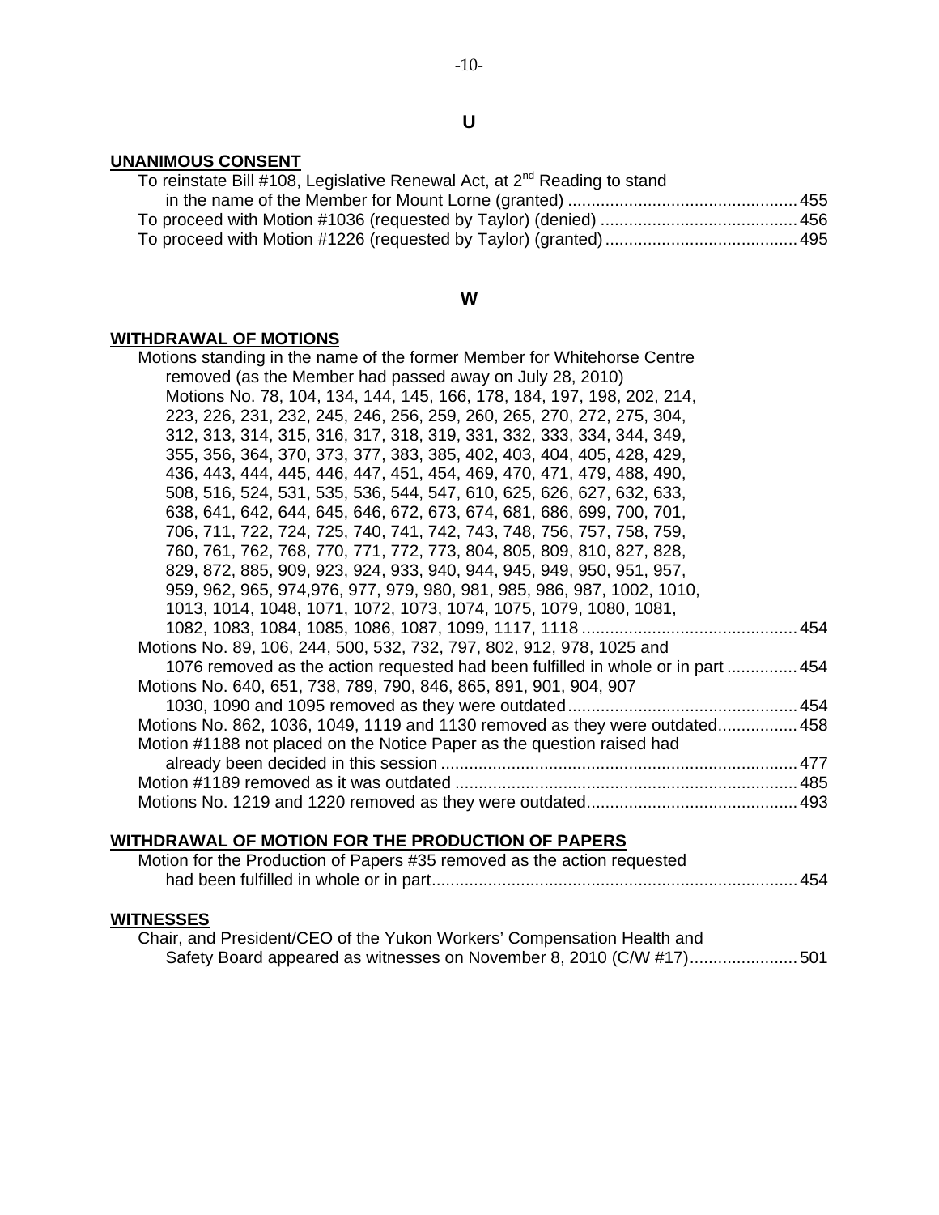## U

**UNANIMOUS CONSENT**

To reinstate Bill #108, Legislative Renewal Act, at 2nd Reading to stand in the name of the Member for Mount Lorne (granted) ................................................ 455
To proceed with Motion #1036 (requested by Taylor) (denied) .......................................... 456
To proceed with Motion #1226 (requested by Taylor) (granted)......................................... 495

## W

**WITHDRAWAL OF MOTIONS**

Motions standing in the name of the former Member for Whitehorse Centre removed (as the Member had passed away on July 28, 2010) Motions No. 78, 104, 134, 144, 145, 166, 178, 184, 197, 198, 202, 214, 223, 226, 231, 232, 245, 246, 256, 259, 260, 265, 270, 272, 275, 304, 312, 313, 314, 315, 316, 317, 318, 319, 331, 332, 333, 334, 344, 349, 355, 356, 364, 370, 373, 377, 383, 385, 402, 403, 404, 405, 428, 429, 436, 443, 444, 445, 446, 447, 451, 454, 469, 470, 471, 479, 488, 490, 508, 516, 524, 531, 535, 536, 544, 547, 610, 625, 626, 627, 632, 633, 638, 641, 642, 644, 645, 646, 672, 673, 674, 681, 686, 699, 700, 701, 706, 711, 722, 724, 725, 740, 741, 742, 743, 748, 756, 757, 758, 759, 760, 761, 762, 768, 770, 771, 772, 773, 804, 805, 809, 810, 827, 828, 829, 872, 885, 909, 923, 924, 933, 940, 944, 945, 949, 950, 951, 957, 959, 962, 965, 974,976, 977, 979, 980, 981, 985, 986, 987, 1002, 1010, 1013, 1014, 1048, 1071, 1072, 1073, 1074, 1075, 1079, 1080, 1081, 1082, 1083, 1084, 1085, 1086, 1087, 1099, 1117, 1118 ............................................. 454
Motions No. 89, 106, 244, 500, 532, 732, 797, 802, 912, 978, 1025 and 1076 removed as the action requested had been fulfilled in whole or in part .............. 454
Motions No. 640, 651, 738, 789, 790, 846, 865, 891, 901, 904, 907 1030, 1090 and 1095 removed as they were outdated................................................ 454
Motions No. 862, 1036, 1049, 1119 and 1130 removed as they were outdated................ 458
Motion #1188 not placed on the Notice Paper as the question raised had already been decided in this session ........................................................................... 477
Motion #1189 removed as it was outdated ........................................................................ 485
Motions No. 1219 and 1220 removed as they were outdated............................................ 493

**WITHDRAWAL OF MOTION FOR THE PRODUCTION OF PAPERS**

Motion for the Production of Papers #35 removed as the action requested had been fulfilled in whole or in part............................................................................. 454

**WITNESSES**

Chair, and President/CEO of the Yukon Workers' Compensation Health and Safety Board appeared as witnesses on November 8, 2010 (C/W #17)...................... 501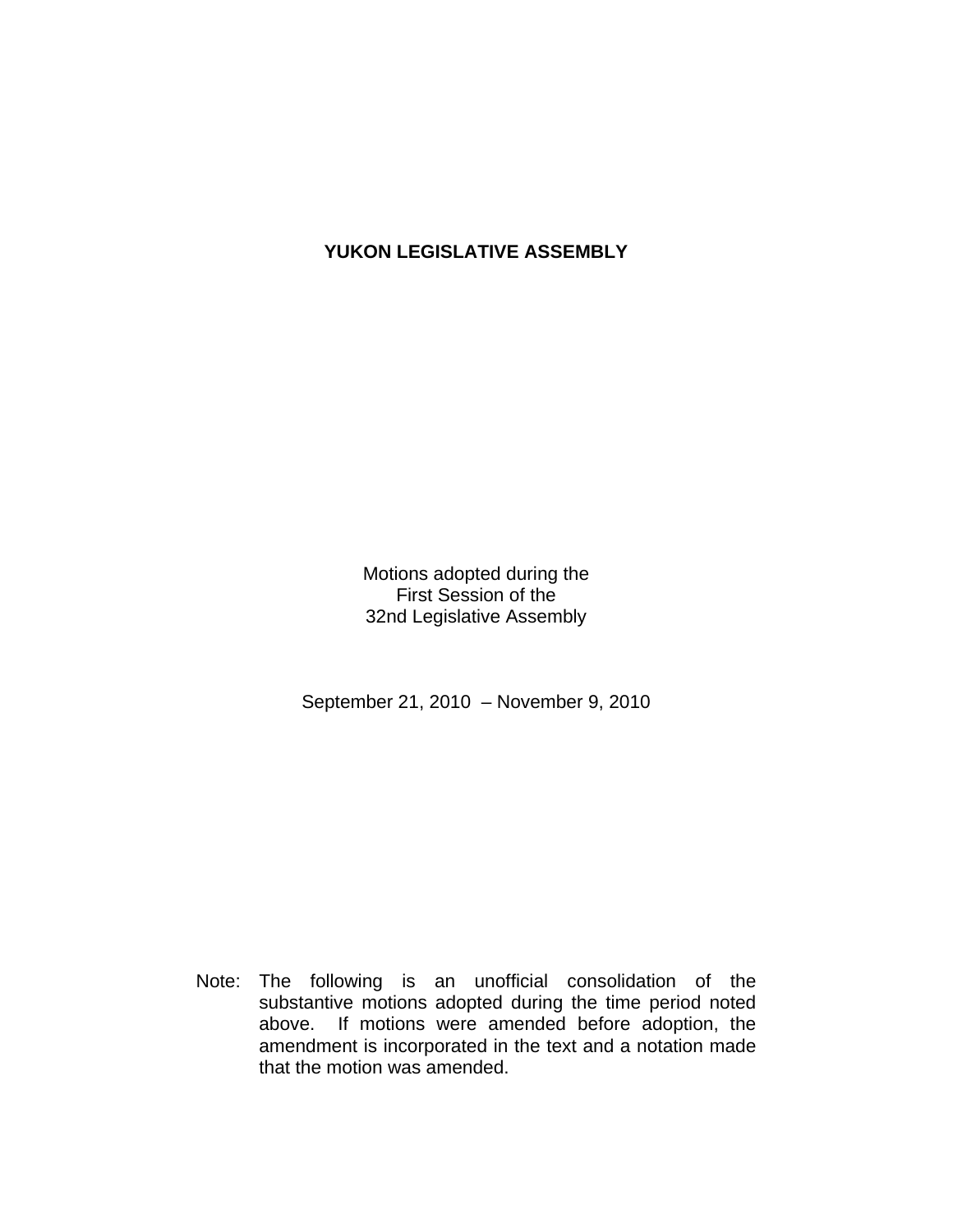# YUKON LEGISLATIVE ASSEMBLY

Motions adopted during the
First Session of the
32nd Legislative Assembly

September 21, 2010 – November 9, 2010

Note: The following is an unofficial consolidation of the substantive motions adopted during the time period noted above. If motions were amended before adoption, the amendment is incorporated in the text and a notation made that the motion was amended.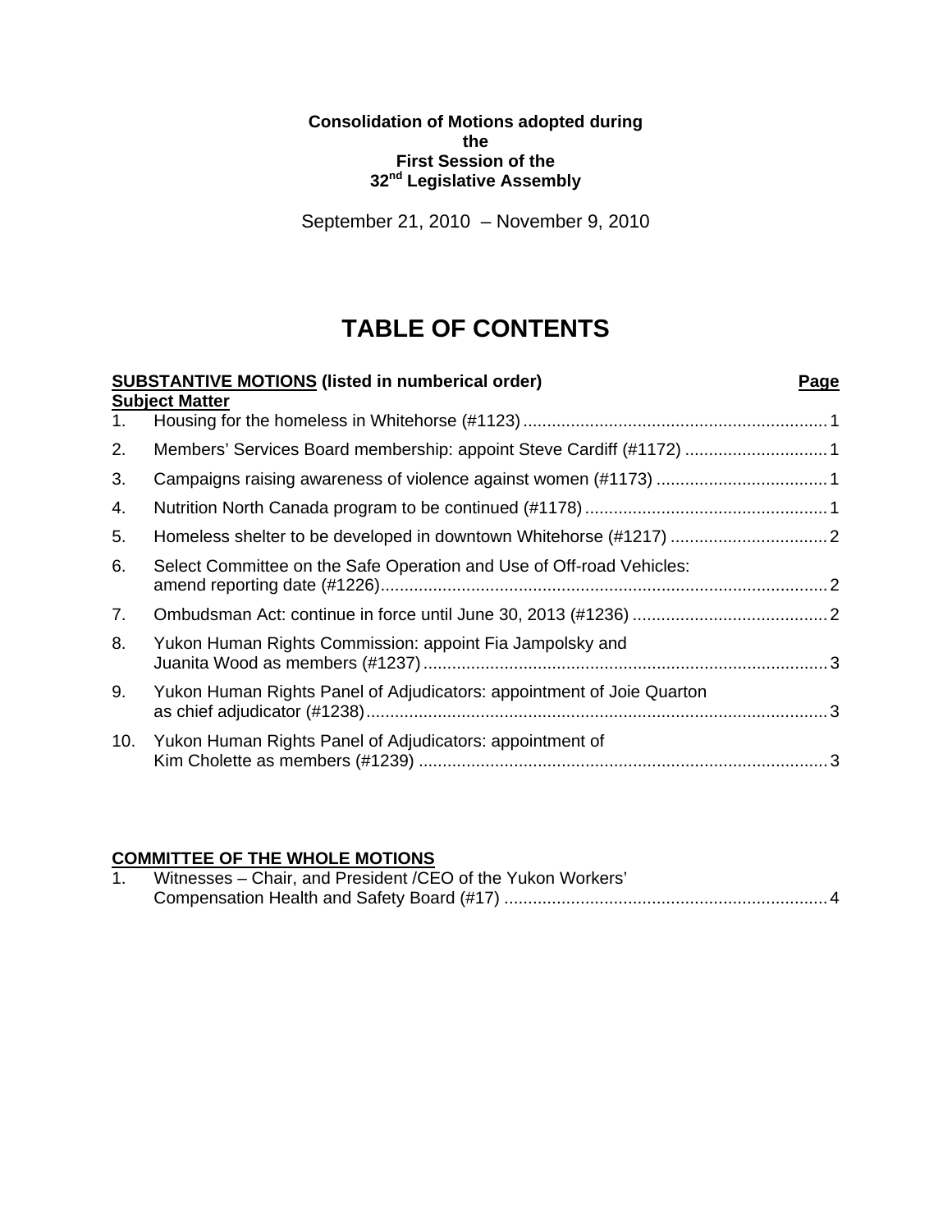**Consolidation of Motions adopted during the First Session of the 32nd Legislative Assembly**

September 21, 2010 – November 9, 2010

# TABLE OF CONTENTS

**SUBSTANTIVE MOTIONS (listed in numberical order)** — **Page**

**Subject Matter**

1. Housing for the homeless in Whitehorse (#1123) ........ 1
2. Members' Services Board membership: appoint Steve Cardiff (#1172) ........ 1
3. Campaigns raising awareness of violence against women (#1173) ........ 1
4. Nutrition North Canada program to be continued (#1178) ........ 1
5. Homeless shelter to be developed in downtown Whitehorse (#1217) ........ 2
6. Select Committee on the Safe Operation and Use of Off-road Vehicles: amend reporting date (#1226) ........ 2
7. Ombudsman Act: continue in force until June 30, 2013 (#1236) ........ 2
8. Yukon Human Rights Commission: appoint Fia Jampolsky and Juanita Wood as members (#1237) ........ 3
9. Yukon Human Rights Panel of Adjudicators: appointment of Joie Quarton as chief adjudicator (#1238) ........ 3
10. Yukon Human Rights Panel of Adjudicators: appointment of Kim Cholette as members (#1239) ........ 3

**COMMITTEE OF THE WHOLE MOTIONS**

1. Witnesses – Chair, and President /CEO of the Yukon Workers' Compensation Health and Safety Board (#17) ........ 4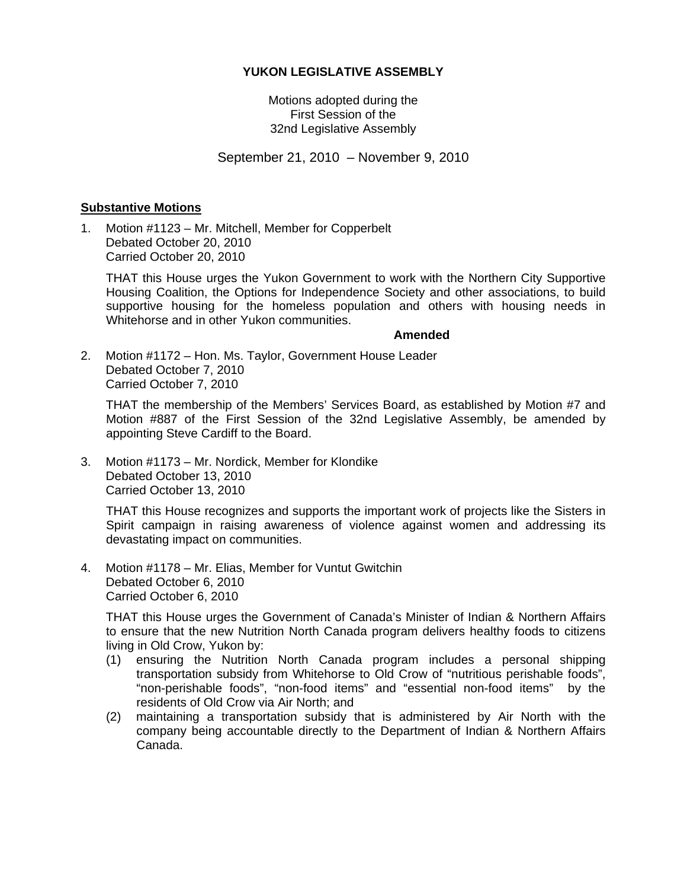**YUKON LEGISLATIVE ASSEMBLY**

Motions adopted during the
First Session of the
32nd Legislative Assembly

September 21, 2010 – November 9, 2010

## Substantive Motions

1. Motion #1123 – Mr. Mitchell, Member for Copperbelt
   Debated October 20, 2010
   Carried October 20, 2010

   THAT this House urges the Yukon Government to work with the Northern City Supportive Housing Coalition, the Options for Independence Society and other associations, to build supportive housing for the homeless population and others with housing needs in Whitehorse and in other Yukon communities.

   **Amended**

2. Motion #1172 – Hon. Ms. Taylor, Government House Leader
   Debated October 7, 2010
   Carried October 7, 2010

   THAT the membership of the Members' Services Board, as established by Motion #7 and Motion #887 of the First Session of the 32nd Legislative Assembly, be amended by appointing Steve Cardiff to the Board.

3. Motion #1173 – Mr. Nordick, Member for Klondike
   Debated October 13, 2010
   Carried October 13, 2010

   THAT this House recognizes and supports the important work of projects like the Sisters in Spirit campaign in raising awareness of violence against women and addressing its devastating impact on communities.

4. Motion #1178 – Mr. Elias, Member for Vuntut Gwitchin
   Debated October 6, 2010
   Carried October 6, 2010

   THAT this House urges the Government of Canada's Minister of Indian & Northern Affairs to ensure that the new Nutrition North Canada program delivers healthy foods to citizens living in Old Crow, Yukon by:
   (1) ensuring the Nutrition North Canada program includes a personal shipping transportation subsidy from Whitehorse to Old Crow of "nutritious perishable foods", "non-perishable foods", "non-food items" and "essential non-food items" by the residents of Old Crow via Air North; and
   (2) maintaining a transportation subsidy that is administered by Air North with the company being accountable directly to the Department of Indian & Northern Affairs Canada.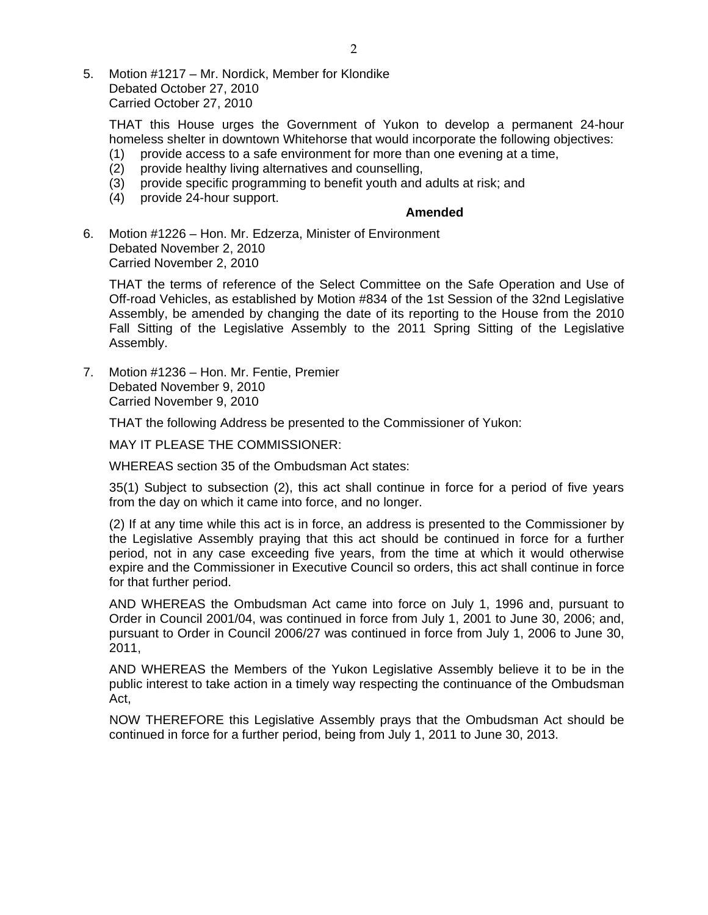5. Motion #1217 – Mr. Nordick, Member for Klondike
   Debated October 27, 2010
   Carried October 27, 2010

   THAT this House urges the Government of Yukon to develop a permanent 24-hour homeless shelter in downtown Whitehorse that would incorporate the following objectives:
   (1) provide access to a safe environment for more than one evening at a time,
   (2) provide healthy living alternatives and counselling,
   (3) provide specific programming to benefit youth and adults at risk; and
   (4) provide 24-hour support.

   **Amended**

6. Motion #1226 – Hon. Mr. Edzerza, Minister of Environment
   Debated November 2, 2010
   Carried November 2, 2010

   THAT the terms of reference of the Select Committee on the Safe Operation and Use of Off-road Vehicles, as established by Motion #834 of the 1st Session of the 32nd Legislative Assembly, be amended by changing the date of its reporting to the House from the 2010 Fall Sitting of the Legislative Assembly to the 2011 Spring Sitting of the Legislative Assembly.

7. Motion #1236 – Hon. Mr. Fentie, Premier
   Debated November 9, 2010
   Carried November 9, 2010

   THAT the following Address be presented to the Commissioner of Yukon:

   MAY IT PLEASE THE COMMISSIONER:

   WHEREAS section 35 of the Ombudsman Act states:

   35(1) Subject to subsection (2), this act shall continue in force for a period of five years from the day on which it came into force, and no longer.

   (2) If at any time while this act is in force, an address is presented to the Commissioner by the Legislative Assembly praying that this act should be continued in force for a further period, not in any case exceeding five years, from the time at which it would otherwise expire and the Commissioner in Executive Council so orders, this act shall continue in force for that further period.

   AND WHEREAS the Ombudsman Act came into force on July 1, 1996 and, pursuant to Order in Council 2001/04, was continued in force from July 1, 2001 to June 30, 2006; and, pursuant to Order in Council 2006/27 was continued in force from July 1, 2006 to June 30, 2011,

   AND WHEREAS the Members of the Yukon Legislative Assembly believe it to be in the public interest to take action in a timely way respecting the continuance of the Ombudsman Act,

   NOW THEREFORE this Legislative Assembly prays that the Ombudsman Act should be continued in force for a further period, being from July 1, 2011 to June 30, 2013.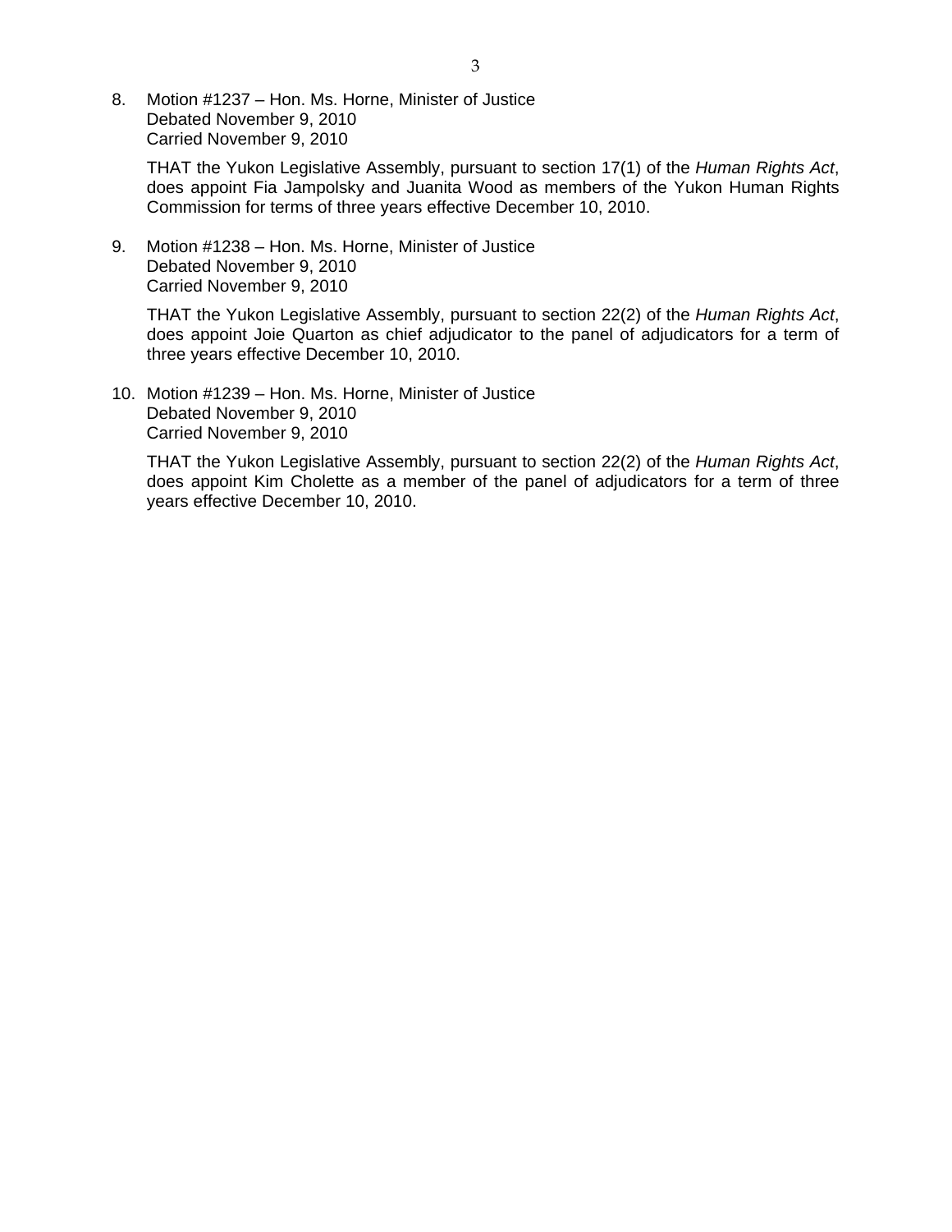8. Motion #1237 – Hon. Ms. Horne, Minister of Justice
   Debated November 9, 2010
   Carried November 9, 2010

   THAT the Yukon Legislative Assembly, pursuant to section 17(1) of the *Human Rights Act*, does appoint Fia Jampolsky and Juanita Wood as members of the Yukon Human Rights Commission for terms of three years effective December 10, 2010.

9. Motion #1238 – Hon. Ms. Horne, Minister of Justice
   Debated November 9, 2010
   Carried November 9, 2010

   THAT the Yukon Legislative Assembly, pursuant to section 22(2) of the *Human Rights Act*, does appoint Joie Quarton as chief adjudicator to the panel of adjudicators for a term of three years effective December 10, 2010.

10. Motion #1239 – Hon. Ms. Horne, Minister of Justice
    Debated November 9, 2010
    Carried November 9, 2010

    THAT the Yukon Legislative Assembly, pursuant to section 22(2) of the *Human Rights Act*, does appoint Kim Cholette as a member of the panel of adjudicators for a term of three years effective December 10, 2010.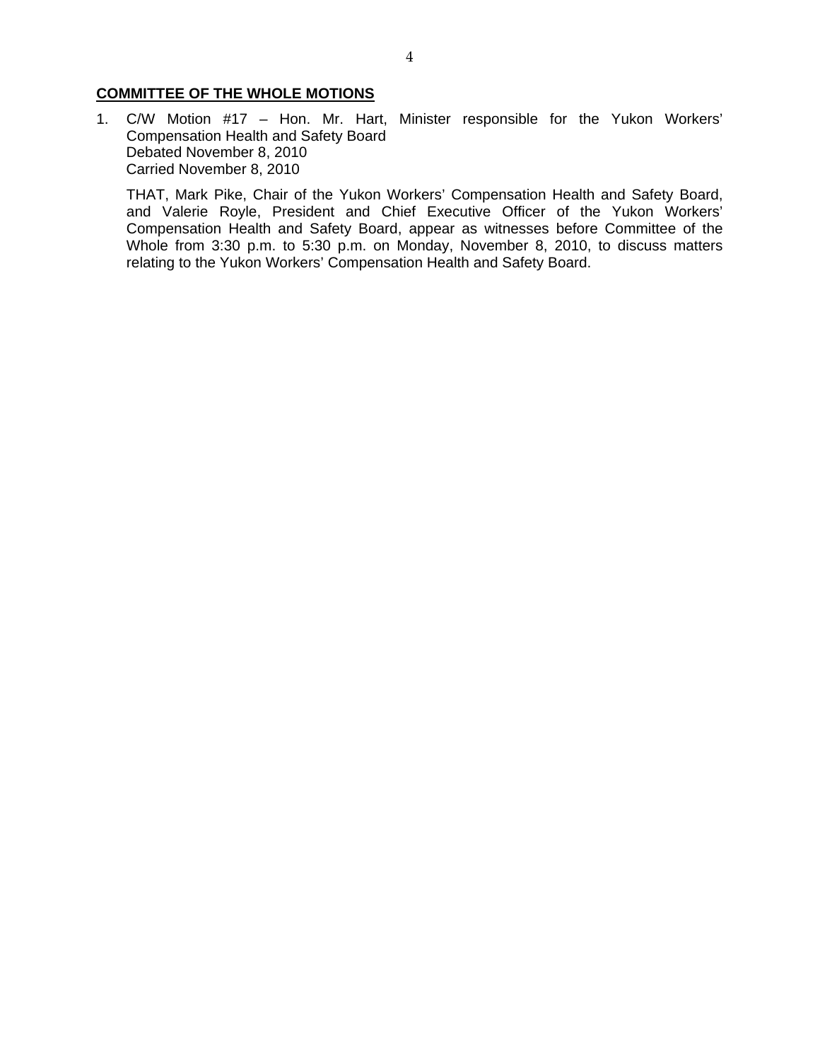**COMMITTEE OF THE WHOLE MOTIONS**

1. C/W Motion #17 – Hon. Mr. Hart, Minister responsible for the Yukon Workers' Compensation Health and Safety Board
   Debated November 8, 2010
   Carried November 8, 2010

   THAT, Mark Pike, Chair of the Yukon Workers' Compensation Health and Safety Board, and Valerie Royle, President and Chief Executive Officer of the Yukon Workers' Compensation Health and Safety Board, appear as witnesses before Committee of the Whole from 3:30 p.m. to 5:30 p.m. on Monday, November 8, 2010, to discuss matters relating to the Yukon Workers' Compensation Health and Safety Board.